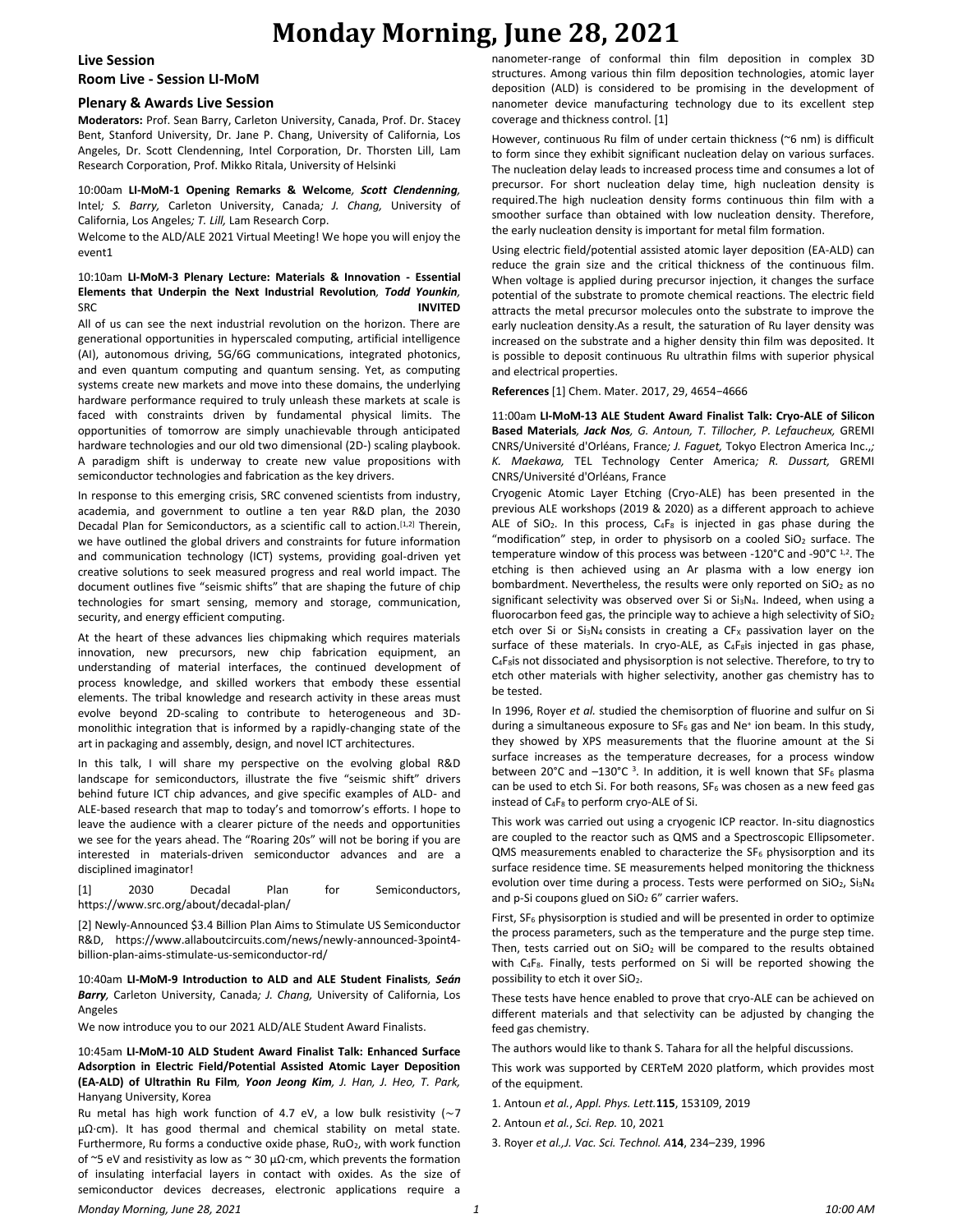# Monday Morning, June 28, 2021

## Live Session

## Room Live - Session LI-MoM

### Plenary & Awards Live Session

**Moderators:** Prof. Sean Barry, Carleton University, Canada, Prof. Dr. Stacey Bent, Stanford University, Dr. Jane P. Chang, University of California, Los Angeles, Dr. Scott Clendenning, Intel Corporation, Dr. Thorsten Lill, Lam Research Corporation, Prof. Mikko Ritala, University of Helsinki

10:00am **LI-MoM-1 Opening Remarks & Welcome**, ***Scott Clendenning***, Intel*; S. Barry,* Carleton University, Canada*; J. Chang,* University of California, Los Angeles*; T. Lill,* Lam Research Corp.

Welcome to the ALD/ALE 2021 Virtual Meeting! We hope you will enjoy the event1

10:10am **LI-MoM-3 Plenary Lecture: Materials & Innovation - Essential Elements that Underpin the Next Industrial Revolution**, ***Todd Younkin***, SRC **INVITED**

All of us can see the next industrial revolution on the horizon. There are generational opportunities in hyperscaled computing, artificial intelligence (AI), autonomous driving, 5G/6G communications, integrated photonics, and even quantum computing and quantum sensing. Yet, as computing systems create new markets and move into these domains, the underlying hardware performance required to truly unleash these markets at scale is faced with constraints driven by fundamental physical limits. The opportunities of tomorrow are simply unachievable through anticipated hardware technologies and our old two dimensional (2D-) scaling playbook. A paradigm shift is underway to create new value propositions with semiconductor technologies and fabrication as the key drivers.

In response to this emerging crisis, SRC convened scientists from industry, academia, and government to outline a ten year R&D plan, the 2030 Decadal Plan for Semiconductors, as a scientific call to action.[1,2] Therein, we have outlined the global drivers and constraints for future information and communication technology (ICT) systems, providing goal-driven yet creative solutions to seek measured progress and real world impact. The document outlines five "seismic shifts" that are shaping the future of chip technologies for smart sensing, memory and storage, communication, security, and energy efficient computing.

At the heart of these advances lies chipmaking which requires materials innovation, new precursors, new chip fabrication equipment, an understanding of material interfaces, the continued development of process knowledge, and skilled workers that embody these essential elements. The tribal knowledge and research activity in these areas must evolve beyond 2D-scaling to contribute to heterogeneous and 3D-monolithic integration that is informed by a rapidly-changing state of the art in packaging and assembly, design, and novel ICT architectures.

In this talk, I will share my perspective on the evolving global R&D landscape for semiconductors, illustrate the five "seismic shift" drivers behind future ICT chip advances, and give specific examples of ALD- and ALE-based research that map to today's and tomorrow's efforts. I hope to leave the audience with a clearer picture of the needs and opportunities we see for the years ahead. The "Roaring 20s" will not be boring if you are interested in materials-driven semiconductor advances and are a disciplined imaginator!

[1] 2030 Decadal Plan for Semiconductors, https://www.src.org/about/decadal-plan/

[2] Newly-Announced $3.4 Billion Plan Aims to Stimulate US Semiconductor R&D, https://www.allaboutcircuits.com/news/newly-announced-3point4-billion-plan-aims-stimulate-us-semiconductor-rd/

10:40am **LI-MoM-9 Introduction to ALD and ALE Student Finalists**, ***Seán Barry***, Carleton University, Canada*; J. Chang,* University of California, Los Angeles

We now introduce you to our 2021 ALD/ALE Student Award Finalists.

10:45am **LI-MoM-10 ALD Student Award Finalist Talk: Enhanced Surface Adsorption in Electric Field/Potential Assisted Atomic Layer Deposition (EA-ALD) of Ultrathin Ru Film**, ***Yoon Jeong Kim***, *J. Han, J. Heo, T. Park,* Hanyang University, Korea

Ru metal has high work function of 4.7 eV, a low bulk resistivity (~7 μΩ·cm). It has good thermal and chemical stability on metal state. Furthermore, Ru forms a conductive oxide phase, $RuO_2$, with work function of ~5 eV and resistivity as low as ~ 30 μΩ·cm, which prevents the formation of insulating interfacial layers in contact with oxides. As the size of semiconductor devices decreases, electronic applications require a nanometer-range of conformal thin film deposition in complex 3D structures. Among various thin film deposition technologies, atomic layer deposition (ALD) is considered to be promising in the development of nanometer device manufacturing technology due to its excellent step coverage and thickness control. [1]

However, continuous Ru film of under certain thickness (~6 nm) is difficult to form since they exhibit significant nucleation delay on various surfaces. The nucleation delay leads to increased process time and consumes a lot of precursor. For short nucleation delay time, high nucleation density is required.The high nucleation density forms continuous thin film with a smoother surface than obtained with low nucleation density. Therefore, the early nucleation density is important for metal film formation.

Using electric field/potential assisted atomic layer deposition (EA-ALD) can reduce the grain size and the critical thickness of the continuous film. When voltage is applied during precursor injection, it changes the surface potential of the substrate to promote chemical reactions. The electric field attracts the metal precursor molecules onto the substrate to improve the early nucleation density.As a result, the saturation of Ru layer density was increased on the substrate and a higher density thin film was deposited. It is possible to deposit continuous Ru ultrathin films with superior physical and electrical properties.

**References** [1] Chem. Mater. 2017, 29, 4654−4666

11:00am **LI-MoM-13 ALE Student Award Finalist Talk: Cryo-ALE of Silicon Based Materials**, ***Jack Nos***, *G. Antoun, T. Tillocher, P. Lefaucheux,* GREMI CNRS/Université d'Orléans, France*; J. Faguet,* Tokyo Electron America Inc.,*; K. Maekawa,* TEL Technology Center America*; R. Dussart,* GREMI CNRS/Université d'Orléans, France

Cryogenic Atomic Layer Etching (Cryo-ALE) has been presented in the previous ALE workshops (2019 & 2020) as a different approach to achieve ALE of $SiO_2$. In this process, $C_4F_8$ is injected in gas phase during the "modification" step, in order to physisorb on a cooled $SiO_2$ surface. The temperature window of this process was between -120°C and -90°C [1,2]. The etching is then achieved using an Ar plasma with a low energy ion bombardment. Nevertheless, the results were only reported on $SiO_2$ as no significant selectivity was observed over Si or $Si_3N_4$. Indeed, when using a fluorocarbon feed gas, the principle way to achieve a high selectivity of $SiO_2$ etch over Si or $Si_3N_4$ consists in creating a $CF_X$ passivation layer on the surface of these materials. In cryo-ALE, as $C_4F_8$is injected in gas phase, $C_4F_8$is not dissociated and physisorption is not selective. Therefore, to try to etch other materials with higher selectivity, another gas chemistry has to be tested.

In 1996, Royer *et al.* studied the chemisorption of fluorine and sulfur on Si during a simultaneous exposure to $SF_6$ gas and $Ne^+$ ion beam. In this study, they showed by XPS measurements that the fluorine amount at the Si surface increases as the temperature decreases, for a process window between 20°C and –130°C [3]. In addition, it is well known that $SF_6$ plasma can be used to etch Si. For both reasons, $SF_6$ was chosen as a new feed gas instead of $C_4F_8$ to perform cryo-ALE of Si.

This work was carried out using a cryogenic ICP reactor. In-situ diagnostics are coupled to the reactor such as QMS and a Spectroscopic Ellipsometer. QMS measurements enabled to characterize the $SF_6$ physisorption and its surface residence time. SE measurements helped monitoring the thickness evolution over time during a process. Tests were performed on $SiO_2$, $Si_3N_4$ and p-Si coupons glued on $SiO_2$ 6" carrier wafers.

First, $SF_6$ physisorption is studied and will be presented in order to optimize the process parameters, such as the temperature and the purge step time. Then, tests carried out on $SiO_2$ will be compared to the results obtained with $C_4F_8$. Finally, tests performed on Si will be reported showing the possibility to etch it over $SiO_2$.

These tests have hence enabled to prove that cryo-ALE can be achieved on different materials and that selectivity can be adjusted by changing the feed gas chemistry.

The authors would like to thank S. Tahara for all the helpful discussions.

This work was supported by CERTeM 2020 platform, which provides most of the equipment.

1. Antoun *et al.*, *Appl. Phys. Lett.***115**, 153109, 2019
2. Antoun *et al.*, *Sci. Rep.* 10, 2021
3. Royer *et al.,J. Vac. Sci. Technol. A***14**, 234–239, 1996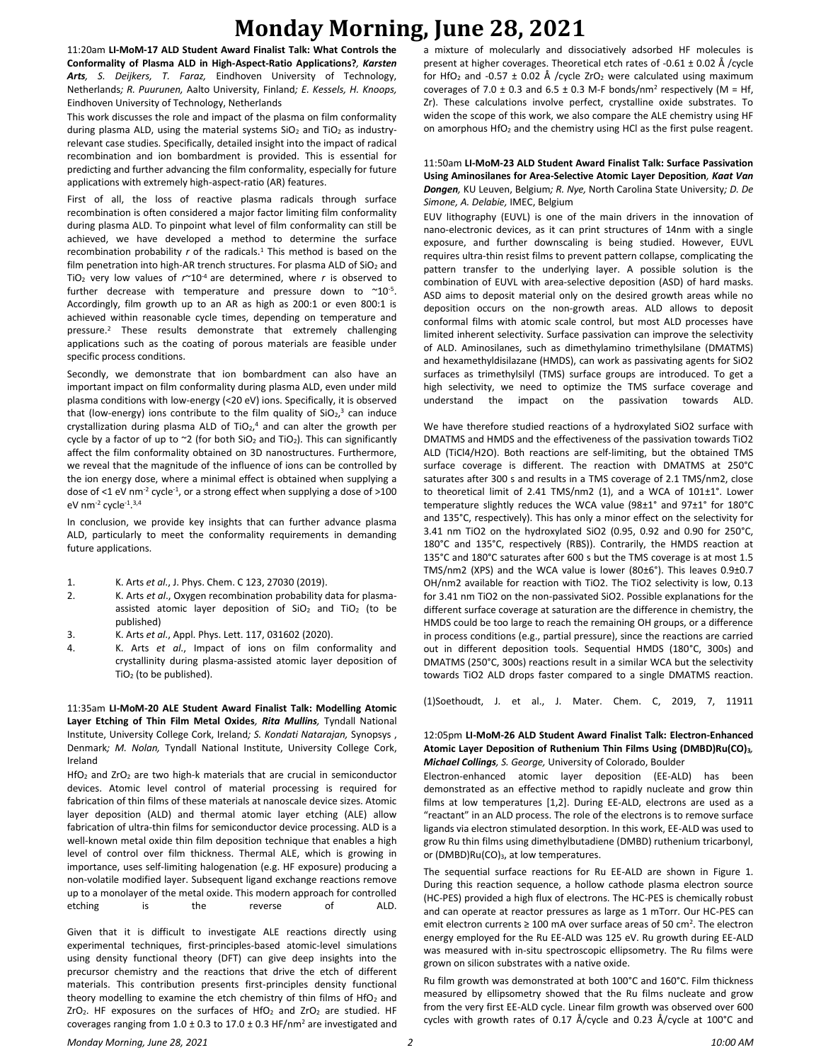# Monday Morning, June 28, 2021

11:20am **LI-MoM-17 ALD Student Award Finalist Talk: What Controls the Conformality of Plasma ALD in High-Aspect-Ratio Applications?**, ***Karsten Arts***, *S. Deijkers, T. Faraz,* Eindhoven University of Technology, Netherlands*; R. Puurunen,* Aalto University, Finland*; E. Kessels, H. Knoops,* Eindhoven University of Technology, Netherlands

This work discusses the role and impact of the plasma on film conformality during plasma ALD, using the material systems $SiO_2$ and $TiO_2$ as industry-relevant case studies. Specifically, detailed insight into the impact of radical recombination and ion bombardment is provided. This is essential for predicting and further advancing the film conformality, especially for future applications with extremely high-aspect-ratio (AR) features.

First of all, the loss of reactive plasma radicals through surface recombination is often considered a major factor limiting film conformality during plasma ALD. To pinpoint what level of film conformality can still be achieved, we have developed a method to determine the surface recombination probability *r* of the radicals.[1] This method is based on the film penetration into high-AR trench structures. For plasma ALD of $SiO_2$ and $TiO_2$ very low values of $r$~$10^{-4}$ are determined, where *r* is observed to further decrease with temperature and pressure down to ~$10^{-5}$. Accordingly, film growth up to an AR as high as 200:1 or even 800:1 is achieved within reasonable cycle times, depending on temperature and pressure.[2] These results demonstrate that extremely challenging applications such as the coating of porous materials are feasible under specific process conditions.

Secondly, we demonstrate that ion bombardment can also have an important impact on film conformality during plasma ALD, even under mild plasma conditions with low-energy (<20 eV) ions. Specifically, it is observed that (low-energy) ions contribute to the film quality of $SiO_2$,[3] can induce crystallization during plasma ALD of $TiO_2$,[4] and can alter the growth per cycle by a factor of up to ~2 (for both $SiO_2$ and $TiO_2$). This can significantly affect the film conformality obtained on 3D nanostructures. Furthermore, we reveal that the magnitude of the influence of ions can be controlled by the ion energy dose, where a minimal effect is obtained when supplying a dose of <1 eV $nm^{-2}$ $cycle^{-1}$, or a strong effect when supplying a dose of >100 eV $nm^{-2}$ $cycle^{-1}$.[1,3,4]

In conclusion, we provide key insights that can further advance plasma ALD, particularly to meet the conformality requirements in demanding future applications.

1. K. Arts *et al.*, J. Phys. Chem. C 123, 27030 (2019).
2. K. Arts *et al.*, Oxygen recombination probability data for plasma-assisted atomic layer deposition of $SiO_2$ and $TiO_2$ (to be published)
3. K. Arts *et al.*, Appl. Phys. Lett. 117, 031602 (2020).
4. K. Arts *et al.*, Impact of ions on film conformality and crystallinity during plasma-assisted atomic layer deposition of $TiO_2$ (to be published).

11:35am **LI-MoM-20 ALE Student Award Finalist Talk: Modelling Atomic Layer Etching of Thin Film Metal Oxides**, ***Rita Mullins,*** Tyndall National Institute, University College Cork, Ireland*; S. Kondati Natarajan,* Synopsys , Denmark*; M. Nolan,* Tyndall National Institute, University College Cork, Ireland

$HfO_2$ and $ZrO_2$ are two high-k materials that are crucial in semiconductor devices. Atomic level control of material processing is required for fabrication of thin films of these materials at nanoscale device sizes. Atomic layer deposition (ALD) and thermal atomic layer etching (ALE) allow fabrication of ultra-thin films for semiconductor device processing. ALD is a well-known metal oxide thin film deposition technique that enables a high level of control over film thickness. Thermal ALE, which is growing in importance, uses self-limiting halogenation (e.g. HF exposure) producing a non-volatile modified layer. Subsequent ligand exchange reactions remove up to a monolayer of the metal oxide. This modern approach for controlled etching is the reverse of ALD.

Given that it is difficult to investigate ALE reactions directly using experimental techniques, first-principles-based atomic-level simulations using density functional theory (DFT) can give deep insights into the precursor chemistry and the reactions that drive the etch of different materials. This contribution presents first-principles density functional theory modelling to examine the etch chemistry of thin films of $HfO_2$ and $ZrO_2$. HF exposures on the surfaces of $HfO_2$ and $ZrO_2$ are studied. HF coverages ranging from 1.0 ± 0.3 to 17.0 ± 0.3 HF/$nm^2$ are investigated and a mixture of molecularly and dissociatively adsorbed HF molecules is present at higher coverages. Theoretical etch rates of -0.61 ± 0.02 Å /cycle for $HfO_2$ and -0.57 ± 0.02 Å /cycle $ZrO_2$ were calculated using maximum coverages of 7.0 ± 0.3 and 6.5 ± 0.3 M-F bonds/$nm^2$ respectively (M = Hf, Zr). These calculations involve perfect, crystalline oxide substrates. To widen the scope of this work, we also compare the ALE chemistry using HF on amorphous $HfO_2$ and the chemistry using HCl as the first pulse reagent.

11:50am **LI-MoM-23 ALD Student Award Finalist Talk: Surface Passivation Using Aminosilanes for Area-Selective Atomic Layer Deposition**, ***Kaat Van Dongen,*** KU Leuven, Belgium*; R. Nye,* North Carolina State University*; D. De Simone, A. Delabie,* IMEC, Belgium

EUV lithography (EUVL) is one of the main drivers in the innovation of nano-electronic devices, as it can print structures of 14nm with a single exposure, and further downscaling is being studied. However, EUVL requires ultra-thin resist films to prevent pattern collapse, complicating the pattern transfer to the underlying layer. A possible solution is the combination of EUVL with area-selective deposition (ASD) of hard masks. ASD aims to deposit material only on the desired growth areas while no deposition occurs on the non-growth areas. ALD allows to deposit conformal films with atomic scale control, but most ALD processes have limited inherent selectivity. Surface passivation can improve the selectivity of ALD. Aminosilanes, such as dimethylamino trimethylsilane (DMATMS) and hexamethyldisilazane (HMDS), can work as passivating agents for SiO2 surfaces as trimethylsilyl (TMS) surface groups are introduced. To get a high selectivity, we need to optimize the TMS surface coverage and understand the impact on the passivation towards ALD.

We have therefore studied reactions of a hydroxylated SiO2 surface with DMATMS and HMDS and the effectiveness of the passivation towards TiO2 ALD (TiCl4/H2O). Both reactions are self-limiting, but the obtained TMS surface coverage is different. The reaction with DMATMS at 250°C saturates after 300 s and results in a TMS coverage of 2.1 TMS/nm2, close to theoretical limit of 2.41 TMS/nm2 (1), and a WCA of 101±1°. Lower temperature slightly reduces the WCA value (98±1° and 97±1° for 180°C and 135°C, respectively). This has only a minor effect on the selectivity for 3.41 nm TiO2 on the hydroxylated SiO2 (0.95, 0.92 and 0.90 for 250°C, 180°C and 135°C, respectively (RBS)). Contrarily, the HMDS reaction at 135°C and 180°C saturates after 600 s but the TMS coverage is at most 1.5 TMS/nm2 (XPS) and the WCA value is lower (80±6°). This leaves 0.9±0.7 OH/nm2 available for reaction with TiO2. The TiO2 selectivity is low, 0.13 for 3.41 nm TiO2 on the non-passivated SiO2. Possible explanations for the different surface coverage at saturation are the difference in chemistry, the HMDS could be too large to reach the remaining OH groups, or a difference in process conditions (e.g., partial pressure), since the reactions are carried out in different deposition tools. Sequential HMDS (180°C, 300s) and DMATMS (250°C, 300s) reactions result in a similar WCA but the selectivity towards TiO2 ALD drops faster compared to a single DMATMS reaction.

(1)Soethoudt, J. et al., J. Mater. Chem. C, 2019, 7, 11911

12:05pm **LI-MoM-26 ALD Student Award Finalist Talk: Electron-Enhanced Atomic Layer Deposition of Ruthenium Thin Films Using $(DMBD)Ru(CO)_3$**, ***Michael Collings****, S. George,* University of Colorado, Boulder

Electron-enhanced atomic layer deposition (EE-ALD) has been demonstrated as an effective method to rapidly nucleate and grow thin films at low temperatures [1,2]. During EE-ALD, electrons are used as a "reactant" in an ALD process. The role of the electrons is to remove surface ligands via electron stimulated desorption. In this work, EE-ALD was used to grow Ru thin films using dimethylbutadiene (DMBD) ruthenium tricarbonyl, or $(DMBD)Ru(CO)_3$, at low temperatures.

The sequential surface reactions for Ru EE-ALD are shown in Figure 1. During this reaction sequence, a hollow cathode plasma electron source (HC-PES) provided a high flux of electrons. The HC-PES is chemically robust and can operate at reactor pressures as large as 1 mTorr. Our HC-PES can emit electron currents ≥ 100 mA over surface areas of 50 $cm^2$. The electron energy employed for the Ru EE-ALD was 125 eV. Ru growth during EE-ALD was measured with in-situ spectroscopic ellipsometry. The Ru films were grown on silicon substrates with a native oxide.

Ru film growth was demonstrated at both 100°C and 160°C. Film thickness measured by ellipsometry showed that the Ru films nucleate and grow from the very first EE-ALD cycle. Linear film growth was observed over 600 cycles with growth rates of 0.17 Å/cycle and 0.23 Å/cycle at 100°C and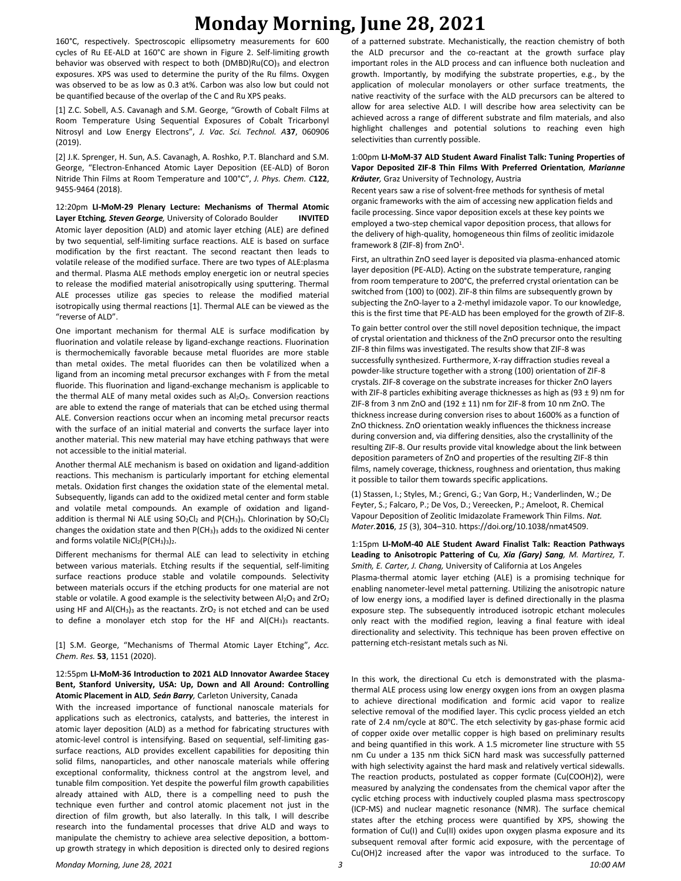160°C, respectively. Spectroscopic ellipsometry measurements for 600 cycles of Ru EE-ALD at 160°C are shown in Figure 2. Self-limiting growth behavior was observed with respect to both $(DMBD)Ru(CO)_3$ and electron exposures. XPS was used to determine the purity of the Ru films. Oxygen was observed to be as low as 0.3 at%. Carbon was also low but could not be quantified because of the overlap of the C and Ru XPS peaks.

[1] Z.C. Sobell, A.S. Cavanagh and S.M. George, "Growth of Cobalt Films at Room Temperature Using Sequential Exposures of Cobalt Tricarbonyl Nitrosyl and Low Energy Electrons", *J. Vac. Sci. Technol. A***37**, 060906 (2019).

[2] J.K. Sprenger, H. Sun, A.S. Cavanagh, A. Roshko, P.T. Blanchard and S.M. George, "Electron-Enhanced Atomic Layer Deposition (EE-ALD) of Boron Nitride Thin Films at Room Temperature and 100°C", *J. Phys. Chem. C***122**, 9455-9464 (2018).

12:20pm **LI-MoM-29 Plenary Lecture: Mechanisms of Thermal Atomic Layer Etching***, **Steven George**,* University of Colorado Boulder **INVITED**

Atomic layer deposition (ALD) and atomic layer etching (ALE) are defined by two sequential, self-limiting surface reactions. ALE is based on surface modification by the first reactant. The second reactant then leads to volatile release of the modified surface. There are two types of ALE:plasma and thermal. Plasma ALE methods employ energetic ion or neutral species to release the modified material anisotropically using sputtering. Thermal ALE processes utilize gas species to release the modified material isotropically using thermal reactions [1]. Thermal ALE can be viewed as the "reverse of ALD".

One important mechanism for thermal ALE is surface modification by fluorination and volatile release by ligand-exchange reactions. Fluorination is thermochemically favorable because metal fluorides are more stable than metal oxides. The metal fluorides can then be volatilized when a ligand from an incoming metal precursor exchanges with F from the metal fluoride. This fluorination and ligand-exchange mechanism is applicable to the thermal ALE of many metal oxides such as $Al_2O_3$. Conversion reactions are able to extend the range of materials that can be etched using thermal ALE. Conversion reactions occur when an incoming metal precursor reacts with the surface of an initial material and converts the surface layer into another material. This new material may have etching pathways that were not accessible to the initial material.

Another thermal ALE mechanism is based on oxidation and ligand-addition reactions. This mechanism is particularly important for etching elemental metals. Oxidation first changes the oxidation state of the elemental metal. Subsequently, ligands can add to the oxidized metal center and form stable and volatile metal compounds. An example of oxidation and ligand-addition is thermal Ni ALE using $SO_2Cl_2$ and $P(CH_3)_3$. Chlorination by $SO_2Cl_2$ changes the oxidation state and then $P(CH_3)_3$ adds to the oxidized Ni center and forms volatile $NiCl_2(P(CH_3)_3)_2$.

Different mechanisms for thermal ALE can lead to selectivity in etching between various materials. Etching results if the sequential, self-limiting surface reactions produce stable and volatile compounds. Selectivity between materials occurs if the etching products for one material are not stable or volatile. A good example is the selectivity between $Al_2O_3$ and $ZrO_2$ using HF and $Al(CH_3)_3$ as the reactants. $ZrO_2$ is not etched and can be used to define a monolayer etch stop for the HF and $Al(CH_3)_3$ reactants.

[1] S.M. George, "Mechanisms of Thermal Atomic Layer Etching", *Acc. Chem. Res.* **53**, 1151 (2020).

12:55pm **LI-MoM-36 Introduction to 2021 ALD Innovator Awardee Stacey Bent, Stanford University, USA: Up, Down and All Around: Controlling Atomic Placement in ALD***, **Seán Barry**,* Carleton University, Canada

With the increased importance of functional nanoscale materials for applications such as electronics, catalysts, and batteries, the interest in atomic layer deposition (ALD) as a method for fabricating structures with atomic-level control is intensifying. Based on sequential, self-limiting gas-surface reactions, ALD provides excellent capabilities for depositing thin solid films, nanoparticles, and other nanoscale materials while offering exceptional conformality, thickness control at the angstrom level, and tunable film composition. Yet despite the powerful film growth capabilities already attained with ALD, there is a compelling need to push the technique even further and control atomic placement not just in the direction of film growth, but also laterally. In this talk, I will describe research into the fundamental processes that drive ALD and ways to manipulate the chemistry to achieve area selective deposition, a bottom-up growth strategy in which deposition is directed only to desired regions of a patterned substrate. Mechanistically, the reaction chemistry of both the ALD precursor and the co-reactant at the growth surface play important roles in the ALD process and can influence both nucleation and growth. Importantly, by modifying the substrate properties, e.g., by the application of molecular monolayers or other surface treatments, the native reactivity of the surface with the ALD precursors can be altered to allow for area selective ALD. I will describe how area selectivity can be achieved across a range of different substrate and film materials, and also highlight challenges and potential solutions to reaching even high selectivities than currently possible.

1:00pm **LI-MoM-37 ALD Student Award Finalist Talk: Tuning Properties of Vapor Deposited ZIF-8 Thin Films With Preferred Orientation***, **Marianne Kräuter**,* Graz University of Technology, Austria

Recent years saw a rise of solvent-free methods for synthesis of metal organic frameworks with the aim of accessing new application fields and facile processing. Since vapor deposition excels at these key points we employed a two-step chemical vapor deposition process, that allows for the delivery of high-quality, homogeneous thin films of zeolitic imidazole framework 8 (ZIF-8) from ZnO[1].

First, an ultrathin ZnO seed layer is deposited via plasma-enhanced atomic layer deposition (PE-ALD). Acting on the substrate temperature, ranging from room temperature to 200°C, the preferred crystal orientation can be switched from (100) to (002). ZIF-8 thin films are subsequently grown by subjecting the ZnO-layer to a 2-methyl imidazole vapor. To our knowledge, this is the first time that PE-ALD has been employed for the growth of ZIF-8.

To gain better control over the still novel deposition technique, the impact of crystal orientation and thickness of the ZnO precursor onto the resulting ZIF-8 thin films was investigated. The results show that ZIF-8 was successfully synthesized. Furthermore, X-ray diffraction studies reveal a powder-like structure together with a strong (100) orientation of ZIF-8 crystals. ZIF-8 coverage on the substrate increases for thicker ZnO layers with ZIF-8 particles exhibiting average thicknesses as high as (93 ± 9) nm for ZIF-8 from 3 nm ZnO and (192 ± 11) nm for ZIF-8 from 10 nm ZnO. The thickness increase during conversion rises to about 1600% as a function of ZnO thickness. ZnO orientation weakly influences the thickness increase during conversion and, via differing densities, also the crystallinity of the resulting ZIF-8. Our results provide vital knowledge about the link between deposition parameters of ZnO and properties of the resulting ZIF-8 thin films, namely coverage, thickness, roughness and orientation, thus making it possible to tailor them towards specific applications.

(1) Stassen, I.; Styles, M.; Grenci, G.; Van Gorp, H.; Vanderlinden, W.; De Feyter, S.; Falcaro, P.; De Vos, D.; Vereecken, P.; Ameloot, R. Chemical Vapour Deposition of Zeolitic Imidazolate Framework Thin Films. *Nat. Mater.***2016**, *15* (3), 304–310. https://doi.org/10.1038/nmat4509.

1:15pm **LI-MoM-40 ALE Student Award Finalist Talk: Reaction Pathways Leading to Anisotropic Pattering of Cu***, **Xia (Gary) Sang**, M. Martirez, T. Smith, E. Carter, J. Chang,* University of California at Los Angeles

Plasma-thermal atomic layer etching (ALE) is a promising technique for enabling nanometer-level metal patterning. Utilizing the anisotropic nature of low energy ions, a modified layer is defined directionally in the plasma exposure step. The subsequently introduced isotropic etchant molecules only react with the modified region, leaving a final feature with ideal directionality and selectivity. This technique has been proven effective on patterning etch-resistant metals such as Ni.

In this work, the directional Cu etch is demonstrated with the plasma-thermal ALE process using low energy oxygen ions from an oxygen plasma to achieve directional modification and formic acid vapor to realize selective removal of the modified layer. This cyclic process yielded an etch rate of 2.4 nm/cycle at 80°C. The etch selectivity by gas-phase formic acid of copper oxide over metallic copper is high based on preliminary results and being quantified in this work. A 1.5 micrometer line structure with 55 nm Cu under a 135 nm thick SiCN hard mask was successfully patterned with high selectivity against the hard mask and relatively vertical sidewalls. The reaction products, postulated as copper formate ($Cu(COOH)_2$), were measured by analyzing the condensates from the chemical vapor after the cyclic etching process with inductively coupled plasma mass spectroscopy (ICP-MS) and nuclear magnetic resonance (NMR). The surface chemical states after the etching process were quantified by XPS, showing the formation of Cu(I) and Cu(II) oxides upon oxygen plasma exposure and its subsequent removal after formic acid exposure, with the percentage of $Cu(OH)_2$ increased after the vapor was introduced to the surface. To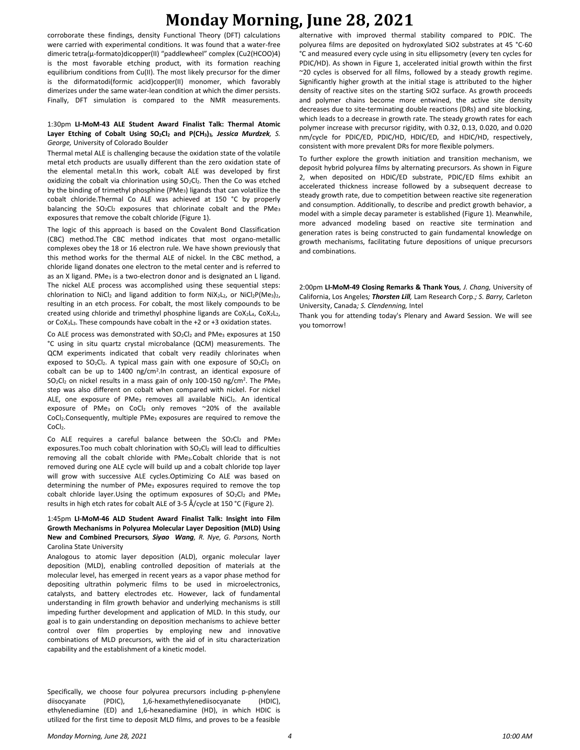corroborate these findings, density Functional Theory (DFT) calculations were carried with experimental conditions. It was found that a water-free dimeric tetra(μ-formato)dicopper(II) "paddlewheel" complex ($Cu2(HCOO)4$) is the most favorable etching product, with its formation reaching equilibrium conditions from Cu(II). The most likely precursor for the dimer is the diformatodi(formic acid)copper(II) monomer, which favorably dimerizes under the same water-lean condition at which the dimer persists. Finally, DFT simulation is compared to the NMR measurements.

### 1:30pm **LI-MoM-43 ALE Student Award Finalist Talk: Thermal Atomic Layer Etching of Cobalt Using $SO_2Cl_2$ and $P(CH_3)_3$**, ***Jessica Murdzek***, *S. George,* University of Colorado Boulder

Thermal metal ALE is challenging because the oxidation state of the volatile metal etch products are usually different than the zero oxidation state of the elemental metal.In this work, cobalt ALE was developed by first oxidizing the cobalt via chlorination using $SO_2Cl_2$. Then the Co was etched by the binding of trimethyl phosphine ($PMe_3$) ligands that can volatilize the cobalt chloride.Thermal Co ALE was achieved at 150 °C by properly balancing the $SO_2Cl_2$ exposures that chlorinate cobalt and the $PMe_3$ exposures that remove the cobalt chloride (Figure 1).

The logic of this approach is based on the Covalent Bond Classification (CBC) method.The CBC method indicates that most organo-metallic complexes obey the 18 or 16 electron rule. We have shown previously that this method works for the thermal ALE of nickel. In the CBC method, a chloride ligand donates one electron to the metal center and is referred to as an X ligand. $PMe_3$ is a two-electron donor and is designated an L ligand. The nickel ALE process was accomplished using these sequential steps: chlorination to $NiCl_2$ and ligand addition to form $NiX_2L_2$, or $NiCl_2P(Me_3)_2$, resulting in an etch process. For cobalt, the most likely compounds to be created using chloride and trimethyl phosphine ligands are $CoX_2L_4$, $CoX_2L_2$, or $CoX_3L_3$. These compounds have cobalt in the +2 or +3 oxidation states.

Co ALE process was demonstrated with $SO_2Cl_2$ and $PMe_3$ exposures at 150 °C using in situ quartz crystal microbalance (QCM) measurements. The QCM experiments indicated that cobalt very readily chlorinates when exposed to $SO_2Cl_2$. A typical mass gain with one exposure of $SO_2Cl_2$ on cobalt can be up to 1400 ng/cm².In contrast, an identical exposure of $SO_2Cl_2$ on nickel results in a mass gain of only 100-150 ng/cm². The $PMe_3$ step was also different on cobalt when compared with nickel. For nickel ALE, one exposure of $PMe_3$ removes all available $NiCl_2$. An identical exposure of $PMe_3$ on $CoCl_2$ only removes ~20% of the available $CoCl_2$.Consequently, multiple $PMe_3$ exposures are required to remove the $CoCl_2$.

Co ALE requires a careful balance between the $SO_2Cl_2$ and $PMe_3$ exposures.Too much cobalt chlorination with $SO_2Cl_2$ will lead to difficulties removing all the cobalt chloride with $PMe_3$.Cobalt chloride that is not removed during one ALE cycle will build up and a cobalt chloride top layer will grow with successive ALE cycles.Optimizing Co ALE was based on determining the number of $PMe_3$ exposures required to remove the top cobalt chloride layer.Using the optimum exposures of $SO_2Cl_2$ and $PMe_3$ results in high etch rates for cobalt ALE of 3-5 Å/cycle at 150 °C (Figure 2).

### 1:45pm **LI-MoM-46 ALD Student Award Finalist Talk: Insight into Film Growth Mechanisms in Polyurea Molecular Layer Deposition (MLD) Using New and Combined Precursors**, ***Siyao Wang***, *R. Nye, G. Parsons,* North Carolina State University

Analogous to atomic layer deposition (ALD), organic molecular layer deposition (MLD), enabling controlled deposition of materials at the molecular level, has emerged in recent years as a vapor phase method for depositing ultrathin polymeric films to be used in microelectronics, catalysts, and battery electrodes etc. However, lack of fundamental understanding in film growth behavior and underlying mechanisms is still impeding further development and application of MLD. In this study, our goal is to gain understanding on deposition mechanisms to achieve better control over film properties by employing new and innovative combinations of MLD precursors, with the aid of in situ characterization capability and the establishment of a kinetic model.

Specifically, we choose four polyurea precursors including p-phenylene diisocyanate (PDIC), 1,6-hexamethylenediisocyanate (HDIC), ethylenediamine (ED) and 1,6-hexanediamine (HD), in which HDIC is utilized for the first time to deposit MLD films, and proves to be a feasible alternative with improved thermal stability compared to PDIC. The polyurea films are deposited on hydroxylated $SiO2$ substrates at 45 °C-60 °C and measured every cycle using in situ ellipsometry (every ten cycles for PDIC/HD). As shown in Figure 1, accelerated initial growth within the first ~20 cycles is observed for all films, followed by a steady growth regime. Significantly higher growth at the initial stage is attributed to the higher density of reactive sites on the starting $SiO2$ surface. As growth proceeds and polymer chains become more entwined, the active site density decreases due to site-terminating double reactions (DRs) and site blocking, which leads to a decrease in growth rate. The steady growth rates for each polymer increase with precursor rigidity, with 0.32, 0.13, 0.020, and 0.020 nm/cycle for PDIC/ED, PDIC/HD, HDIC/ED, and HDIC/HD, respectively, consistent with more prevalent DRs for more flexible polymers.

To further explore the growth initiation and transition mechanism, we deposit hybrid polyurea films by alternating precursors. As shown in Figure 2, when deposited on HDIC/ED substrate, PDIC/ED films exhibit an accelerated thickness increase followed by a subsequent decrease to steady growth rate, due to competition between reactive site regeneration and consumption. Additionally, to describe and predict growth behavior, a model with a simple decay parameter is established (Figure 1). Meanwhile, more advanced modeling based on reactive site termination and generation rates is being constructed to gain fundamental knowledge on growth mechanisms, facilitating future depositions of unique precursors and combinations.

### 2:00pm **LI-MoM-49 Closing Remarks & Thank Yous**, *J. Chang,* University of California, Los Angeles*;* ***Thorsten Lill***, Lam Research Corp.*; S. Barry,* Carleton University, Canada*; S. Clendenning,* Intel

Thank you for attending today's Plenary and Award Session. We will see you tomorrow!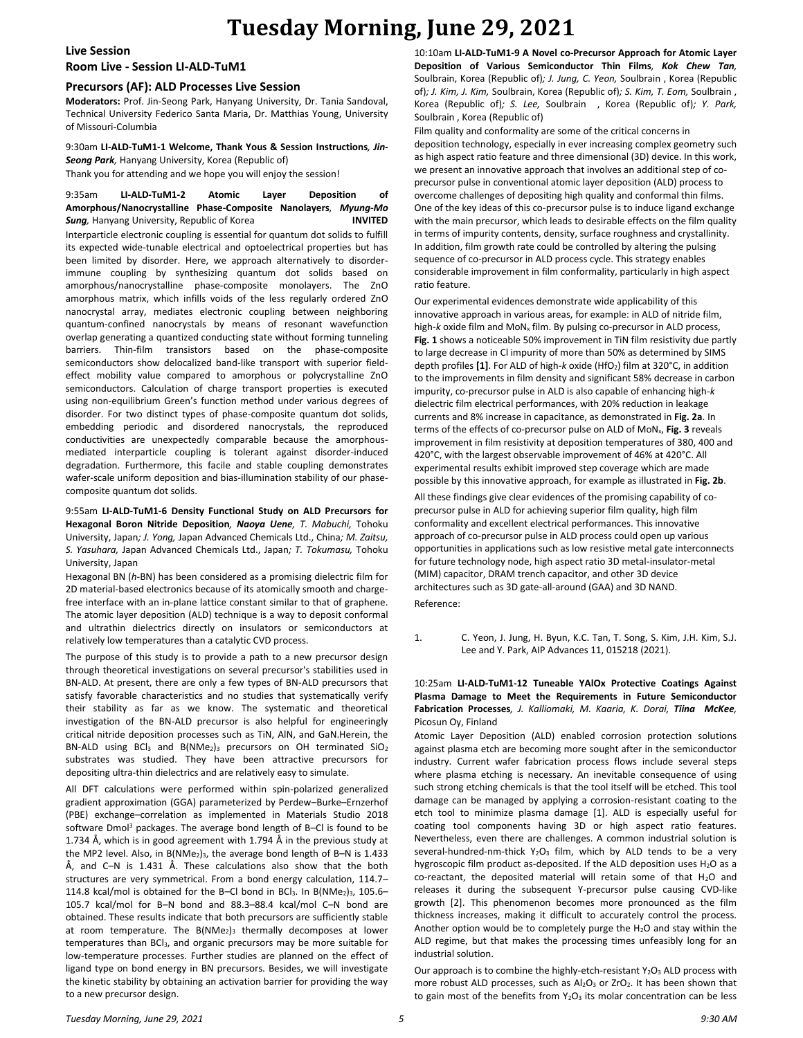## Live Session

## Room Live - Session LI-ALD-TuM1

### Precursors (AF): ALD Processes Live Session

**Moderators:** Prof. Jin-Seong Park, Hanyang University, Dr. Tania Sandoval, Technical University Federico Santa Maria, Dr. Matthias Young, University of Missouri-Columbia

9:30am **LI-ALD-TuM1-1 Welcome, Thank Yous & Session Instructions**, ***Jin-Seong Park***, Hanyang University, Korea (Republic of)

Thank you for attending and we hope you will enjoy the session!

9:35am **LI-ALD-TuM1-2 Atomic Layer Deposition of Amorphous/Nanocrystalline Phase-Composite Nanolayers**, ***Myung-Mo Sung***, Hanyang University, Republic of Korea **INVITED**

Interparticle electronic coupling is essential for quantum dot solids to fulfill its expected wide-tunable electrical and optoelectrical properties but has been limited by disorder. Here, we approach alternatively to disorder-immune coupling by synthesizing quantum dot solids based on amorphous/nanocrystalline phase-composite monolayers. The ZnO amorphous matrix, which infills voids of the less regularly ordered ZnO nanocrystal array, mediates electronic coupling between neighboring quantum-confined nanocrystals by means of resonant wavefunction overlap generating a quantized conducting state without forming tunneling barriers. Thin-film transistors based on the phase-composite semiconductors show delocalized band-like transport with superior field-effect mobility value compared to amorphous or polycrystalline ZnO semiconductors. Calculation of charge transport properties is executed using non-equilibrium Green's function method under various degrees of disorder. For two distinct types of phase-composite quantum dot solids, embedding periodic and disordered nanocrystals, the reproduced conductivities are unexpectedly comparable because the amorphous-mediated interparticle coupling is tolerant against disorder-induced degradation. Furthermore, this facile and stable coupling demonstrates wafer-scale uniform deposition and bias-illumination stability of our phase-composite quantum dot solids.

9:55am **LI-ALD-TuM1-6 Density Functional Study on ALD Precursors for Hexagonal Boron Nitride Deposition**, ***Naoya Uene***, *T. Mabuchi,* Tohoku University, Japan*; J. Yong,* Japan Advanced Chemicals Ltd., China*; M. Zaitsu, S. Yasuhara,* Japan Advanced Chemicals Ltd., Japan*; T. Tokumasu,* Tohoku University, Japan

Hexagonal BN (*h*-BN) has been considered as a promising dielectric film for 2D material-based electronics because of its atomically smooth and charge-free interface with an in-plane lattice constant similar to that of graphene. The atomic layer deposition (ALD) technique is a way to deposit conformal and ultrathin dielectrics directly on insulators or semiconductors at relatively low temperatures than a catalytic CVD process.

The purpose of this study is to provide a path to a new precursor design through theoretical investigations on several precursor's stabilities used in BN-ALD. At present, there are only a few types of BN-ALD precursors that satisfy favorable characteristics and no studies that systematically verify their stability as far as we know. The systematic and theoretical investigation of the BN-ALD precursor is also helpful for engineeringly critical nitride deposition processes such as TiN, AlN, and GaN.Herein, the BN-ALD using $BCl_3$ and $B(NMe_2)_3$ precursors on OH terminated $SiO_2$ substrates was studied. They have been attractive precursors for depositing ultra-thin dielectrics and are relatively easy to simulate.

All DFT calculations were performed within spin-polarized generalized gradient approximation (GGA) parameterized by Perdew–Burke–Ernzerhof (PBE) exchange–correlation as implemented in Materials Studio 2018 software Dmol$^3$ packages. The average bond length of B–Cl is found to be 1.734 Å, which is in good agreement with 1.794 Å in the previous study at the MP2 level. Also, in $B(NMe_2)_3$, the average bond length of B–N is 1.433 Å, and C–N is 1.431 Å. These calculations also show that the both structures are very symmetrical. From a bond energy calculation, 114.7–114.8 kcal/mol is obtained for the B–Cl bond in $BCl_3$. In $B(NMe_2)_3$, 105.6–105.7 kcal/mol for B–N bond and 88.3–88.4 kcal/mol C–N bond are obtained. These results indicate that both precursors are sufficiently stable at room temperature. The $B(NMe_2)_3$ thermally decomposes at lower temperatures than $BCl_3$, and organic precursors may be more suitable for low-temperature processes. Further studies are planned on the effect of ligand type on bond energy in BN precursors. Besides, we will investigate the kinetic stability by obtaining an activation barrier for providing the way to a new precursor design.

10:10am **LI-ALD-TuM1-9 A Novel co-Precursor Approach for Atomic Layer Deposition of Various Semiconductor Thin Films**, ***Kok Chew Tan***, Soulbrain, Korea (Republic of)*; J. Jung, C. Yeon,* Soulbrain , Korea (Republic of)*; J. Kim, J. Kim,* Soulbrain, Korea (Republic of)*; S. Kim, T. Eom,* Soulbrain , Korea (Republic of)*; S. Lee,* Soulbrain , Korea (Republic of)*; Y. Park,* Soulbrain , Korea (Republic of)

Film quality and conformality are some of the critical concerns in deposition technology, especially in ever increasing complex geometry such as high aspect ratio feature and three dimensional (3D) device. In this work, we present an innovative approach that involves an additional step of co-precursor pulse in conventional atomic layer deposition (ALD) process to overcome challenges of depositing high quality and conformal thin films. One of the key ideas of this co-precursor pulse is to induce ligand exchange with the main precursor, which leads to desirable effects on the film quality in terms of impurity contents, density, surface roughness and crystallinity. In addition, film growth rate could be controlled by altering the pulsing sequence of co-precursor in ALD process cycle. This strategy enables considerable improvement in film conformality, particularly in high aspect ratio feature.

Our experimental evidences demonstrate wide applicability of this innovative approach in various areas, for example: in ALD of nitride film, high-*k* oxide film and $MoN_x$ film. By pulsing co-precursor in ALD process, **Fig. 1** shows a noticeable 50% improvement in TiN film resistivity due partly to large decrease in Cl impurity of more than 50% as determined by SIMS depth profiles **[1]**. For ALD of high-*k* oxide ($HfO_2$) film at 320°C, in addition to the improvements in film density and significant 58% decrease in carbon impurity, co-precursor pulse in ALD is also capable of enhancing high-*k* dielectric film electrical performances, with 20% reduction in leakage currents and 8% increase in capacitance, as demonstrated in **Fig. 2a**. In terms of the effects of co-precursor pulse on ALD of $MoN_x$, **Fig. 3** reveals improvement in film resistivity at deposition temperatures of 380, 400 and 420°C, with the largest observable improvement of 46% at 420°C. All experimental results exhibit improved step coverage which are made possible by this innovative approach, for example as illustrated in **Fig. 2b**.

All these findings give clear evidences of the promising capability of co-precursor pulse in ALD for achieving superior film quality, high film conformality and excellent electrical performances. This innovative approach of co-precursor pulse in ALD process could open up various opportunities in applications such as low resistive metal gate interconnects for future technology node, high aspect ratio 3D metal-insulator-metal (MIM) capacitor, DRAM trench capacitor, and other 3D device architectures such as 3D gate-all-around (GAA) and 3D NAND.

Reference:

1. C. Yeon, J. Jung, H. Byun, K.C. Tan, T. Song, S. Kim, J.H. Kim, S.J. Lee and Y. Park, AIP Advances 11, 015218 (2021).

10:25am **LI-ALD-TuM1-12 Tuneable YAlOx Protective Coatings Against Plasma Damage to Meet the Requirements in Future Semiconductor Fabrication Processes**, *J. Kalliomaki, M. Kaaria, K. Dorai,* ***Tiina McKee***, Picosun Oy, Finland

Atomic Layer Deposition (ALD) enabled corrosion protection solutions against plasma etch are becoming more sought after in the semiconductor industry. Current wafer fabrication process flows include several steps where plasma etching is necessary. An inevitable consequence of using such strong etching chemicals is that the tool itself will be etched. This tool damage can be managed by applying a corrosion-resistant coating to the etch tool to minimize plasma damage [1]. ALD is especially useful for coating tool components having 3D or high aspect ratio features. Nevertheless, even there are challenges. A common industrial solution is several-hundred-nm-thick $Y_2O_3$ film, which by ALD tends to be a very hygroscopic film product as-deposited. If the ALD deposition uses $H_2O$ as a co-reactant, the deposited material will retain some of that $H_2O$ and releases it during the subsequent Y-precursor pulse causing CVD-like growth [2]. This phenomenon becomes more pronounced as the film thickness increases, making it difficult to accurately control the process. Another option would be to completely purge the $H_2O$ and stay within the ALD regime, but that makes the processing times unfeasibly long for an industrial solution.

Our approach is to combine the highly-etch-resistant $Y_2O_3$ ALD process with more robust ALD processes, such as $Al_2O_3$ or $ZrO_2$. It has been shown that to gain most of the benefits from $Y_2O_3$ its molar concentration can be less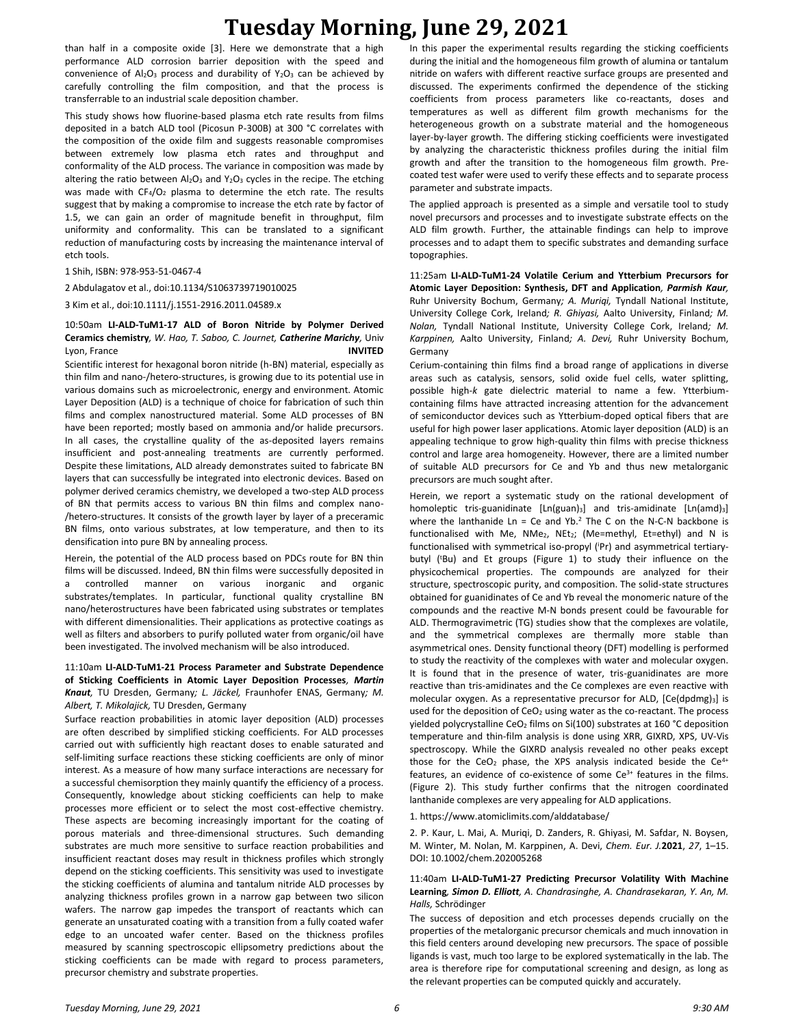than half in a composite oxide [3]. Here we demonstrate that a high performance ALD corrosion barrier deposition with the speed and convenience of $Al_2O_3$ process and durability of $Y_2O_3$ can be achieved by carefully controlling the film composition, and that the process is transferrable to an industrial scale deposition chamber.

This study shows how fluorine-based plasma etch rate results from films deposited in a batch ALD tool (Picosun P-300B) at 300 °C correlates with the composition of the oxide film and suggests reasonable compromises between extremely low plasma etch rates and throughput and conformality of the ALD process. The variance in composition was made by altering the ratio between $Al_2O_3$ and $Y_2O_3$ cycles in the recipe. The etching was made with $CF_4/O_2$ plasma to determine the etch rate. The results suggest that by making a compromise to increase the etch rate by factor of 1.5, we can gain an order of magnitude benefit in throughput, film uniformity and conformality. This can be translated to a significant reduction of manufacturing costs by increasing the maintenance interval of etch tools.

1 Shih, ISBN: 978-953-51-0467-4

2 Abdulagatov et al., doi:10.1134/S1063739719010025

3 Kim et al., doi:10.1111/j.1551-2916.2011.04589.x

**10:50am LI-ALD-TuM1-17 ALD of Boron Nitride by Polymer Derived Ceramics chemistry**, *W. Hao, T. Saboo, C. Journet, **Catherine Marichy**,* Univ Lyon, France **INVITED**

Scientific interest for hexagonal boron nitride (h-BN) material, especially as thin film and nano-/hetero-structures, is growing due to its potential use in various domains such as microelectronic, energy and environment. Atomic Layer Deposition (ALD) is a technique of choice for fabrication of such thin films and complex nanostructured material. Some ALD processes of BN have been reported; mostly based on ammonia and/or halide precursors. In all cases, the crystalline quality of the as-deposited layers remains insufficient and post-annealing treatments are currently performed. Despite these limitations, ALD already demonstrates suited to fabricate BN layers that can successfully be integrated into electronic devices. Based on polymer derived ceramics chemistry, we developed a two-step ALD process of BN that permits access to various BN thin films and complex nano-/hetero-structures. It consists of the growth layer by layer of a preceramic BN films, onto various substrates, at low temperature, and then to its densification into pure BN by annealing process.

Herein, the potential of the ALD process based on PDCs route for BN thin films will be discussed. Indeed, BN thin films were successfully deposited in a controlled manner on various inorganic and organic substrates/templates. In particular, functional quality crystalline BN nano/heterostructures have been fabricated using substrates or templates with different dimensionalities. Their applications as protective coatings as well as filters and absorbers to purify polluted water from organic/oil have been investigated. The involved mechanism will be also introduced.

**11:10am LI-ALD-TuM1-21 Process Parameter and Substrate Dependence of Sticking Coefficients in Atomic Layer Deposition Processes**, ***Martin Knaut***, *TU Dresden, Germany; L. Jäckel,* Fraunhofer ENAS, Germany; *M. Albert, T. Mikolajick,* TU Dresden, Germany

Surface reaction probabilities in atomic layer deposition (ALD) processes are often described by simplified sticking coefficients. For ALD processes carried out with sufficiently high reactant doses to enable saturated and self-limiting surface reactions these sticking coefficients are only of minor interest. As a measure of how many surface interactions are necessary for a successful chemisorption they mainly quantify the efficiency of a process. Consequently, knowledge about sticking coefficients can help to make processes more efficient or to select the most cost-effective chemistry. These aspects are becoming increasingly important for the coating of porous materials and three-dimensional structures. Such demanding substrates are much more sensitive to surface reaction probabilities and insufficient reactant doses may result in thickness profiles which strongly depend on the sticking coefficients. This sensitivity was used to investigate the sticking coefficients of alumina and tantalum nitride ALD processes by analyzing thickness profiles grown in a narrow gap between two silicon wafers. The narrow gap impedes the transport of reactants which can generate an unsaturated coating with a transition from a fully coated wafer edge to an uncoated wafer center. Based on the thickness profiles measured by scanning spectroscopic ellipsometry predictions about the sticking coefficients can be made with regard to process parameters, precursor chemistry and substrate properties.

In this paper the experimental results regarding the sticking coefficients during the initial and the homogeneous film growth of alumina or tantalum nitride on wafers with different reactive surface groups are presented and discussed. The experiments confirmed the dependence of the sticking coefficients from process parameters like co-reactants, doses and temperatures as well as different film growth mechanisms for the heterogeneous growth on a substrate material and the homogeneous layer-by-layer growth. The differing sticking coefficients were investigated by analyzing the characteristic thickness profiles during the initial film growth and after the transition to the homogeneous film growth. Pre-coated test wafer were used to verify these effects and to separate process parameter and substrate impacts.

The applied approach is presented as a simple and versatile tool to study novel precursors and processes and to investigate substrate effects on the ALD film growth. Further, the attainable findings can help to improve processes and to adapt them to specific substrates and demanding surface topographies.

**11:25am LI-ALD-TuM1-24 Volatile Cerium and Ytterbium Precursors for Atomic Layer Deposition: Synthesis, DFT and Application**, ***Parmish Kaur,*** Ruhr University Bochum, Germany; *A. Muriqi,* Tyndall National Institute, University College Cork, Ireland; *R. Ghiyasi,* Aalto University, Finland; *M. Nolan,* Tyndall National Institute, University College Cork, Ireland; *M. Karppinen,* Aalto University, Finland; *A. Devi,* Ruhr University Bochum, Germany

Cerium-containing thin films find a broad range of applications in diverse areas such as catalysis, sensors, solid oxide fuel cells, water splitting, possible high-*k* gate dielectric material to name a few. Ytterbium-containing films have attracted increasing attention for the advancement of semiconductor devices such as Ytterbium-doped optical fibers that are useful for high power laser applications. Atomic layer deposition (ALD) is an appealing technique to grow high-quality thin films with precise thickness control and large area homogeneity. However, there are a limited number of suitable ALD precursors for Ce and Yb and thus new metalorganic precursors are much sought after.

Herein, we report a systematic study on the rational development of homoleptic tris-guanidinate $[Ln(guan)_3]$ and tris-amidinate $[Ln(amd)_3]$ where the lanthanide Ln = Ce and Yb.[2] The C on the N-C-N backbone is functionalised with Me, $NMe_2$, $NEt_2$; (Me=methyl, Et=ethyl) and N is functionalised with symmetrical iso-propyl ($^i$Pr) and asymmetrical tertiary-butyl ($^t$Bu) and Et groups (Figure 1) to study their influence on the physicochemical properties. The compounds are analyzed for their structure, spectroscopic purity, and composition. The solid-state structures obtained for guanidinates of Ce and Yb reveal the monomeric nature of the compounds and the reactive M-N bonds present could be favourable for ALD. Thermogravimetric (TG) studies show that the complexes are volatile, and the symmetrical complexes are thermally more stable than asymmetrical ones. Density functional theory (DFT) modelling is performed to study the reactivity of the complexes with water and molecular oxygen. It is found that in the presence of water, tris-guanidinates are more reactive than tris-amidinates and the Ce complexes are even reactive with molecular oxygen. As a representative precursor for ALD, $[Ce(dpdmg)_3]$ is used for the deposition of $CeO_2$ using water as the co-reactant. The process yielded polycrystalline $CeO_2$ films on Si(100) substrates at 160 °C deposition temperature and thin-film analysis is done using XRR, GIXRD, XPS, UV-Vis spectroscopy. While the GIXRD analysis revealed no other peaks except those for the $CeO_2$ phase, the XPS analysis indicated beside the $Ce^{4+}$ features, an evidence of co-existence of some $Ce^{3+}$ features in the films. (Figure 2). This study further confirms that the nitrogen coordinated lanthanide complexes are very appealing for ALD applications.

1. https://www.atomiclimits.com/alddatabase/

2. P. Kaur, L. Mai, A. Muriqi, D. Zanders, R. Ghiyasi, M. Safdar, N. Boysen, M. Winter, M. Nolan, M. Karppinen, A. Devi, *Chem. Eur. J.* **2021**, *27*, 1–15. DOI: 10.1002/chem.202005268

**11:40am LI-ALD-TuM1-27 Predicting Precursor Volatility With Machine Learning**, ***Simon D. Elliott****, A. Chandrasinghe, A. Chandrasekaran, Y. An, M. Halls,* Schrödinger

The success of deposition and etch processes depends crucially on the properties of the metalorganic precursor chemicals and much innovation in this field centers around developing new precursors. The space of possible ligands is vast, much too large to be explored systematically in the lab. The area is therefore ripe for computational screening and design, as long as the relevant properties can be computed quickly and accurately.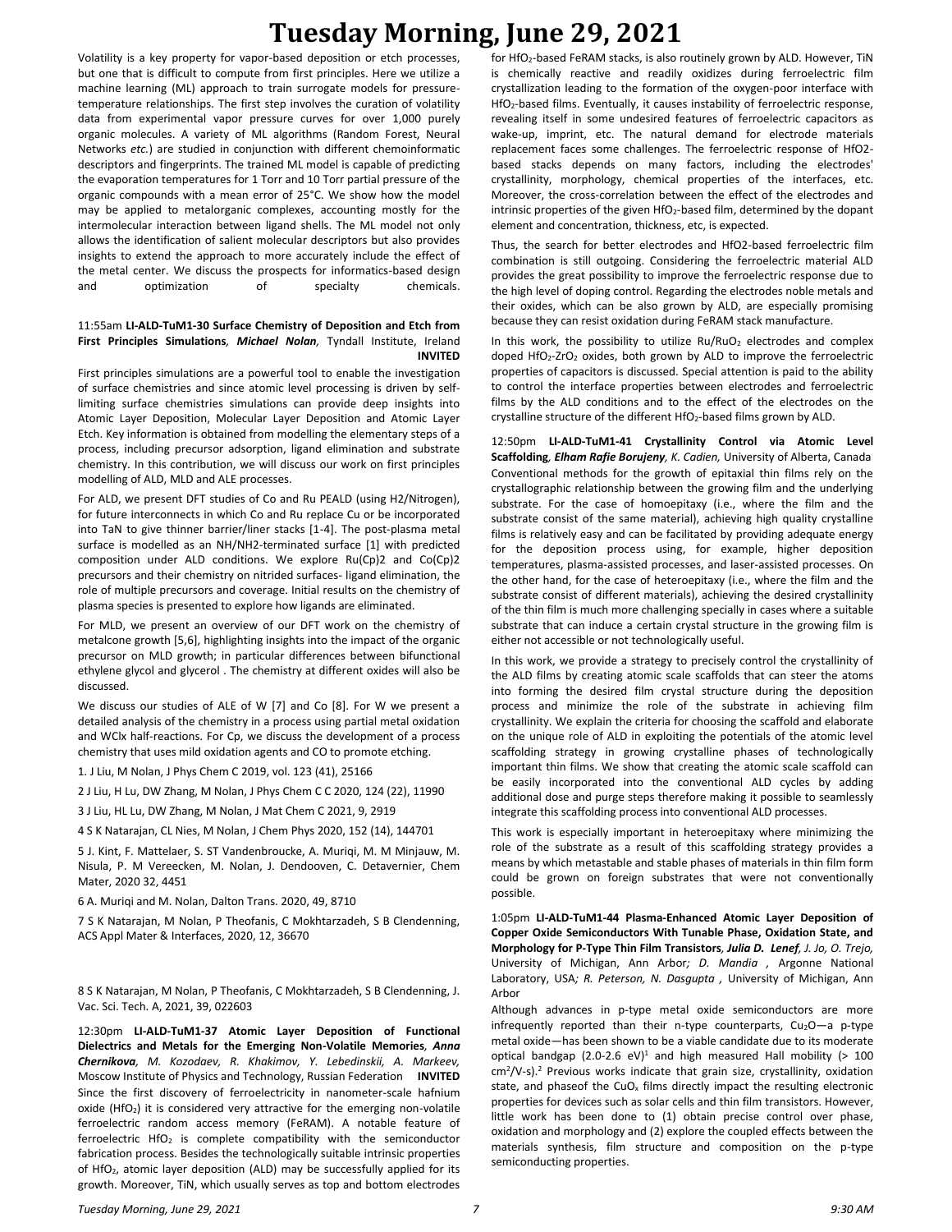Volatility is a key property for vapor-based deposition or etch processes, but one that is difficult to compute from first principles. Here we utilize a machine learning (ML) approach to train surrogate models for pressure-temperature relationships. The first step involves the curation of volatility data from experimental vapor pressure curves for over 1,000 purely organic molecules. A variety of ML algorithms (Random Forest, Neural Networks *etc.*) are studied in conjunction with different chemoinformatic descriptors and fingerprints. The trained ML model is capable of predicting the evaporation temperatures for 1 Torr and 10 Torr partial pressure of the organic compounds with a mean error of 25°C. We show how the model may be applied to metalorganic complexes, accounting mostly for the intermolecular interaction between ligand shells. The ML model not only allows the identification of salient molecular descriptors but also provides insights to extend the approach to more accurately include the effect of the metal center. We discuss the prospects for informatics-based design and optimization of specialty chemicals.

11:55am **LI-ALD-TuM1-30 Surface Chemistry of Deposition and Etch from First Principles Simulations**, ***Michael Nolan***, Tyndall Institute, Ireland **INVITED**

First principles simulations are a powerful tool to enable the investigation of surface chemistries and since atomic level processing is driven by self-limiting surface chemistries simulations can provide deep insights into Atomic Layer Deposition, Molecular Layer Deposition and Atomic Layer Etch. Key information is obtained from modelling the elementary steps of a process, including precursor adsorption, ligand elimination and substrate chemistry. In this contribution, we will discuss our work on first principles modelling of ALD, MLD and ALE processes.

For ALD, we present DFT studies of Co and Ru PEALD (using H2/Nitrogen), for future interconnects in which Co and Ru replace Cu or be incorporated into TaN to give thinner barrier/liner stacks [1-4]. The post-plasma metal surface is modelled as an NH/NH2-terminated surface [1] with predicted composition under ALD conditions. We explore Ru(Cp)2 and Co(Cp)2 precursors and their chemistry on nitrided surfaces- ligand elimination, the role of multiple precursors and coverage. Initial results on the chemistry of plasma species is presented to explore how ligands are eliminated.

For MLD, we present an overview of our DFT work on the chemistry of metalcone growth [5,6], highlighting insights into the impact of the organic precursor on MLD growth; in particular differences between bifunctional ethylene glycol and glycerol . The chemistry at different oxides will also be discussed.

We discuss our studies of ALE of W [7] and Co [8]. For W we present a detailed analysis of the chemistry in a process using partial metal oxidation and WClx half-reactions. For Cp, we discuss the development of a process chemistry that uses mild oxidation agents and CO to promote etching.

1. J Liu, M Nolan, J Phys Chem C 2019, vol. 123 (41), 25166

2 J Liu, H Lu, DW Zhang, M Nolan, J Phys Chem C C 2020, 124 (22), 11990

3 J Liu, HL Lu, DW Zhang, M Nolan, J Mat Chem C 2021, 9, 2919

4 S K Natarajan, CL Nies, M Nolan, J Chem Phys 2020, 152 (14), 144701

5 J. Kint, F. Mattelaer, S. ST Vandenbroucke, A. Muriqi, M. M Minjauw, M. Nisula, P. M Vereecken, M. Nolan, J. Dendooven, C. Detavernier, Chem Mater, 2020 32, 4451

6 A. Muriqi and M. Nolan, Dalton Trans. 2020, 49, 8710

7 S K Natarajan, M Nolan, P Theofanis, C Mokhtarzadeh, S B Clendenning, ACS Appl Mater & Interfaces, 2020, 12, 36670

8 S K Natarajan, M Nolan, P Theofanis, C Mokhtarzadeh, S B Clendenning, J. Vac. Sci. Tech. A, 2021, 39, 022603

12:30pm **LI-ALD-TuM1-37 Atomic Layer Deposition of Functional Dielectrics and Metals for the Emerging Non-Volatile Memories**, ***Anna Chernikova***, *M. Kozodaev, R. Khakimov, Y. Lebedinskii, A. Markeev,* Moscow Institute of Physics and Technology, Russian Federation **INVITED**

Since the first discovery of ferroelectricity in nanometer-scale hafnium oxide ($HfO_2$) it is considered very attractive for the emerging non-volatile ferroelectric random access memory (FeRAM). A notable feature of ferroelectric $HfO_2$ is complete compatibility with the semiconductor fabrication process. Besides the technologically suitable intrinsic properties of $HfO_2$, atomic layer deposition (ALD) may be successfully applied for its growth. Moreover, TiN, which usually serves as top and bottom electrodes for $HfO_2$-based FeRAM stacks, is also routinely grown by ALD. However, TiN is chemically reactive and readily oxidizes during ferroelectric film crystallization leading to the formation of the oxygen-poor interface with $HfO_2$-based films. Eventually, it causes instability of ferroelectric response, revealing itself in some undesired features of ferroelectric capacitors as wake-up, imprint, etc. The natural demand for electrode materials replacement faces some challenges. The ferroelectric response of HfO2-based stacks depends on many factors, including the electrodes' crystallinity, morphology, chemical properties of the interfaces, etc. Moreover, the cross-correlation between the effect of the electrodes and intrinsic properties of the given $HfO_2$-based film, determined by the dopant element and concentration, thickness, etc, is expected.

Thus, the search for better electrodes and HfO2-based ferroelectric film combination is still outgoing. Considering the ferroelectric material ALD provides the great possibility to improve the ferroelectric response due to the high level of doping control. Regarding the electrodes noble metals and their oxides, which can be also grown by ALD, are especially promising because they can resist oxidation during FeRAM stack manufacture.

In this work, the possibility to utilize Ru/$RuO_2$ electrodes and complex doped $HfO_2$-$ZrO_2$ oxides, both grown by ALD to improve the ferroelectric properties of capacitors is discussed. Special attention is paid to the ability to control the interface properties between electrodes and ferroelectric films by the ALD conditions and to the effect of the electrodes on the crystalline structure of the different $HfO_2$-based films grown by ALD.

12:50pm **LI-ALD-TuM1-41 Crystallinity Control via Atomic Level Scaffolding**, ***Elham Rafie Borujeny***, *K. Cadien,* University of Alberta, Canada

Conventional methods for the growth of epitaxial thin films rely on the crystallographic relationship between the growing film and the underlying substrate. For the case of homoepitaxy (i.e., where the film and the substrate consist of the same material), achieving high quality crystalline films is relatively easy and can be facilitated by providing adequate energy for the deposition process using, for example, higher deposition temperatures, plasma-assisted processes, and laser-assisted processes. On the other hand, for the case of heteroepitaxy (i.e., where the film and the substrate consist of different materials), achieving the desired crystallinity of the thin film is much more challenging specially in cases where a suitable substrate that can induce a certain crystal structure in the growing film is either not accessible or not technologically useful.

In this work, we provide a strategy to precisely control the crystallinity of the ALD films by creating atomic scale scaffolds that can steer the atoms into forming the desired film crystal structure during the deposition process and minimize the role of the substrate in achieving film crystallinity. We explain the criteria for choosing the scaffold and elaborate on the unique role of ALD in exploiting the potentials of the atomic level scaffolding strategy in growing crystalline phases of technologically important thin films. We show that creating the atomic scale scaffold can be easily incorporated into the conventional ALD cycles by adding additional dose and purge steps therefore making it possible to seamlessly integrate this scaffolding process into conventional ALD processes.

This work is especially important in heteroepitaxy where minimizing the role of the substrate as a result of this scaffolding strategy provides a means by which metastable and stable phases of materials in thin film form could be grown on foreign substrates that were not conventionally possible.

1:05pm **LI-ALD-TuM1-44 Plasma-Enhanced Atomic Layer Deposition of Copper Oxide Semiconductors With Tunable Phase, Oxidation State, and Morphology for P-Type Thin Film Transistors**, ***Julia D. Lenef***, *J. Jo, O. Trejo,* University of Michigan, Ann Arbor*; D. Mandia ,* Argonne National Laboratory, USA*; R. Peterson, N. Dasgupta ,* University of Michigan, Ann Arbor

Although advances in p-type metal oxide semiconductors are more infrequently reported than their n-type counterparts, $Cu_2O$—a p-type metal oxide—has been shown to be a viable candidate due to its moderate optical bandgap (2.0-2.6 eV)[1] and high measured Hall mobility (> 100 $cm^2$/V-s).[2] Previous works indicate that grain size, crystallinity, oxidation state, and phaseof the $CuO_x$ films directly impact the resulting electronic properties for devices such as solar cells and thin film transistors. However, little work has been done to (1) obtain precise control over phase, oxidation and morphology and (2) explore the coupled effects between the materials synthesis, film structure and composition on the p-type semiconducting properties.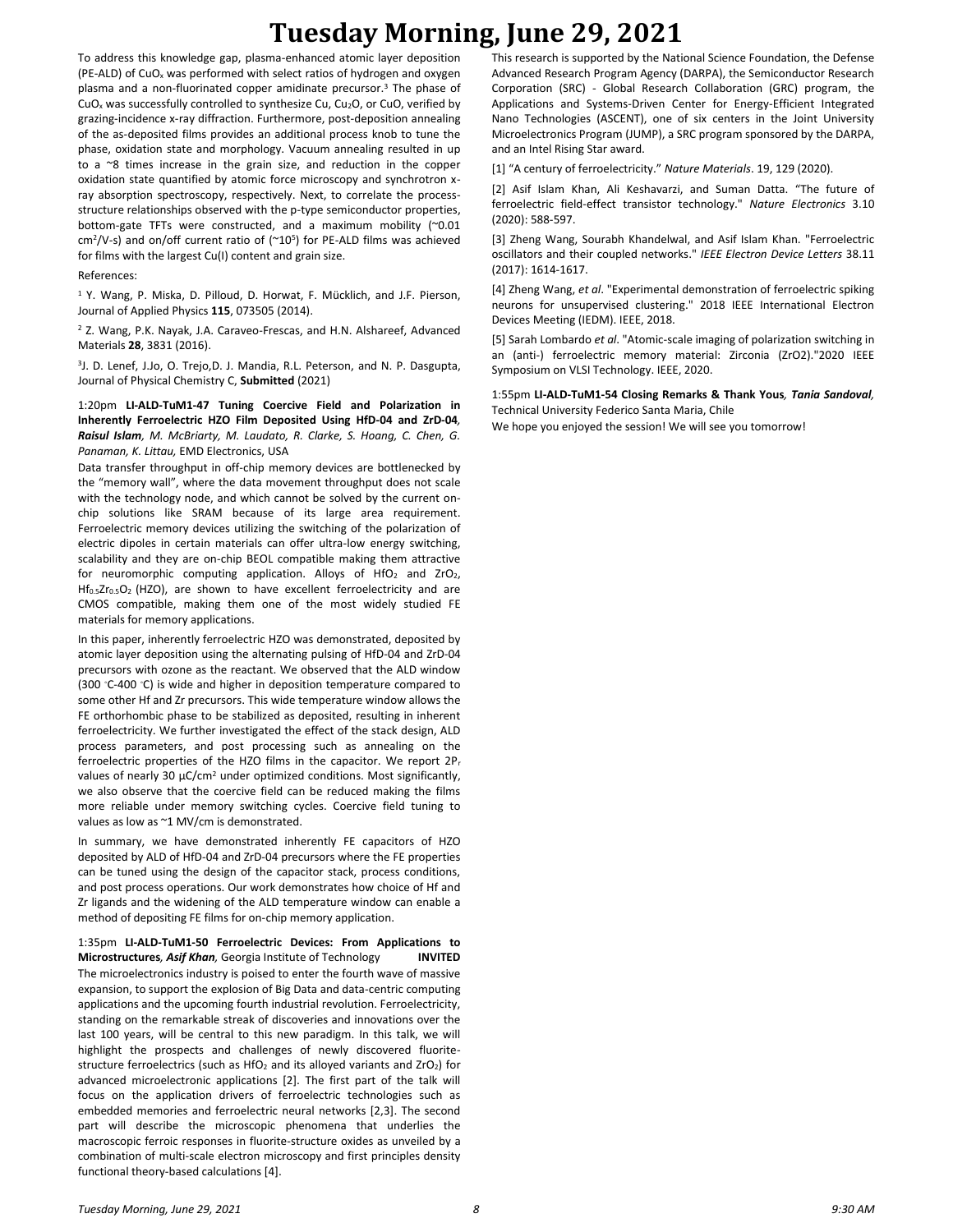To address this knowledge gap, plasma-enhanced atomic layer deposition (PE-ALD) of $CuO_x$ was performed with select ratios of hydrogen and oxygen plasma and a non-fluorinated copper amidinate precursor.[3] The phase of $CuO_x$ was successfully controlled to synthesize Cu, $Cu_2O$, or CuO, verified by grazing-incidence x-ray diffraction. Furthermore, post-deposition annealing of the as-deposited films provides an additional process knob to tune the phase, oxidation state and morphology. Vacuum annealing resulted in up to a ~8 times increase in the grain size, and reduction in the copper oxidation state quantified by atomic force microscopy and synchrotron x-ray absorption spectroscopy, respectively. Next, to correlate the process-structure relationships observed with the p-type semiconductor properties, bottom-gate TFTs were constructed, and a maximum mobility (~0.01 $cm^2/V\text{-}s$) and on/off current ratio of (~$10^5$) for PE-ALD films was achieved for films with the largest Cu(I) content and grain size.

References:

[1] Y. Wang, P. Miska, D. Pilloud, D. Horwat, F. Mücklich, and J.F. Pierson, Journal of Applied Physics **115**, 073505 (2014).

[2] Z. Wang, P.K. Nayak, J.A. Caraveo-Frescas, and H.N. Alshareef, Advanced Materials **28**, 3831 (2016).

[3] J. D. Lenef, J.Jo, O. Trejo,D. J. Mandia, R.L. Peterson, and N. P. Dasgupta, Journal of Physical Chemistry C, **Submitted** (2021)

1:20pm **LI-ALD-TuM1-47 Tuning Coercive Field and Polarization in Inherently Ferroelectric HZO Film Deposited Using HfD-04 and ZrD-04**, ***Raisul Islam**, M. McBriarty, M. Laudato, R. Clarke, S. Hoang, C. Chen, G. Panaman, K. Littau,* EMD Electronics, USA

Data transfer throughput in off-chip memory devices are bottlenecked by the "memory wall", where the data movement throughput does not scale with the technology node, and which cannot be solved by the current on-chip solutions like SRAM because of its large area requirement. Ferroelectric memory devices utilizing the switching of the polarization of electric dipoles in certain materials can offer ultra-low energy switching, scalability and they are on-chip BEOL compatible making them attractive for neuromorphic computing application. Alloys of $HfO_2$ and $ZrO_2$, $Hf_{0.5}Zr_{0.5}O_2$ (HZO), are shown to have excellent ferroelectricity and are CMOS compatible, making them one of the most widely studied FE materials for memory applications.

In this paper, inherently ferroelectric HZO was demonstrated, deposited by atomic layer deposition using the alternating pulsing of HfD-04 and ZrD-04 precursors with ozone as the reactant. We observed that the ALD window (300 °C-400 °C) is wide and higher in deposition temperature compared to some other Hf and Zr precursors. This wide temperature window allows the FE orthorhombic phase to be stabilized as deposited, resulting in inherent ferroelectricity. We further investigated the effect of the stack design, ALD process parameters, and post processing such as annealing on the ferroelectric properties of the HZO films in the capacitor. We report $2P_r$ values of nearly 30 $\mu C/cm^2$ under optimized conditions. Most significantly, we also observe that the coercive field can be reduced making the films more reliable under memory switching cycles. Coercive field tuning to values as low as ~1 MV/cm is demonstrated.

In summary, we have demonstrated inherently FE capacitors of HZO deposited by ALD of HfD-04 and ZrD-04 precursors where the FE properties can be tuned using the design of the capacitor stack, process conditions, and post process operations. Our work demonstrates how choice of Hf and Zr ligands and the widening of the ALD temperature window can enable a method of depositing FE films for on-chip memory application.

1:35pm **LI-ALD-TuM1-50 Ferroelectric Devices: From Applications to Microstructures**, ***Asif Khan**,* Georgia Institute of Technology **INVITED**

The microelectronics industry is poised to enter the fourth wave of massive expansion, to support the explosion of Big Data and data-centric computing applications and the upcoming fourth industrial revolution. Ferroelectricity, standing on the remarkable streak of discoveries and innovations over the last 100 years, will be central to this new paradigm. In this talk, we will highlight the prospects and challenges of newly discovered fluorite-structure ferroelectrics (such as $HfO_2$ and its alloyed variants and $ZrO_2$) for advanced microelectronic applications [2]. The first part of the talk will focus on the application drivers of ferroelectric technologies such as embedded memories and ferroelectric neural networks [2,3]. The second part will describe the microscopic phenomena that underlies the macroscopic ferroic responses in fluorite-structure oxides as unveiled by a combination of multi-scale electron microscopy and first principles density functional theory-based calculations [4].

This research is supported by the National Science Foundation, the Defense Advanced Research Program Agency (DARPA), the Semiconductor Research Corporation (SRC) - Global Research Collaboration (GRC) program, the Applications and Systems-Driven Center for Energy-Efficient Integrated Nano Technologies (ASCENT), one of six centers in the Joint University Microelectronics Program (JUMP), a SRC program sponsored by the DARPA, and an Intel Rising Star award.

[1] "A century of ferroelectricity." *Nature Materials*. 19, 129 (2020).

[2] Asif Islam Khan, Ali Keshavarzi, and Suman Datta. "The future of ferroelectric field-effect transistor technology." *Nature Electronics* 3.10 (2020): 588-597.

[3] Zheng Wang, Sourabh Khandelwal, and Asif Islam Khan. "Ferroelectric oscillators and their coupled networks." *IEEE Electron Device Letters* 38.11 (2017): 1614-1617.

[4] Zheng Wang, *et al*. "Experimental demonstration of ferroelectric spiking neurons for unsupervised clustering." 2018 IEEE International Electron Devices Meeting (IEDM). IEEE, 2018.

[5] Sarah Lombardo *et al*. "Atomic-scale imaging of polarization switching in an (anti-) ferroelectric memory material: Zirconia (ZrO2)."2020 IEEE Symposium on VLSI Technology. IEEE, 2020.

1:55pm **LI-ALD-TuM1-54 Closing Remarks & Thank Yous**, ***Tania Sandoval**,* Technical University Federico Santa Maria, Chile

We hope you enjoyed the session! We will see you tomorrow!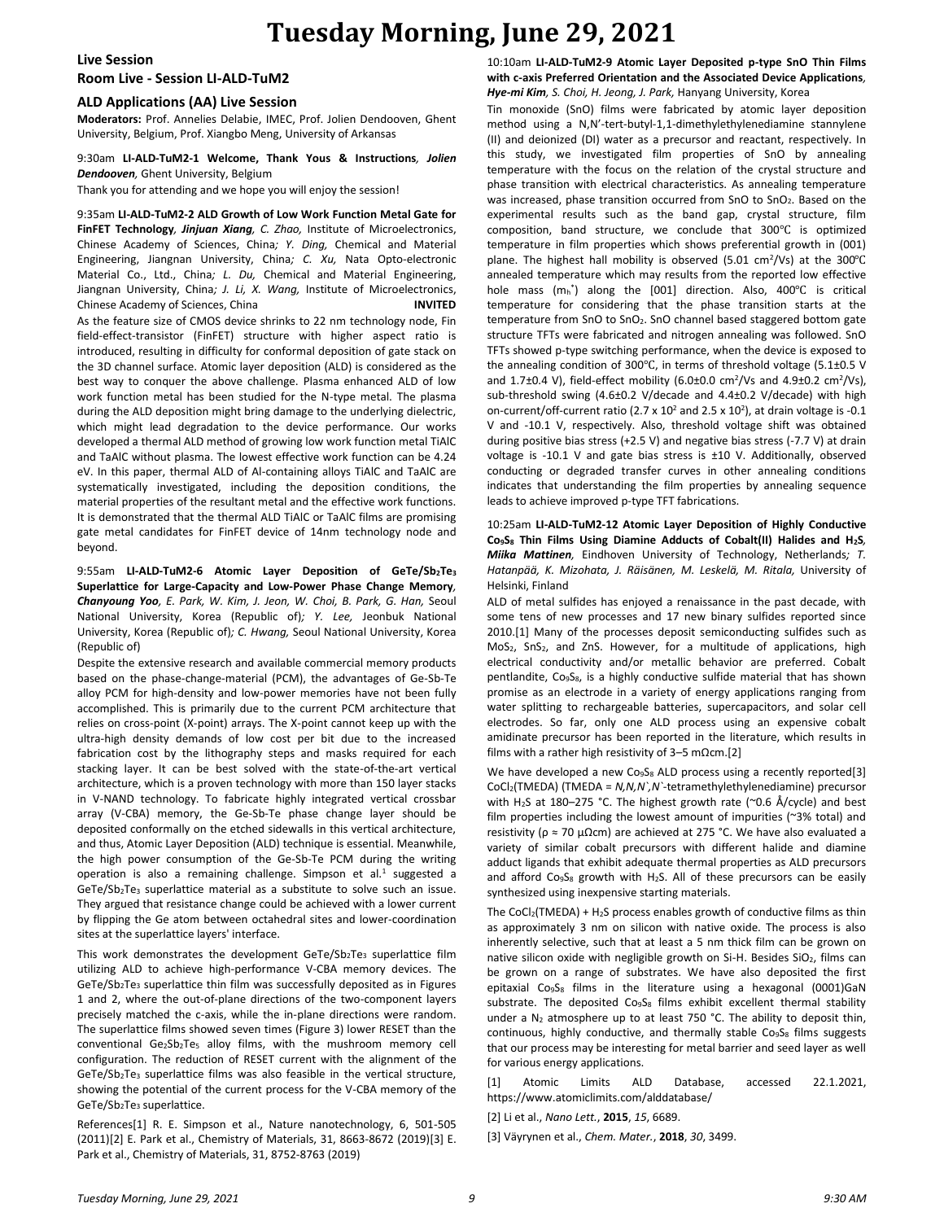# Tuesday Morning, June 29, 2021

## Live Session
## Room Live - Session LI-ALD-TuM2

### ALD Applications (AA) Live Session

**Moderators:** Prof. Annelies Delabie, IMEC, Prof. Jolien Dendooven, Ghent University, Belgium, Prof. Xiangbo Meng, University of Arkansas

9:30am **LI-ALD-TuM2-1 Welcome, Thank Yous & Instructions**, ***Jolien Dendooven***, Ghent University, Belgium

Thank you for attending and we hope you will enjoy the session!

9:35am **LI-ALD-TuM2-2 ALD Growth of Low Work Function Metal Gate for FinFET Technology**, ***Jinjuan Xiang***, *C. Zhao,* Institute of Microelectronics, Chinese Academy of Sciences, China*; Y. Ding,* Chemical and Material Engineering, Jiangnan University, China*; C. Xu,* Nata Opto-electronic Material Co., Ltd., China*; L. Du,* Chemical and Material Engineering, Jiangnan University, China*; J. Li, X. Wang,* Institute of Microelectronics, Chinese Academy of Sciences, China **INVITED**

As the feature size of CMOS device shrinks to 22 nm technology node, Fin field-effect-transistor (FinFET) structure with higher aspect ratio is introduced, resulting in difficulty for conformal deposition of gate stack on the 3D channel surface. Atomic layer deposition (ALD) is considered as the best way to conquer the above challenge. Plasma enhanced ALD of low work function metal has been studied for the N-type metal. The plasma during the ALD deposition might bring damage to the underlying dielectric, which might lead degradation to the device performance. Our works developed a thermal ALD method of growing low work function metal TiAlC and TaAlC without plasma. The lowest effective work function can be 4.24 eV. In this paper, thermal ALD of Al-containing alloys TiAlC and TaAlC are systematically investigated, including the deposition conditions, the material properties of the resultant metal and the effective work functions. It is demonstrated that the thermal ALD TiAlC or TaAlC films are promising gate metal candidates for FinFET device of 14nm technology node and beyond.

9:55am **LI-ALD-TuM2-6 Atomic Layer Deposition of GeTe/$Sb_2Te_3$ Superlattice for Large-Capacity and Low-Power Phase Change Memory**, ***Chanyoung Yoo***, *E. Park, W. Kim, J. Jeon, W. Choi, B. Park, G. Han,* Seoul National University, Korea (Republic of)*; Y. Lee,* Jeonbuk National University, Korea (Republic of)*; C. Hwang,* Seoul National University, Korea (Republic of)

Despite the extensive research and available commercial memory products based on the phase-change-material (PCM), the advantages of Ge-Sb-Te alloy PCM for high-density and low-power memories have not been fully accomplished. This is primarily due to the current PCM architecture that relies on cross-point (X-point) arrays. The X-point cannot keep up with the ultra-high density demands of low cost per bit due to the increased fabrication cost by the lithography steps and masks required for each stacking layer. It can be best solved with the state-of-the-art vertical architecture, which is a proven technology with more than 150 layer stacks in V-NAND technology. To fabricate highly integrated vertical crossbar array (V-CBA) memory, the Ge-Sb-Te phase change layer should be deposited conformally on the etched sidewalls in this vertical architecture, and thus, Atomic Layer Deposition (ALD) technique is essential. Meanwhile, the high power consumption of the Ge-Sb-Te PCM during the writing operation is also a remaining challenge. Simpson et al.[1] suggested a GeTe/$Sb_2Te_3$ superlattice material as a substitute to solve such an issue. They argued that resistance change could be achieved with a lower current by flipping the Ge atom between octahedral sites and lower-coordination sites at the superlattice layers' interface.

This work demonstrates the development GeTe/$Sb_2Te_3$ superlattice film utilizing ALD to achieve high-performance V-CBA memory devices. The GeTe/$Sb_2Te_3$ superlattice thin film was successfully deposited as in Figures 1 and 2, where the out-of-plane directions of the two-component layers precisely matched the c-axis, while the in-plane directions were random. The superlattice films showed seven times (Figure 3) lower RESET than the conventional $Ge_2Sb_2Te_5$ alloy films, with the mushroom memory cell configuration. The reduction of RESET current with the alignment of the GeTe/$Sb_2Te_3$ superlattice films was also feasible in the vertical structure, showing the potential of the current process for the V-CBA memory of the GeTe/$Sb_2Te_3$ superlattice.

References[1] R. E. Simpson et al., Nature nanotechnology, 6, 501-505 (2011)[2] E. Park et al., Chemistry of Materials, 31, 8663-8672 (2019)[3] E. Park et al., Chemistry of Materials, 31, 8752-8763 (2019)

10:10am **LI-ALD-TuM2-9 Atomic Layer Deposited p-type SnO Thin Films with c-axis Preferred Orientation and the Associated Device Applications**, ***Hye-mi Kim***, *S. Choi, H. Jeong, J. Park,* Hanyang University, Korea

Tin monoxide (SnO) films were fabricated by atomic layer deposition method using a N,N'-tert-butyl-1,1-dimethylethylenediamine stannylene (II) and deionized (DI) water as a precursor and reactant, respectively. In this study, we investigated film properties of SnO by annealing temperature with the focus on the relation of the crystal structure and phase transition with electrical characteristics. As annealing temperature was increased, phase transition occurred from SnO to $SnO_2$. Based on the experimental results such as the band gap, crystal structure, film composition, band structure, we conclude that 300℃ is optimized temperature in film properties which shows preferential growth in (001) plane. The highest hall mobility is observed (5.01 $cm^2$/Vs) at the 300℃ annealed temperature which may results from the reported low effective hole mass ($m_h^*$) along the [001] direction. Also, 400℃ is critical temperature for considering that the phase transition starts at the temperature from SnO to $SnO_2$. SnO channel based staggered bottom gate structure TFTs were fabricated and nitrogen annealing was followed. SnO TFTs showed p-type switching performance, when the device is exposed to the annealing condition of 300℃, in terms of threshold voltage (5.1±0.5 V and 1.7±0.4 V), field-effect mobility (6.0±0.0 $cm^2$/Vs and 4.9±0.2 $cm^2$/Vs), sub-threshold swing (4.6±0.2 V/decade and 4.4±0.2 V/decade) with high on-current/off-current ratio (2.7 x $10^2$ and 2.5 x $10^2$), at drain voltage is -0.1 V and -10.1 V, respectively. Also, threshold voltage shift was obtained during positive bias stress (+2.5 V) and negative bias stress (-7.7 V) at drain voltage is -10.1 V and gate bias stress is ±10 V. Additionally, observed conducting or degraded transfer curves in other annealing conditions indicates that understanding the film properties by annealing sequence leads to achieve improved p-type TFT fabrications.

10:25am **LI-ALD-TuM2-12 Atomic Layer Deposition of Highly Conductive $Co_9S_8$ Thin Films Using Diamine Adducts of Cobalt(II) Halides and $H_2S$**, ***Miika Mattinen***, Eindhoven University of Technology, Netherlands*; T. Hatanpää, K. Mizohata, J. Räisänen, M. Leskelä, M. Ritala,* University of Helsinki, Finland

ALD of metal sulfides has enjoyed a renaissance in the past decade, with some tens of new processes and 17 new binary sulfides reported since 2010.[1] Many of the processes deposit semiconducting sulfides such as $MoS_2$, $SnS_2$, and ZnS. However, for a multitude of applications, high electrical conductivity and/or metallic behavior are preferred. Cobalt pentlandite, $Co_9S_8$, is a highly conductive sulfide material that has shown promise as an electrode in a variety of energy applications ranging from water splitting to rechargeable batteries, supercapacitors, and solar cell electrodes. So far, only one ALD process using an expensive cobalt amidinate precursor has been reported in the literature, which results in films with a rather high resistivity of 3–5 mΩcm.[2]

We have developed a new $Co_9S_8$ ALD process using a recently reported[3] $CoCl_2$(TMEDA) (TMEDA = *N,N,N`,N`*-tetramethylethylenediamine) precursor with $H_2S$ at 180–275 °C. The highest growth rate (~0.6 Å/cycle) and best film properties including the lowest amount of impurities (~3% total) and resistivity (ρ ≈ 70 μΩcm) are achieved at 275 °C. We have also evaluated a variety of similar cobalt precursors with different halide and diamine adduct ligands that exhibit adequate thermal properties as ALD precursors and afford $Co_9S_8$ growth with $H_2S$. All of these precursors can be easily synthesized using inexpensive starting materials.

The $CoCl_2$(TMEDA) + $H_2S$ process enables growth of conductive films as thin as approximately 3 nm on silicon with native oxide. The process is also inherently selective, such that at least a 5 nm thick film can be grown on native silicon oxide with negligible growth on Si-H. Besides $SiO_2$, films can be grown on a range of substrates. We have also deposited the first epitaxial $Co_9S_8$ films in the literature using a hexagonal (0001)GaN substrate. The deposited $Co_9S_8$ films exhibit excellent thermal stability under a $N_2$ atmosphere up to at least 750 °C. The ability to deposit thin, continuous, highly conductive, and thermally stable $Co_9S_8$ films suggests that our process may be interesting for metal barrier and seed layer as well for various energy applications.

[1] Atomic Limits ALD Database, accessed 22.1.2021, https://www.atomiclimits.com/alddatabase/

[2] Li et al., *Nano Lett.*, **2015**, *15*, 6689.

[3] Väyrynen et al., *Chem. Mater.*, **2018**, *30*, 3499.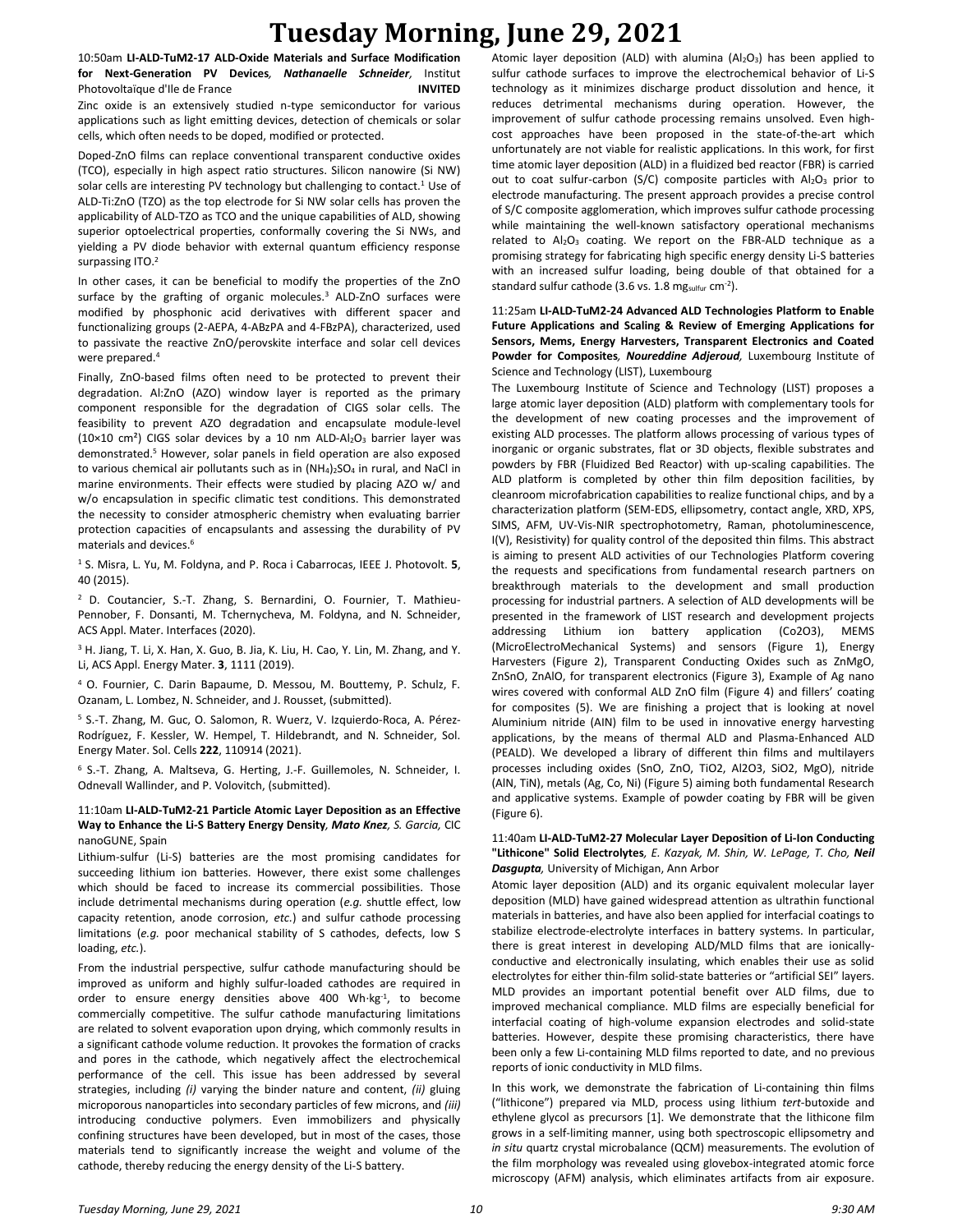# Tuesday Morning, June 29, 2021

10:50am **LI-ALD-TuM2-17 ALD-Oxide Materials and Surface Modification for Next-Generation PV Devices**, ***Nathanaelle Schneider***, Institut Photovoltaïque d'Ile de France **INVITED**

Zinc oxide is an extensively studied n-type semiconductor for various applications such as light emitting devices, detection of chemicals or solar cells, which often needs to be doped, modified or protected.

Doped-ZnO films can replace conventional transparent conductive oxides (TCO), especially in high aspect ratio structures. Silicon nanowire (Si NW) solar cells are interesting PV technology but challenging to contact.[1] Use of ALD-Ti:ZnO (TZO) as the top electrode for Si NW solar cells has proven the applicability of ALD-TZO as TCO and the unique capabilities of ALD, showing superior optoelectrical properties, conformally covering the Si NWs, and yielding a PV diode behavior with external quantum efficiency response surpassing ITO.[2]

In other cases, it can be beneficial to modify the properties of the ZnO surface by the grafting of organic molecules.[3] ALD-ZnO surfaces were modified by phosphonic acid derivatives with different spacer and functionalizing groups (2-AEPA, 4-ABzPA and 4-FBzPA), characterized, used to passivate the reactive ZnO/perovskite interface and solar cell devices were prepared.[4]

Finally, ZnO-based films often need to be protected to prevent their degradation. Al:ZnO (AZO) window layer is reported as the primary component responsible for the degradation of CIGS solar cells. The feasibility to prevent AZO degradation and encapsulate module-level (10×10 cm²) CIGS solar devices by a 10 nm ALD-$Al_2O_3$ barrier layer was demonstrated.[5] However, solar panels in field operation are also exposed to various chemical air pollutants such as in $(NH_4)_2SO_4$ in rural, and NaCl in marine environments. Their effects were studied by placing AZO w/ and w/o encapsulation in specific climatic test conditions. This demonstrated the necessity to consider atmospheric chemistry when evaluating barrier protection capacities of encapsulants and assessing the durability of PV materials and devices.[6]

[1] S. Misra, L. Yu, M. Foldyna, and P. Roca i Cabarrocas, IEEE J. Photovolt. **5**, 40 (2015).

[2] D. Coutancier, S.-T. Zhang, S. Bernardini, O. Fournier, T. Mathieu-Pennober, F. Donsanti, M. Tchernycheva, M. Foldyna, and N. Schneider, ACS Appl. Mater. Interfaces (2020).

[3] H. Jiang, T. Li, X. Han, X. Guo, B. Jia, K. Liu, H. Cao, Y. Lin, M. Zhang, and Y. Li, ACS Appl. Energy Mater. **3**, 1111 (2019).

[4] O. Fournier, C. Darin Bapaume, D. Messou, M. Bouttemy, P. Schulz, F. Ozanam, L. Lombez, N. Schneider, and J. Rousset, (submitted).

[5] S.-T. Zhang, M. Guc, O. Salomon, R. Wuerz, V. Izquierdo-Roca, A. Pérez-Rodríguez, F. Kessler, W. Hempel, T. Hildebrandt, and N. Schneider, Sol. Energy Mater. Sol. Cells **222**, 110914 (2021).

[6] S.-T. Zhang, A. Maltseva, G. Herting, J.-F. Guillemoles, N. Schneider, I. Odnevall Wallinder, and P. Volovitch, (submitted).

11:10am **LI-ALD-TuM2-21 Particle Atomic Layer Deposition as an Effective Way to Enhance the Li-S Battery Energy Density**, ***Mato Knez***, *S. Garcia*, CIC nanoGUNE, Spain

Lithium-sulfur (Li-S) batteries are the most promising candidates for succeeding lithium ion batteries. However, there exist some challenges which should be faced to increase its commercial possibilities. Those include detrimental mechanisms during operation (*e.g.* shuttle effect, low capacity retention, anode corrosion, *etc.*) and sulfur cathode processing limitations (*e.g.* poor mechanical stability of S cathodes, defects, low S loading, *etc.*).

From the industrial perspective, sulfur cathode manufacturing should be improved as uniform and highly sulfur-loaded cathodes are required in order to ensure energy densities above 400 Wh·kg$^{-1}$, to become commercially competitive. The sulfur cathode manufacturing limitations are related to solvent evaporation upon drying, which commonly results in a significant cathode volume reduction. It provokes the formation of cracks and pores in the cathode, which negatively affect the electrochemical performance of the cell. This issue has been addressed by several strategies, including *(i)* varying the binder nature and content, *(ii)* gluing microporous nanoparticles into secondary particles of few microns, and *(iii)* introducing conductive polymers. Even immobilizers and physically confining structures have been developed, but in most of the cases, those materials tend to significantly increase the weight and volume of the cathode, thereby reducing the energy density of the Li-S battery.

Atomic layer deposition (ALD) with alumina ($Al_2O_3$) has been applied to sulfur cathode surfaces to improve the electrochemical behavior of Li-S technology as it minimizes discharge product dissolution and hence, it reduces detrimental mechanisms during operation. However, the improvement of sulfur cathode processing remains unsolved. Even high-cost approaches have been proposed in the state-of-the-art which unfortunately are not viable for realistic applications. In this work, for first time atomic layer deposition (ALD) in a fluidized bed reactor (FBR) is carried out to coat sulfur-carbon (S/C) composite particles with $Al_2O_3$ prior to electrode manufacturing. The present approach provides a precise control of S/C composite agglomeration, which improves sulfur cathode processing while maintaining the well-known satisfactory operational mechanisms related to $Al_2O_3$ coating. We report on the FBR-ALD technique as a promising strategy for fabricating high specific energy density Li-S batteries with an increased sulfur loading, being double of that obtained for a standard sulfur cathode (3.6 vs. 1.8 $mg_{sulfur}$ cm$^{-2}$).

11:25am **LI-ALD-TuM2-24 Advanced ALD Technologies Platform to Enable Future Applications and Scaling & Review of Emerging Applications for Sensors, Mems, Energy Harvesters, Transparent Electronics and Coated Powder for Composites**, ***Noureddine Adjeroud***, Luxembourg Institute of Science and Technology (LIST), Luxembourg

The Luxembourg Institute of Science and Technology (LIST) proposes a large atomic layer deposition (ALD) platform with complementary tools for the development of new coating processes and the improvement of existing ALD processes. The platform allows processing of various types of inorganic or organic substrates, flat or 3D objects, flexible substrates and powders by FBR (Fluidized Bed Reactor) with up-scaling capabilities. The ALD platform is completed by other thin film deposition facilities, by cleanroom microfabrication capabilities to realize functional chips, and by a characterization platform (SEM-EDS, ellipsometry, contact angle, XRD, XPS, SIMS, AFM, UV-Vis-NIR spectrophotometry, Raman, photoluminescence, I(V), Resistivity) for quality control of the deposited thin films. This abstract is aiming to present ALD activities of our Technologies Platform covering the requests and specifications from fundamental research partners on breakthrough materials to the development and small production processing for industrial partners. A selection of ALD developments will be presented in the framework of LIST research and development projects addressing Lithium ion battery application (Co2O3), MEMS (MicroElectroMechanical Systems) and sensors (Figure 1), Energy Harvesters (Figure 2), Transparent Conducting Oxides such as ZnMgO, ZnSnO, ZnAlO, for transparent electronics (Figure 3), Example of Ag nano wires covered with conformal ALD ZnO film (Figure 4) and fillers' coating for composites (5). We are finishing a project that is looking at novel Aluminium nitride (AlN) film to be used in innovative energy harvesting applications, by the means of thermal ALD and Plasma-Enhanced ALD (PEALD). We developed a library of different thin films and multilayers processes including oxides (SnO, ZnO, TiO2, Al2O3, SiO2, MgO), nitride (AlN, TiN), metals (Ag, Co, Ni) (Figure 5) aiming both fundamental Research and applicative systems. Example of powder coating by FBR will be given (Figure 6).

11:40am **LI-ALD-TuM2-27 Molecular Layer Deposition of Li-Ion Conducting "Lithicone" Solid Electrolytes**, *E. Kazyak, M. Shin, W. LePage, T. Cho*, ***Neil Dasgupta***, University of Michigan, Ann Arbor

Atomic layer deposition (ALD) and its organic equivalent molecular layer deposition (MLD) have gained widespread attention as ultrathin functional materials in batteries, and have also been applied for interfacial coatings to stabilize electrode-electrolyte interfaces in battery systems. In particular, there is great interest in developing ALD/MLD films that are ionically-conductive and electronically insulating, which enables their use as solid electrolytes for either thin-film solid-state batteries or "artificial SEI" layers. MLD provides an important potential benefit over ALD films, due to improved mechanical compliance. MLD films are especially beneficial for interfacial coating of high-volume expansion electrodes and solid-state batteries. However, despite these promising characteristics, there have been only a few Li-containing MLD films reported to date, and no previous reports of ionic conductivity in MLD films.

In this work, we demonstrate the fabrication of Li-containing thin films ("lithicone") prepared via MLD, process using lithium *tert*-butoxide and ethylene glycol as precursors [1]. We demonstrate that the lithicone film grows in a self-limiting manner, using both spectroscopic ellipsometry and *in situ* quartz crystal microbalance (QCM) measurements. The evolution of the film morphology was revealed using glovebox-integrated atomic force microscopy (AFM) analysis, which eliminates artifacts from air exposure.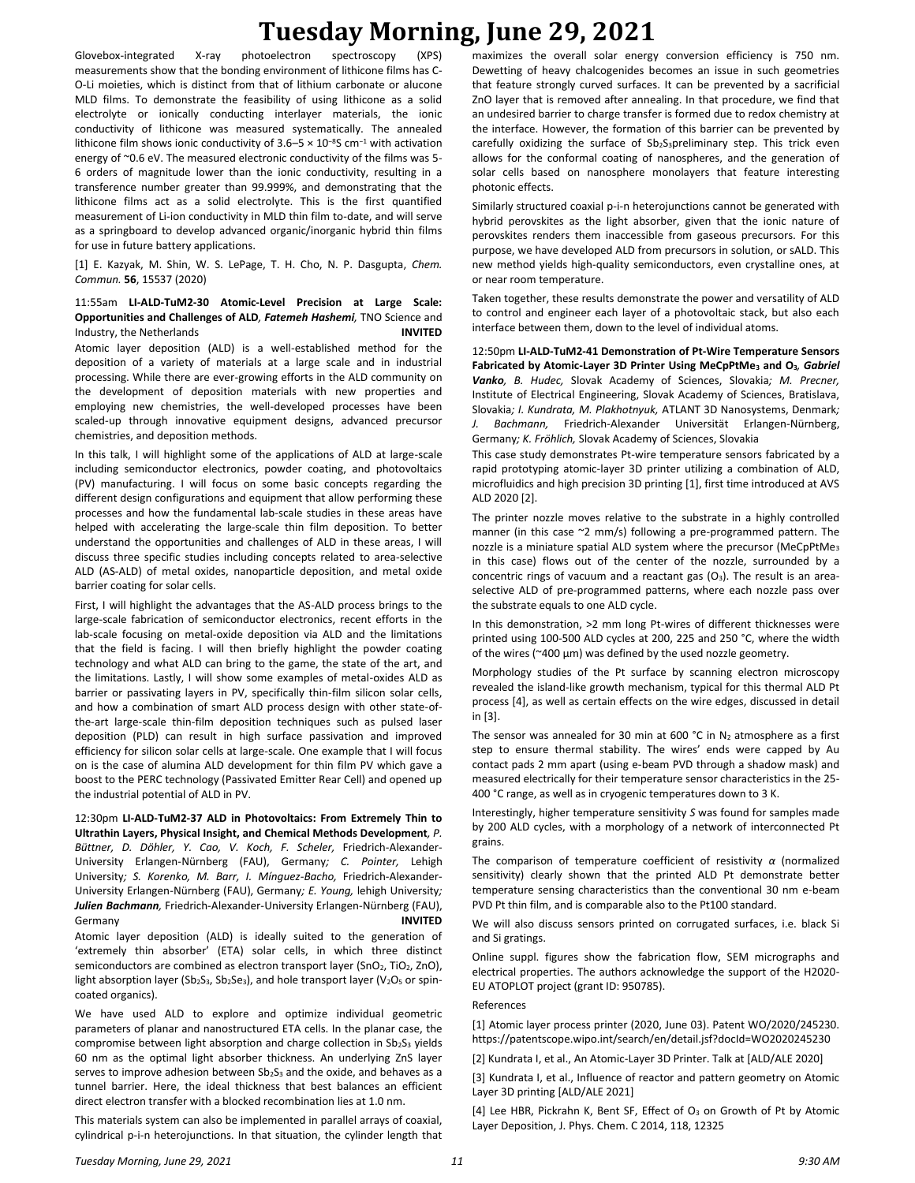Glovebox-integrated X-ray photoelectron spectroscopy (XPS) measurements show that the bonding environment of lithicone films has C-O-Li moieties, which is distinct from that of lithium carbonate or alucone MLD films. To demonstrate the feasibility of using lithicone as a solid electrolyte or ionically conducting interlayer materials, the ionic conductivity of lithicone was measured systematically. The annealed lithicone film shows ionic conductivity of 3.6–5 × $10^{-8}$S $cm^{-1}$ with activation energy of ~0.6 eV. The measured electronic conductivity of the films was 5-6 orders of magnitude lower than the ionic conductivity, resulting in a transference number greater than 99.999%, and demonstrating that the lithicone films act as a solid electrolyte. This is the first quantified measurement of Li-ion conductivity in MLD thin film to-date, and will serve as a springboard to develop advanced organic/inorganic hybrid thin films for use in future battery applications.

[1] E. Kazyak, M. Shin, W. S. LePage, T. H. Cho, N. P. Dasgupta, *Chem. Commun.* **56**, 15537 (2020)

11:55am **LI-ALD-TuM2-30 Atomic-Level Precision at Large Scale: Opportunities and Challenges of ALD**, ***Fatemeh Hashemi,*** TNO Science and Industry, the Netherlands **INVITED**

Atomic layer deposition (ALD) is a well-established method for the deposition of a variety of materials at a large scale and in industrial processing. While there are ever-growing efforts in the ALD community on the development of deposition materials with new properties and employing new chemistries, the well-developed processes have been scaled-up through innovative equipment designs, advanced precursor chemistries, and deposition methods.

In this talk, I will highlight some of the applications of ALD at large-scale including semiconductor electronics, powder coating, and photovoltaics (PV) manufacturing. I will focus on some basic concepts regarding the different design configurations and equipment that allow performing these processes and how the fundamental lab-scale studies in these areas have helped with accelerating the large-scale thin film deposition. To better understand the opportunities and challenges of ALD in these areas, I will discuss three specific studies including concepts related to area-selective ALD (AS-ALD) of metal oxides, nanoparticle deposition, and metal oxide barrier coating for solar cells.

First, I will highlight the advantages that the AS-ALD process brings to the large-scale fabrication of semiconductor electronics, recent efforts in the lab-scale focusing on metal-oxide deposition via ALD and the limitations that the field is facing. I will then briefly highlight the powder coating technology and what ALD can bring to the game, the state of the art, and the limitations. Lastly, I will show some examples of metal-oxides ALD as barrier or passivating layers in PV, specifically thin-film silicon solar cells, and how a combination of smart ALD process design with other state-of-the-art large-scale thin-film deposition techniques such as pulsed laser deposition (PLD) can result in high surface passivation and improved efficiency for silicon solar cells at large-scale. One example that I will focus on is the case of alumina ALD development for thin film PV which gave a boost to the PERC technology (Passivated Emitter Rear Cell) and opened up the industrial potential of ALD in PV.

12:30pm **LI-ALD-TuM2-37 ALD in Photovoltaics: From Extremely Thin to Ultrathin Layers, Physical Insight, and Chemical Methods Development**, *P. Büttner, D. Döhler, Y. Cao, V. Koch, F. Scheler,* Friedrich-Alexander-University Erlangen-Nürnberg (FAU), Germany*; C. Pointer,* Lehigh University*; S. Korenko, M. Barr, I. Mínguez-Bacho,* Friedrich-Alexander-University Erlangen-Nürnberg (FAU), Germany*; E. Young,* lehigh University*;* ***Julien Bachmann,*** Friedrich-Alexander-University Erlangen-Nürnberg (FAU), Germany **INVITED**

Atomic layer deposition (ALD) is ideally suited to the generation of 'extremely thin absorber' (ETA) solar cells, in which three distinct semiconductors are combined as electron transport layer ($SnO_2$, $TiO_2$, ZnO), light absorption layer ($Sb_2S_3$, $Sb_2Se_3$), and hole transport layer ($V_2O_5$ or spin-coated organics).

We have used ALD to explore and optimize individual geometric parameters of planar and nanostructured ETA cells. In the planar case, the compromise between light absorption and charge collection in $Sb_2S_3$ yields 60 nm as the optimal light absorber thickness. An underlying ZnS layer serves to improve adhesion between $Sb_2S_3$ and the oxide, and behaves as a tunnel barrier. Here, the ideal thickness that best balances an efficient direct electron transfer with a blocked recombination lies at 1.0 nm.

This materials system can also be implemented in parallel arrays of coaxial, cylindrical p-i-n heterojunctions. In that situation, the cylinder length that maximizes the overall solar energy conversion efficiency is 750 nm. Dewetting of heavy chalcogenides becomes an issue in such geometries that feature strongly curved surfaces. It can be prevented by a sacrificial ZnO layer that is removed after annealing. In that procedure, we find that an undesired barrier to charge transfer is formed due to redox chemistry at the interface. However, the formation of this barrier can be prevented by carefully oxidizing the surface of $Sb_2S_3$preliminary step. This trick even allows for the conformal coating of nanospheres, and the generation of solar cells based on nanosphere monolayers that feature interesting photonic effects.

Similarly structured coaxial p-i-n heterojunctions cannot be generated with hybrid perovskites as the light absorber, given that the ionic nature of perovskites renders them inaccessible from gaseous precursors. For this purpose, we have developed ALD from precursors in solution, or sALD. This new method yields high-quality semiconductors, even crystalline ones, at or near room temperature.

Taken together, these results demonstrate the power and versatility of ALD to control and engineer each layer of a photovoltaic stack, but also each interface between them, down to the level of individual atoms.

12:50pm **LI-ALD-TuM2-41 Demonstration of Pt-Wire Temperature Sensors Fabricated by Atomic-Layer 3D Printer Using $MeCpPtMe_3$ and $O_3$**, ***Gabriel Vanko,*** *B. Hudec,* Slovak Academy of Sciences, Slovakia*; M. Precner,* Institute of Electrical Engineering, Slovak Academy of Sciences, Bratislava, Slovakia*; I. Kundrata, M. Plakhotnyuk,* ATLANT 3D Nanosystems, Denmark*; J. Bachmann,* Friedrich-Alexander Universität Erlangen-Nürnberg, Germany*; K. Fröhlich,* Slovak Academy of Sciences, Slovakia

This case study demonstrates Pt-wire temperature sensors fabricated by a rapid prototyping atomic-layer 3D printer utilizing a combination of ALD, microfluidics and high precision 3D printing [1], first time introduced at AVS ALD 2020 [2].

The printer nozzle moves relative to the substrate in a highly controlled manner (in this case ~2 mm/s) following a pre-programmed pattern. The nozzle is a miniature spatial ALD system where the precursor ($MeCpPtMe_3$ in this case) flows out of the center of the nozzle, surrounded by a concentric rings of vacuum and a reactant gas ($O_3$). The result is an area-selective ALD of pre-programmed patterns, where each nozzle pass over the substrate equals to one ALD cycle.

In this demonstration, >2 mm long Pt-wires of different thicknesses were printed using 100-500 ALD cycles at 200, 225 and 250 °C, where the width of the wires (~400 µm) was defined by the used nozzle geometry.

Morphology studies of the Pt surface by scanning electron microscopy revealed the island-like growth mechanism, typical for this thermal ALD Pt process [4], as well as certain effects on the wire edges, discussed in detail in [3].

The sensor was annealed for 30 min at 600 °C in $N_2$ atmosphere as a first step to ensure thermal stability. The wires' ends were capped by Au contact pads 2 mm apart (using e-beam PVD through a shadow mask) and measured electrically for their temperature sensor characteristics in the 25-400 °C range, as well as in cryogenic temperatures down to 3 K.

Interestingly, higher temperature sensitivity $S$ was found for samples made by 200 ALD cycles, with a morphology of a network of interconnected Pt grains.

The comparison of temperature coefficient of resistivity $\alpha$ (normalized sensitivity) clearly shown that the printed ALD Pt demonstrate better temperature sensing characteristics than the conventional 30 nm e-beam PVD Pt thin film, and is comparable also to the Pt100 standard.

We will also discuss sensors printed on corrugated surfaces, i.e. black Si and Si gratings.

Online suppl. figures show the fabrication flow, SEM micrographs and electrical properties. The authors acknowledge the support of the H2020-EU ATOPLOT project (grant ID: 950785).

References

[1] Atomic layer process printer (2020, June 03). Patent WO/2020/245230. https://patentscope.wipo.int/search/en/detail.jsf?docId=WO2020245230

[2] Kundrata I, et al., An Atomic-Layer 3D Printer. Talk at [ALD/ALE 2020]

[3] Kundrata I, et al., Influence of reactor and pattern geometry on Atomic Layer 3D printing [ALD/ALE 2021]

[4] Lee HBR, Pickrahn K, Bent SF, Effect of $O_3$ on Growth of Pt by Atomic Layer Deposition, J. Phys. Chem. C 2014, 118, 12325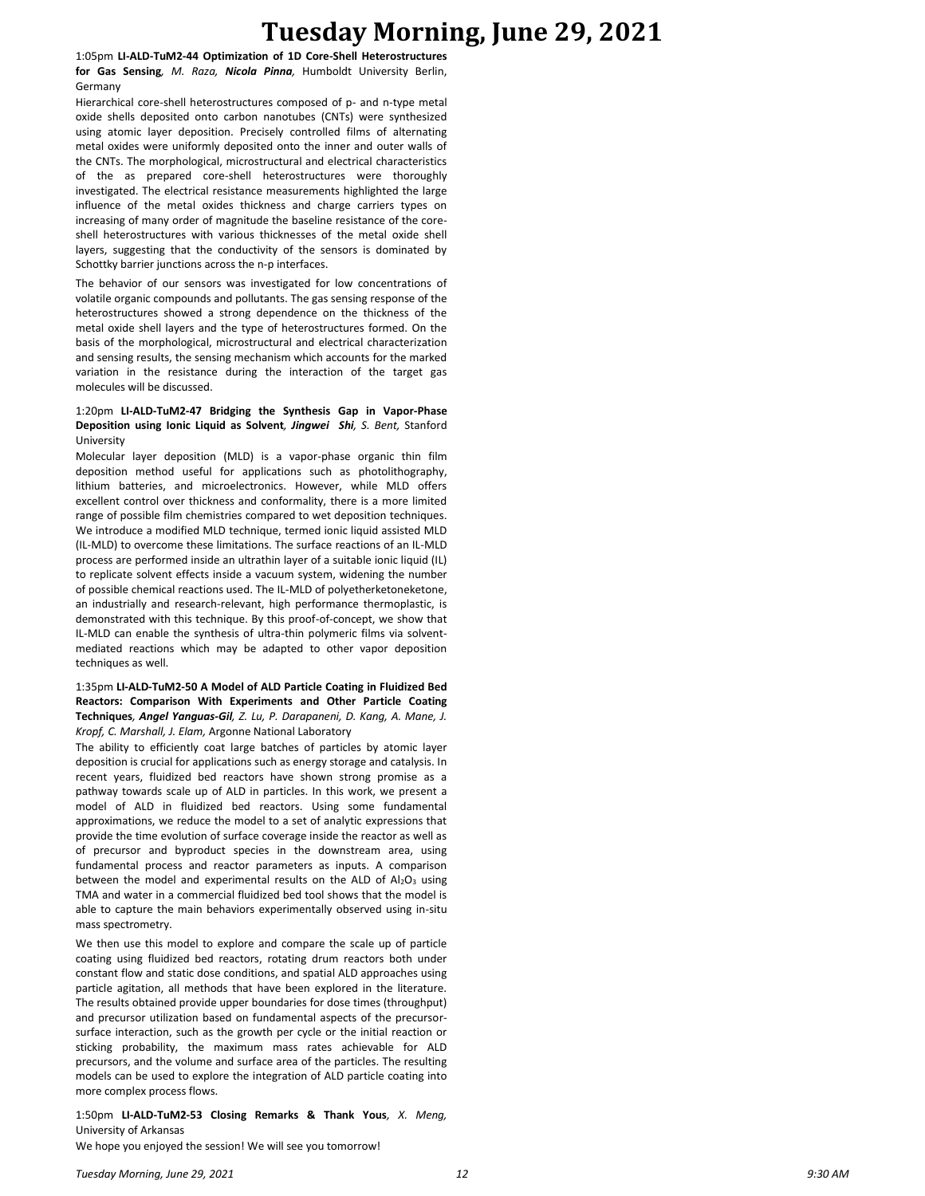1:05pm **LI-ALD-TuM2-44 Optimization of 1D Core-Shell Heterostructures for Gas Sensing**, *M. Raza, **Nicola Pinna**,* Humboldt University Berlin, Germany

Hierarchical core-shell heterostructures composed of p- and n-type metal oxide shells deposited onto carbon nanotubes (CNTs) were synthesized using atomic layer deposition. Precisely controlled films of alternating metal oxides were uniformly deposited onto the inner and outer walls of the CNTs. The morphological, microstructural and electrical characteristics of the as prepared core-shell heterostructures were thoroughly investigated. The electrical resistance measurements highlighted the large influence of the metal oxides thickness and charge carriers types on increasing of many order of magnitude the baseline resistance of the core-shell heterostructures with various thicknesses of the metal oxide shell layers, suggesting that the conductivity of the sensors is dominated by Schottky barrier junctions across the n-p interfaces.

The behavior of our sensors was investigated for low concentrations of volatile organic compounds and pollutants. The gas sensing response of the heterostructures showed a strong dependence on the thickness of the metal oxide shell layers and the type of heterostructures formed. On the basis of the morphological, microstructural and electrical characterization and sensing results, the sensing mechanism which accounts for the marked variation in the resistance during the interaction of the target gas molecules will be discussed.

1:20pm **LI-ALD-TuM2-47 Bridging the Synthesis Gap in Vapor-Phase Deposition using Ionic Liquid as Solvent**, ***Jingwei Shi**, S. Bent,* Stanford University

Molecular layer deposition (MLD) is a vapor-phase organic thin film deposition method useful for applications such as photolithography, lithium batteries, and microelectronics. However, while MLD offers excellent control over thickness and conformality, there is a more limited range of possible film chemistries compared to wet deposition techniques. We introduce a modified MLD technique, termed ionic liquid assisted MLD (IL-MLD) to overcome these limitations. The surface reactions of an IL-MLD process are performed inside an ultrathin layer of a suitable ionic liquid (IL) to replicate solvent effects inside a vacuum system, widening the number of possible chemical reactions used. The IL-MLD of polyetherketoneketone, an industrially and research-relevant, high performance thermoplastic, is demonstrated with this technique. By this proof-of-concept, we show that IL-MLD can enable the synthesis of ultra-thin polymeric films via solvent-mediated reactions which may be adapted to other vapor deposition techniques as well.

1:35pm **LI-ALD-TuM2-50 A Model of ALD Particle Coating in Fluidized Bed Reactors: Comparison With Experiments and Other Particle Coating Techniques**, ***Angel Yanguas-Gil**, Z. Lu, P. Darapaneni, D. Kang, A. Mane, J. Kropf, C. Marshall, J. Elam,* Argonne National Laboratory

The ability to efficiently coat large batches of particles by atomic layer deposition is crucial for applications such as energy storage and catalysis. In recent years, fluidized bed reactors have shown strong promise as a pathway towards scale up of ALD in particles. In this work, we present a model of ALD in fluidized bed reactors. Using some fundamental approximations, we reduce the model to a set of analytic expressions that provide the time evolution of surface coverage inside the reactor as well as of precursor and byproduct species in the downstream area, using fundamental process and reactor parameters as inputs. A comparison between the model and experimental results on the ALD of $Al_2O_3$ using TMA and water in a commercial fluidized bed tool shows that the model is able to capture the main behaviors experimentally observed using in-situ mass spectrometry.

We then use this model to explore and compare the scale up of particle coating using fluidized bed reactors, rotating drum reactors both under constant flow and static dose conditions, and spatial ALD approaches using particle agitation, all methods that have been explored in the literature. The results obtained provide upper boundaries for dose times (throughput) and precursor utilization based on fundamental aspects of the precursor-surface interaction, such as the growth per cycle or the initial reaction or sticking probability, the maximum mass rates achievable for ALD precursors, and the volume and surface area of the particles. The resulting models can be used to explore the integration of ALD particle coating into more complex process flows.

1:50pm **LI-ALD-TuM2-53 Closing Remarks & Thank Yous**, *X. Meng,* University of Arkansas

We hope you enjoyed the session! We will see you tomorrow!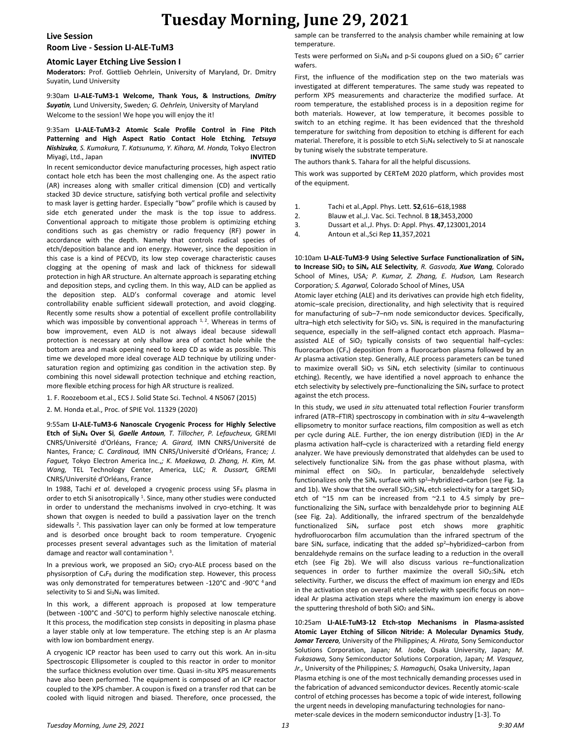# Tuesday Morning, June 29, 2021

## Live Session

## Room Live - Session LI-ALE-TuM3

### Atomic Layer Etching Live Session I

**Moderators:** Prof. Gottlieb Oehrlein, University of Maryland, Dr. Dmitry Suyatin, Lund University

9:30am **LI-ALE-TuM3-1 Welcome, Thank Yous, & Instructions**, ***Dmitry Suyatin,*** Lund University, Sweden*; G. Oehrlein,* University of Maryland

Welcome to the session! We hope you will enjoy the it!

9:35am **LI-ALE-TuM3-2 Atomic Scale Profile Control in Fine Pitch Patterning and High Aspect Ratio Contact Hole Etching**, ***Tetsuya Nishizuka****, S. Kumakura, T. Katsunuma, Y. Kihara, M. Honda,* Tokyo Electron Miyagi, Ltd., Japan **INVITED**

In recent semiconductor device manufacturing processes, high aspect ratio contact hole etch has been the most challenging one. As the aspect ratio (AR) increases along with smaller critical dimension (CD) and vertically stacked 3D device structure, satisfying both vertical profile and selectivity to mask layer is getting harder. Especially "bow" profile which is caused by side etch generated under the mask is the top issue to address. Conventional approach to mitigate those problem is optimizing etching conditions such as gas chemistry or radio frequency (RF) power in accordance with the depth. Namely that controls radical species of etch/deposition balance and ion energy. However, since the deposition in this case is a kind of PECVD, its low step coverage characteristic causes clogging at the opening of mask and lack of thickness for sidewall protection in high AR structure. An alternate approach is separating etching and deposition steps, and cycling them. In this way, ALD can be applied as the deposition step. ALD's conformal coverage and atomic level controllability enable sufficient sidewall protection, and avoid clogging. Recently some results show a potential of excellent profile controllability which was impossible by conventional approach [1, 2]. Whereas in terms of bow improvement, even ALD is not always ideal because sidewall protection is necessary at only shallow area of contact hole while the bottom area and mask opening need to keep CD as wide as possible. This time we developed more ideal coverage ALD technique by utilizing under-saturation region and optimizing gas condition in the activation step. By combining this novel sidewall protection technique and etching reaction, more flexible etching process for high AR structure is realized.

1. F. Roozeboom et.al., ECS J. Solid State Sci. Technol. 4 N5067 (2015)

2. M. Honda et.al., Proc. of SPIE Vol. 11329 (2020)

9:55am **LI-ALE-TuM3-6 Nanoscale Cryogenic Process for Highly Selective Etch of $Si_3N_4$ Over Si**, ***Gaelle Antoun****, T. Tillocher, P. Lefaucheux,* GREMI CNRS/Université d'Orléans, France*; A. Girard,* IMN CNRS/Université de Nantes, France*; C. Cardinaud,* IMN CNRS/Université d'Orléans, France*; J. Faguet,* Tokyo Electron America Inc.*,; K. Maekawa, D. Zhang, H. Kim, M. Wang,* TEL Technology Center, America, LLC*; R. Dussart,* GREMI CNRS/Université d'Orléans, France

In 1988, Tachi *et al.* developed a cryogenic process using $SF_6$ plasma in order to etch Si anisotropically [1]. Since, many other studies were conducted in order to understand the mechanisms involved in cryo-etching. It was shown that oxygen is needed to build a passivation layer on the trench sidewalls [2]. This passivation layer can only be formed at low temperature and is desorbed once brought back to room temperature. Cryogenic processes present several advantages such as the limitation of material damage and reactor wall contamination [3].

In a previous work, we proposed an $SiO_2$ cryo-ALE process based on the physisorption of $C_4F_8$ during the modification step. However, this process was only demonstrated for temperatures between -120°C and -90°C [4] and selectivity to Si and $Si_3N_4$ was limited.

In this work, a different approach is proposed at low temperature (between -100°C and -50°C) to perform highly selective nanoscale etching. It this process, the modification step consists in depositing in plasma phase a layer stable only at low temperature. The etching step is an Ar plasma with low ion bombardment energy.

A cryogenic ICP reactor has been used to carry out this work. An in-situ Spectroscopic Ellipsometer is coupled to this reactor in order to monitor the surface thickness evolution over time. Quasi in-situ XPS measurements have also been performed. The equipment is composed of an ICP reactor coupled to the XPS chamber. A coupon is fixed on a transfer rod that can be cooled with liquid nitrogen and biased. Therefore, once processed, the sample can be transferred to the analysis chamber while remaining at low temperature.

Tests were performed on $Si_3N_4$ and p-Si coupons glued on a $SiO_2$ 6" carrier wafers.

First, the influence of the modification step on the two materials was investigated at different temperatures. The same study was repeated to perform XPS measurements and characterize the modified surface. At room temperature, the established process is in a deposition regime for both materials. However, at low temperature, it becomes possible to switch to an etching regime. It has been evidenced that the threshold temperature for switching from deposition to etching is different for each material. Therefore, it is possible to etch $Si_3N_4$ selectively to Si at nanoscale by tuning wisely the substrate temperature.

The authors thank S. Tahara for all the helpful discussions.

This work was supported by CERTeM 2020 platform, which provides most of the equipment.

1. Tachi et al.,Appl. Phys. Lett. **52**,616–618,1988
2. Blauw et al.,J. Vac. Sci. Technol. B **18**,3453,2000
3. Dussart et al.,J. Phys. D: Appl. Phys. **47**,123001,2014
4. Antoun et al.,Sci Rep **11**,357,2021

10:10am **LI-ALE-TuM3-9 Using Selective Surface Functionalization of $SiN_x$ to Increase $SiO_2$ to $SiN_x$ ALE Selectivity**, *R. Gasvoda,* ***Xue Wang****,* Colorado School of Mines, USA*; P. Kumar, Z. Zhang, E. Hudson,* Lam Research Corporation*; S. Agarwal,* Colorado School of Mines, USA

Atomic layer etching (ALE) and its derivatives can provide high etch fidelity, atomic–scale precision, directionality, and high selectivity that is required for manufacturing of sub–7–nm node semiconductor devices. Specifically, ultra–high etch selectivity for $SiO_2$ vs. $SiN_x$ is required in the manufacturing sequence, especially in the self–aligned contact etch approach. Plasma–assisted ALE of $SiO_2$ typically consists of two sequential half–cycles: fluorocarbon ($CF_x$) deposition from a fluorocarbon plasma followed by an Ar plasma activation step. Generally, ALE process parameters can be tuned to maximize overall $SiO_2$ vs $SiN_x$ etch selectivity (similar to continuous etching). Recently, we have identified a novel approach to enhance the etch selectivity by selectively pre–functionalizing the $SiN_x$ surface to protect against the etch process.

In this study, we used *in situ* attenuated total reflection Fourier transform infrared (ATR–FTIR) spectroscopy in combination with *in situ* 4–wavelength ellipsometry to monitor surface reactions, film composition as well as etch per cycle during ALE. Further, the ion energy distribution (IED) in the Ar plasma activation half–cycle is characterized with a retarding field energy analyzer. We have previously demonstrated that aldehydes can be used to selectively functionalize $SiN_x$ from the gas phase without plasma, with minimal effect on $SiO_2$. In particular, benzaldehyde selectively functionalizes only the $SiN_x$ surface with $sp^2$–hybridized–carbon (see Fig. 1a and 1b). We show that the overall $SiO_2$:$SiN_x$ etch selectivity for a target $SiO_2$ etch of ~15 nm can be increased from ~2.1 to 4.5 simply by pre–functionalizing the $SiN_x$ surface with benzaldehyde prior to beginning ALE (see Fig. 2a). Additionally, the infrared spectrum of the benzaldehyde functionalized $SiN_x$ surface post etch shows more graphitic hydrofluorocarbon film accumulation than the infrared spectrum of the bare $SiN_x$ surface, indicating that the added $sp^2$–hybridized–carbon from benzaldehyde remains on the surface leading to a reduction in the overall etch (see Fig 2b). We will also discuss various re–functionalization sequences in order to further maximize the overall $SiO_2$:$SiN_x$ etch selectivity. Further, we discuss the effect of maximum ion energy and IEDs in the activation step on overall etch selectivity with specific focus on non–ideal Ar plasma activation steps where the maximum ion energy is above the sputtering threshold of both $SiO_2$ and $SiN_x$.

10:25am **LI-ALE-TuM3-12 Etch-stop Mechanisms in Plasma-assisted Atomic Layer Etching of Silicon Nitride: A Molecular Dynamics Study**, ***Jomar Tercero****,* University of the Philippines*; A. Hirata,* Sony Semiconductor Solutions Corporation, Japan*; M. Isobe,* Osaka University, Japan*; M. Fukasawa,* Sony Semiconductor Solutions Corporation, Japan*; M. Vasquez, Jr.,* University of the Philippines*; S. Hamaguchi,* Osaka University, Japan

Plasma etching is one of the most technically demanding processes used in the fabrication of advanced semiconductor devices. Recently atomic-scale control of etching processes has become a topic of wide interest, following the urgent needs in developing manufacturing technologies for nano-meter-scale devices in the modern semiconductor industry [1-3]. To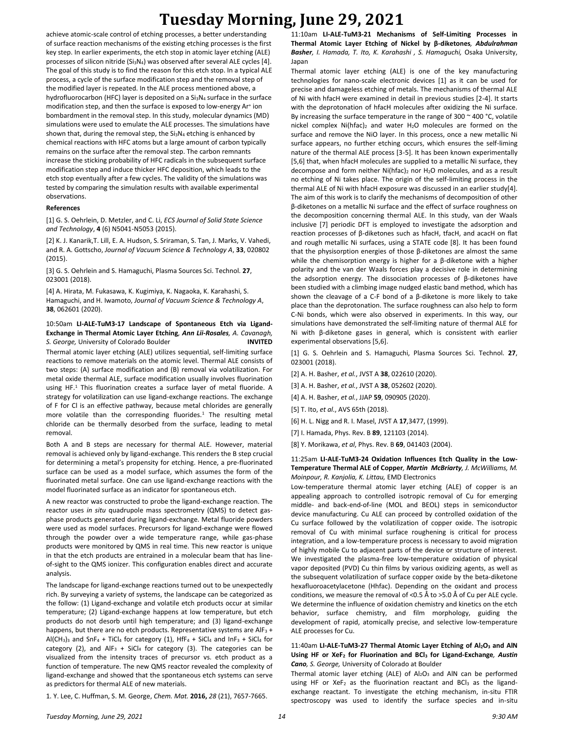achieve atomic-scale control of etching processes, a better understanding of surface reaction mechanisms of the existing etching processes is the first key step. In earlier experiments, the etch stop in atomic layer etching (ALE) processes of silicon nitride ($Si_3N_4$) was observed after several ALE cycles [4]. The goal of this study is to find the reason for this etch stop. In a typical ALE process, a cycle of the surface modification step and the removal step of the modified layer is repeated. In the ALE process mentioned above, a hydrofluorocarbon (HFC) layer is deposited on a $Si_3N_4$ surface in the surface modification step, and then the surface is exposed to low-energy $Ar^+$ ion bombardment in the removal step. In this study, molecular dynamics (MD) simulations were used to emulate the ALE processes. The simulations have shown that, during the removal step, the $Si_3N_4$ etching is enhanced by chemical reactions with HFC atoms but a large amount of carbon typically remains on the surface after the removal step. The carbon remnants increase the sticking probability of HFC radicals in the subsequent surface modification step and induce thicker HFC deposition, which leads to the etch stop eventually after a few cycles. The validity of the simulations was tested by comparing the simulation results with available experimental observations.

**References**

[1] G. S. Oehrlein, D. Metzler, and C. Li, *ECS Journal of Solid State Science and Technology*, **4** (6) N5041-N5053 (2015).

[2] K. J. Kanarik,T. Lill, E. A. Hudson, S. Sriraman, S. Tan, J. Marks, V. Vahedi, and R. A. Gottscho, *Journal of Vacuum Science & Technology A*, **33**, 020802 (2015).

[3] G. S. Oehrlein and S. Hamaguchi, Plasma Sources Sci. Technol. **27**, 023001 (2018).

[4] A. Hirata, M. Fukasawa, K. Kugimiya, K. Nagaoka, K. Karahashi, S. Hamaguchi, and H. Iwamoto, *Journal of Vacuum Science & Technology A*, **38**, 062601 (2020).

10:50am **LI-ALE-TuM3-17 Landscape of Spontaneous Etch via Ligand-Exchange in Thermal Atomic Layer Etching**, ***Ann Lii-Rosales**, A. Cavanagh, S. George,* University of Colorado Boulder **INVITED**

Thermal atomic layer etching (ALE) utilizes sequential, self-limiting surface reactions to remove materials on the atomic level. Thermal ALE consists of two steps: (A) surface modification and (B) removal via volatilization. For metal oxide thermal ALE, surface modification usually involves fluorination using HF.[1] This fluorination creates a surface layer of metal fluoride. A strategy for volatilization can use ligand-exchange reactions. The exchange of F for Cl is an effective pathway, because metal chlorides are generally more volatile than the corresponding fluorides.[1] The resulting metal chloride can be thermally desorbed from the surface, leading to metal removal.

Both A and B steps are necessary for thermal ALE. However, material removal is achieved only by ligand-exchange. This renders the B step crucial for determining a metal's propensity for etching. Hence, a pre-fluorinated surface can be used as a model surface, which assumes the form of the fluorinated metal surface. One can use ligand-exchange reactions with the model fluorinated surface as an indicator for spontaneous etch.

A new reactor was constructed to probe the ligand-exchange reaction. The reactor uses *in situ* quadrupole mass spectrometry (QMS) to detect gas-phase products generated during ligand-exchange. Metal fluoride powders were used as model surfaces. Precursors for ligand-exchange were flowed through the powder over a wide temperature range, while gas-phase products were monitored by QMS in real time. This new reactor is unique in that the etch products are entrained in a molecular beam that has line-of-sight to the QMS ionizer. This configuration enables direct and accurate analysis.

The landscape for ligand-exchange reactions turned out to be unexpectedly rich. By surveying a variety of systems, the landscape can be categorized as the follow: (1) Ligand-exchange and volatile etch products occur at similar temperature; (2) Ligand-exchange happens at low temperature, but etch products do not desorb until high temperature; and (3) ligand-exchange happens, but there are no etch products. Representative systems are $AlF_3$ + $Al(CH_3)_3$ and $SnF_4$ + $TiCl_4$ for category (1), $HfF_4$ + $SiCl_4$ and $InF_3$ + $SiCl_4$ for category (2), and $AlF_3$ + $SiCl_4$ for category (3). The categories can be visualized from the intensity traces of precursor vs. etch product as a function of temperature. The new QMS reactor revealed the complexity of ligand-exchange and showed that the spontaneous etch systems can serve as predictors for thermal ALE of new materials.

1. Y. Lee, C. Huffman, S. M. George, *Chem. Mat.* **2016,** *28* (21), 7657-7665.

11:10am **LI-ALE-TuM3-21 Mechanisms of Self-Limiting Processes in Thermal Atomic Layer Etching of Nickel by β-diketones**, ***Abdulrahman Basher**, I. Hamada, T. Ito, K. Karahashi , S. Hamaguchi,* Osaka University, Japan

Thermal atomic layer etching (ALE) is one of the key manufacturing technologies for nano-scale electronic devices [1] as it can be used for precise and damageless etching of metals. The mechanisms of thermal ALE of Ni with hfacH were examined in detail in previous studies [2-4]. It starts with the deprotonation of hfacH molecules after oxidizing the Ni surface. By increasing the surface temperature in the range of 300 ~ 400 °C, volatile nickel complex $Ni(hfac)_2$ and water $H_2O$ molecules are formed on the surface and remove the NiO layer. In this process, once a new metallic Ni surface appears, no further etching occurs, which ensures the self-liming nature of the thermal ALE process [3-5]. It has been known experimentally [5,6] that, when hfacH molecules are supplied to a metallic Ni surface, they decompose and form neither $Ni(hfac)_2$ nor $H_2O$ molecules, and as a result no etching of Ni takes place. The origin of the self-limiting process in the thermal ALE of Ni with hfacH exposure was discussed in an earlier study[4]. The aim of this work is to clarify the mechanisms of decomposition of other β-diketones on a metallic Ni surface and the effect of surface roughness on the decomposition concerning thermal ALE. In this study, van der Waals inclusive [7] periodic DFT is employed to investigate the adsorption and reaction processes of β-diketones such as hfacH, tfacH, and acacH on flat and rough metallic Ni surfaces, using a STATE code [8]. It has been found that the physisorption energies of those β-diketones are almost the same while the chemisorption energy is higher for a β-diketone with a higher polarity and the van der Waals forces play a decisive role in determining the adsorption energy. The dissociation processes of β-diketones have been studied with a climbing image nudged elastic band method, which has shown the cleavage of a C-F bond of a β-diketone is more likely to take place than the deprotonation. The surface roughness can also help to form C-Ni bonds, which were also observed in experiments. In this way, our simulations have demonstrated the self-limiting nature of thermal ALE for Ni with β-diketone gases in general, which is consistent with earlier experimental observations [5,6].

[1] G. S. Oehrlein and S. Hamaguchi, Plasma Sources Sci. Technol. **27**, 023001 (2018).

[2] A. H. Basher, *et al.*, JVST A **38**, 022610 (2020).

[3] A. H. Basher, *et al.*, JVST A **38**, 052602 (2020).

[4] A. H. Basher, *et al.*, JJAP **59**, 090905 (2020).

[5] T. Ito, *et al.*, AVS 65th (2018).

[6] H. L. Nigg and R. I. Masel, JVST A **17**,3477, (1999).

[7] I. Hamada, Phys. Rev. B **89**, 121103 (2014).

[8] Y. Morikawa, *et al*, Phys. Rev. B **69**, 041403 (2004).

11:25am **LI-ALE-TuM3-24 Oxidation Influences Etch Quality in the Low-Temperature Thermal ALE of Copper**, ***Martin McBriarty**, J. McWilliams, M. Moinpour, R. Kanjolia, K. Littau,* EMD Electronics

Low-temperature thermal atomic layer etching (ALE) of copper is an appealing approach to controlled isotropic removal of Cu for emerging middle- and back-end-of-line (MOL and BEOL) steps in semiconductor device manufacturing. Cu ALE can proceed by controlled oxidation of the Cu surface followed by the volatilization of copper oxide. The isotropic removal of Cu with minimal surface roughening is critical for process integration, and a low-temperature process is necessary to avoid migration of highly mobile Cu to adjacent parts of the device or structure of interest. We investigated the plasma-free low-temperature oxidation of physical vapor deposited (PVD) Cu thin films by various oxidizing agents, as well as the subsequent volatilization of surface copper oxide by the beta-diketone hexafluoroacetylacetone (Hhfac). Depending on the oxidant and process conditions, we measure the removal of <0.5 Å to >5.0 Å of Cu per ALE cycle. We determine the influence of oxidation chemistry and kinetics on the etch behavior, surface chemistry, and film morphology, guiding the development of rapid, atomically precise, and selective low-temperature ALE processes for Cu.

11:40am **LI-ALE-TuM3-27 Thermal Atomic Layer Etching of $Al_2O_3$ and AlN Using HF or $XeF_2$ for Fluorination and $BCl_3$ for Ligand-Exchange**, ***Austin Cano**, S. George,* University of Colorado at Boulder

Thermal atomic layer etching (ALE) of $Al_2O_3$ and AlN can be performed using HF or $XeF_2$ as the fluorination reactant and $BCl_3$ as the ligand-exchange reactant. To investigate the etching mechanism, in-situ FTIR spectroscopy was used to identify the surface species and in-situ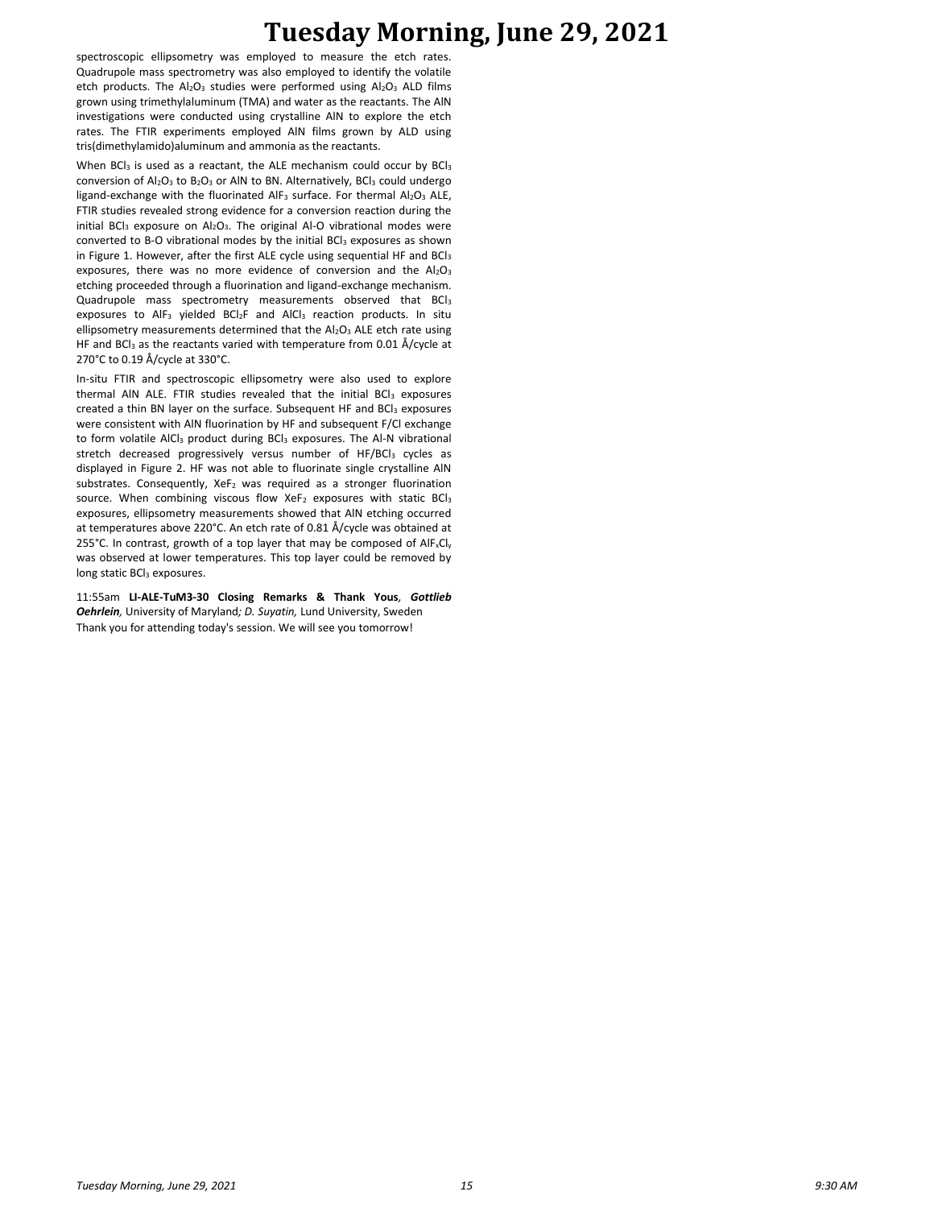spectroscopic ellipsometry was employed to measure the etch rates. Quadrupole mass spectrometry was also employed to identify the volatile etch products. The $Al_2O_3$ studies were performed using $Al_2O_3$ ALD films grown using trimethylaluminum (TMA) and water as the reactants. The AlN investigations were conducted using crystalline AlN to explore the etch rates. The FTIR experiments employed AlN films grown by ALD using tris(dimethylamido)aluminum and ammonia as the reactants.

When $BCl_3$ is used as a reactant, the ALE mechanism could occur by $BCl_3$ conversion of $Al_2O_3$ to $B_2O_3$ or AlN to BN. Alternatively, $BCl_3$ could undergo ligand-exchange with the fluorinated $AlF_3$ surface. For thermal $Al_2O_3$ ALE, FTIR studies revealed strong evidence for a conversion reaction during the initial $BCl_3$ exposure on $Al_2O_3$. The original Al-O vibrational modes were converted to B-O vibrational modes by the initial $BCl_3$ exposures as shown in Figure 1. However, after the first ALE cycle using sequential HF and $BCl_3$ exposures, there was no more evidence of conversion and the $Al_2O_3$ etching proceeded through a fluorination and ligand-exchange mechanism. Quadrupole mass spectrometry measurements observed that $BCl_3$ exposures to $AlF_3$ yielded $BCl_2F$ and $AlCl_3$ reaction products. In situ ellipsometry measurements determined that the $Al_2O_3$ ALE etch rate using HF and $BCl_3$ as the reactants varied with temperature from 0.01 Å/cycle at 270°C to 0.19 Å/cycle at 330°C.

In-situ FTIR and spectroscopic ellipsometry were also used to explore thermal AlN ALE. FTIR studies revealed that the initial $BCl_3$ exposures created a thin BN layer on the surface. Subsequent HF and $BCl_3$ exposures were consistent with AlN fluorination by HF and subsequent F/Cl exchange to form volatile $AlCl_3$ product during $BCl_3$ exposures. The Al-N vibrational stretch decreased progressively versus number of HF/$BCl_3$ cycles as displayed in Figure 2. HF was not able to fluorinate single crystalline AlN substrates. Consequently, $XeF_2$ was required as a stronger fluorination source. When combining viscous flow $XeF_2$ exposures with static $BCl_3$ exposures, ellipsometry measurements showed that AlN etching occurred at temperatures above 220°C. An etch rate of 0.81 Å/cycle was obtained at 255°C. In contrast, growth of a top layer that may be composed of $AlF_xCl_y$ was observed at lower temperatures. This top layer could be removed by long static $BCl_3$ exposures.

11:55am **LI-ALE-TuM3-30 Closing Remarks & Thank Yous**, ***Gottlieb Oehrlein****,* University of Maryland*; D. Suyatin,* Lund University, Sweden

Thank you for attending today's session. We will see you tomorrow!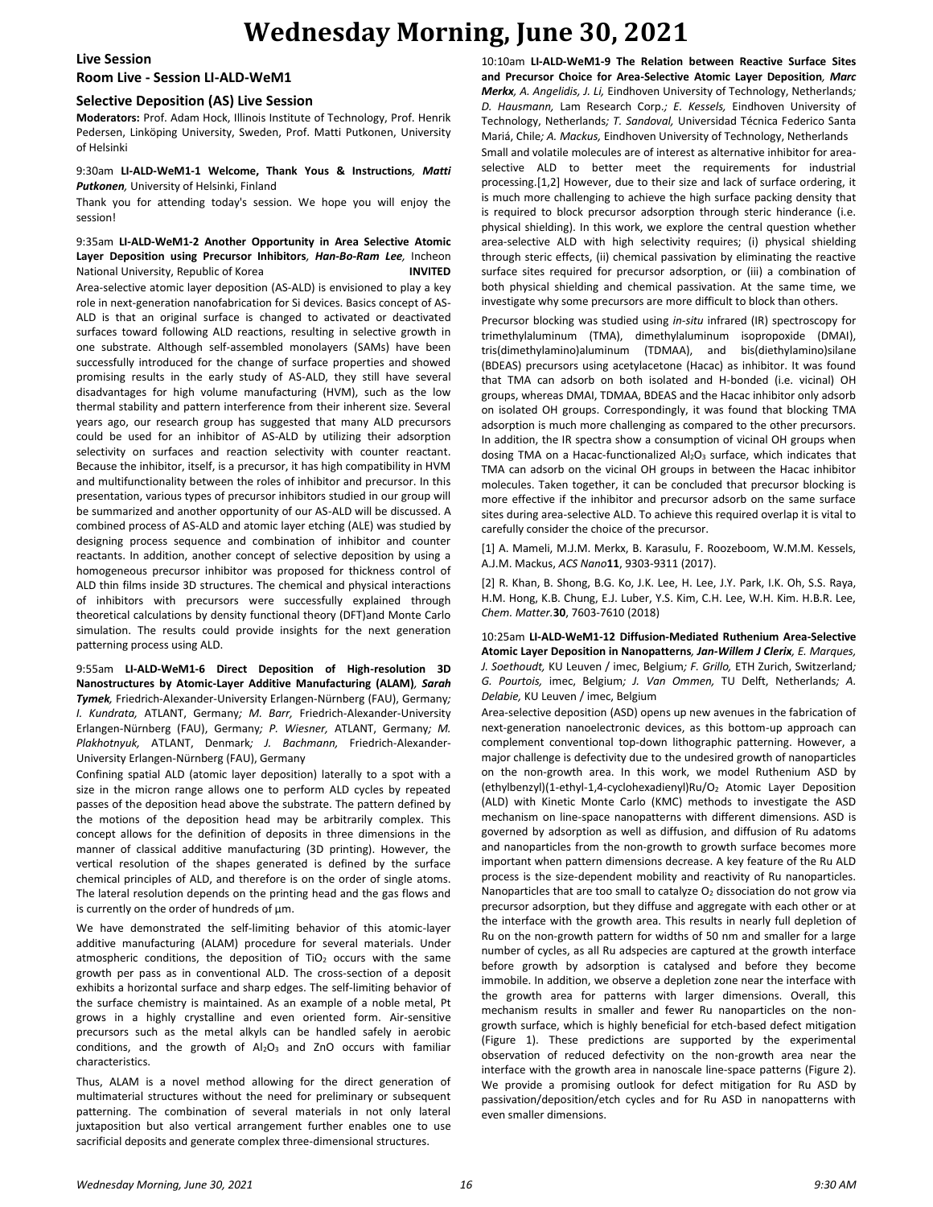# Wednesday Morning, June 30, 2021

## Live Session
## Room Live - Session LI-ALD-WeM1

### Selective Deposition (AS) Live Session

**Moderators:** Prof. Adam Hock, Illinois Institute of Technology, Prof. Henrik Pedersen, Linköping University, Sweden, Prof. Matti Putkonen, University of Helsinki

9:30am **LI-ALD-WeM1-1 Welcome, Thank Yous & Instructions**, ***Matti Putkonen***, University of Helsinki, Finland

Thank you for attending today's session. We hope you will enjoy the session!

9:35am **LI-ALD-WeM1-2 Another Opportunity in Area Selective Atomic Layer Deposition using Precursor Inhibitors**, ***Han-Bo-Ram Lee***, Incheon National University, Republic of Korea **INVITED**

Area-selective atomic layer deposition (AS-ALD) is envisioned to play a key role in next-generation nanofabrication for Si devices. Basics concept of AS-ALD is that an original surface is changed to activated or deactivated surfaces toward following ALD reactions, resulting in selective growth in one substrate. Although self-assembled monolayers (SAMs) have been successfully introduced for the change of surface properties and showed promising results in the early study of AS-ALD, they still have several disadvantages for high volume manufacturing (HVM), such as the low thermal stability and pattern interference from their inherent size. Several years ago, our research group has suggested that many ALD precursors could be used for an inhibitor of AS-ALD by utilizing their adsorption selectivity on surfaces and reaction selectivity with counter reactant. Because the inhibitor, itself, is a precursor, it has high compatibility in HVM and multifunctionality between the roles of inhibitor and precursor. In this presentation, various types of precursor inhibitors studied in our group will be summarized and another opportunity of our AS-ALD will be discussed. A combined process of AS-ALD and atomic layer etching (ALE) was studied by designing process sequence and combination of inhibitor and counter reactants. In addition, another concept of selective deposition by using a homogeneous precursor inhibitor was proposed for thickness control of ALD thin films inside 3D structures. The chemical and physical interactions of inhibitors with precursors were successfully explained through theoretical calculations by density functional theory (DFT)and Monte Carlo simulation. The results could provide insights for the next generation patterning process using ALD.

9:55am **LI-ALD-WeM1-6 Direct Deposition of High-resolution 3D Nanostructures by Atomic-Layer Additive Manufacturing (ALAM)**, ***Sarah Tymek***, Friedrich-Alexander-University Erlangen-Nürnberg (FAU), Germany; *I. Kundrata,* ATLANT, Germany; *M. Barr,* Friedrich-Alexander-University Erlangen-Nürnberg (FAU), Germany; *P. Wiesner,* ATLANT, Germany; *M. Plakhotnyuk,* ATLANT, Denmark; *J. Bachmann,* Friedrich-Alexander-University Erlangen-Nürnberg (FAU), Germany

Confining spatial ALD (atomic layer deposition) laterally to a spot with a size in the micron range allows one to perform ALD cycles by repeated passes of the deposition head above the substrate. The pattern defined by the motions of the deposition head may be arbitrarily complex. This concept allows for the definition of deposits in three dimensions in the manner of classical additive manufacturing (3D printing). However, the vertical resolution of the shapes generated is defined by the surface chemical principles of ALD, and therefore is on the order of single atoms. The lateral resolution depends on the printing head and the gas flows and is currently on the order of hundreds of µm.

We have demonstrated the self-limiting behavior of this atomic-layer additive manufacturing (ALAM) procedure for several materials. Under atmospheric conditions, the deposition of $TiO_2$ occurs with the same growth per pass as in conventional ALD. The cross-section of a deposit exhibits a horizontal surface and sharp edges. The self-limiting behavior of the surface chemistry is maintained. As an example of a noble metal, Pt grows in a highly crystalline and even oriented form. Air-sensitive precursors such as the metal alkyls can be handled safely in aerobic conditions, and the growth of $Al_2O_3$ and ZnO occurs with familiar characteristics.

Thus, ALAM is a novel method allowing for the direct generation of multimaterial structures without the need for preliminary or subsequent patterning. The combination of several materials in not only lateral juxtaposition but also vertical arrangement further enables one to use sacrificial deposits and generate complex three-dimensional structures.

10:10am **LI-ALD-WeM1-9 The Relation between Reactive Surface Sites and Precursor Choice for Area-Selective Atomic Layer Deposition**, ***Marc Merkx***, *A. Angelidis, J. Li,* Eindhoven University of Technology, Netherlands; *D. Hausmann,* Lam Research Corp.; *E. Kessels,* Eindhoven University of Technology, Netherlands; *T. Sandoval,* Universidad Técnica Federico Santa Mariá, Chile; *A. Mackus,* Eindhoven University of Technology, Netherlands

Small and volatile molecules are of interest as alternative inhibitor for area-selective ALD to better meet the requirements for industrial processing.[1,2] However, due to their size and lack of surface ordering, it is much more challenging to achieve the high surface packing density that is required to block precursor adsorption through steric hinderance (i.e. physical shielding). In this work, we explore the central question whether area-selective ALD with high selectivity requires; (i) physical shielding through steric effects, (ii) chemical passivation by eliminating the reactive surface sites required for precursor adsorption, or (iii) a combination of both physical shielding and chemical passivation. At the same time, we investigate why some precursors are more difficult to block than others.

Precursor blocking was studied using *in-situ* infrared (IR) spectroscopy for trimethylaluminum (TMA), dimethylaluminum isopropoxide (DMAI), tris(dimethylamino)aluminum (TDMAA), and bis(diethylamino)silane (BDEAS) precursors using acetylacetone (Hacac) as inhibitor. It was found that TMA can adsorb on both isolated and H-bonded (i.e. vicinal) OH groups, whereas DMAI, TDMAA, BDEAS and the Hacac inhibitor only adsorb on isolated OH groups. Correspondingly, it was found that blocking TMA adsorption is much more challenging as compared to the other precursors. In addition, the IR spectra show a consumption of vicinal OH groups when dosing TMA on a Hacac-functionalized $Al_2O_3$ surface, which indicates that TMA can adsorb on the vicinal OH groups in between the Hacac inhibitor molecules. Taken together, it can be concluded that precursor blocking is more effective if the inhibitor and precursor adsorb on the same surface sites during area-selective ALD. To achieve this required overlap it is vital to carefully consider the choice of the precursor.

[1] A. Mameli, M.J.M. Merkx, B. Karasulu, F. Roozeboom, W.M.M. Kessels, A.J.M. Mackus, *ACS Nano* **11**, 9303-9311 (2017).

[2] R. Khan, B. Shong, B.G. Ko, J.K. Lee, H. Lee, J.Y. Park, I.K. Oh, S.S. Raya, H.M. Hong, K.B. Chung, E.J. Luber, Y.S. Kim, C.H. Lee, W.H. Kim. H.B.R. Lee, *Chem. Matter.* **30**, 7603-7610 (2018)

10:25am **LI-ALD-WeM1-12 Diffusion-Mediated Ruthenium Area-Selective Atomic Layer Deposition in Nanopatterns**, ***Jan-Willem J Clerix***, *E. Marques, J. Soethoudt,* KU Leuven / imec, Belgium; *F. Grillo,* ETH Zurich, Switzerland; *G. Pourtois,* imec, Belgium; *J. Van Ommen,* TU Delft, Netherlands; *A. Delabie,* KU Leuven / imec, Belgium

Area-selective deposition (ASD) opens up new avenues in the fabrication of next-generation nanoelectronic devices, as this bottom-up approach can complement conventional top-down lithographic patterning. However, a major challenge is defectivity due to the undesired growth of nanoparticles on the non-growth area. In this work, we model Ruthenium ASD by (ethylbenzyl)(1-ethyl-1,4-cyclohexadienyl)Ru/$O_2$ Atomic Layer Deposition (ALD) with Kinetic Monte Carlo (KMC) methods to investigate the ASD mechanism on line-space nanopatterns with different dimensions. ASD is governed by adsorption as well as diffusion, and diffusion of Ru adatoms and nanoparticles from the non-growth to growth surface becomes more important when pattern dimensions decrease. A key feature of the Ru ALD process is the size-dependent mobility and reactivity of Ru nanoparticles. Nanoparticles that are too small to catalyze $O_2$ dissociation do not grow via precursor adsorption, but they diffuse and aggregate with each other or at the interface with the growth area. This results in nearly full depletion of Ru on the non-growth pattern for widths of 50 nm and smaller for a large number of cycles, as all Ru adspecies are captured at the growth interface before growth by adsorption is catalysed and before they become immobile. In addition, we observe a depletion zone near the interface with the growth area for patterns with larger dimensions. Overall, this mechanism results in smaller and fewer Ru nanoparticles on the non-growth surface, which is highly beneficial for etch-based defect mitigation (Figure 1). These predictions are supported by the experimental observation of reduced defectivity on the non-growth area near the interface with the growth area in nanoscale line-space patterns (Figure 2). We provide a promising outlook for defect mitigation for Ru ASD by passivation/deposition/etch cycles and for Ru ASD in nanopatterns with even smaller dimensions.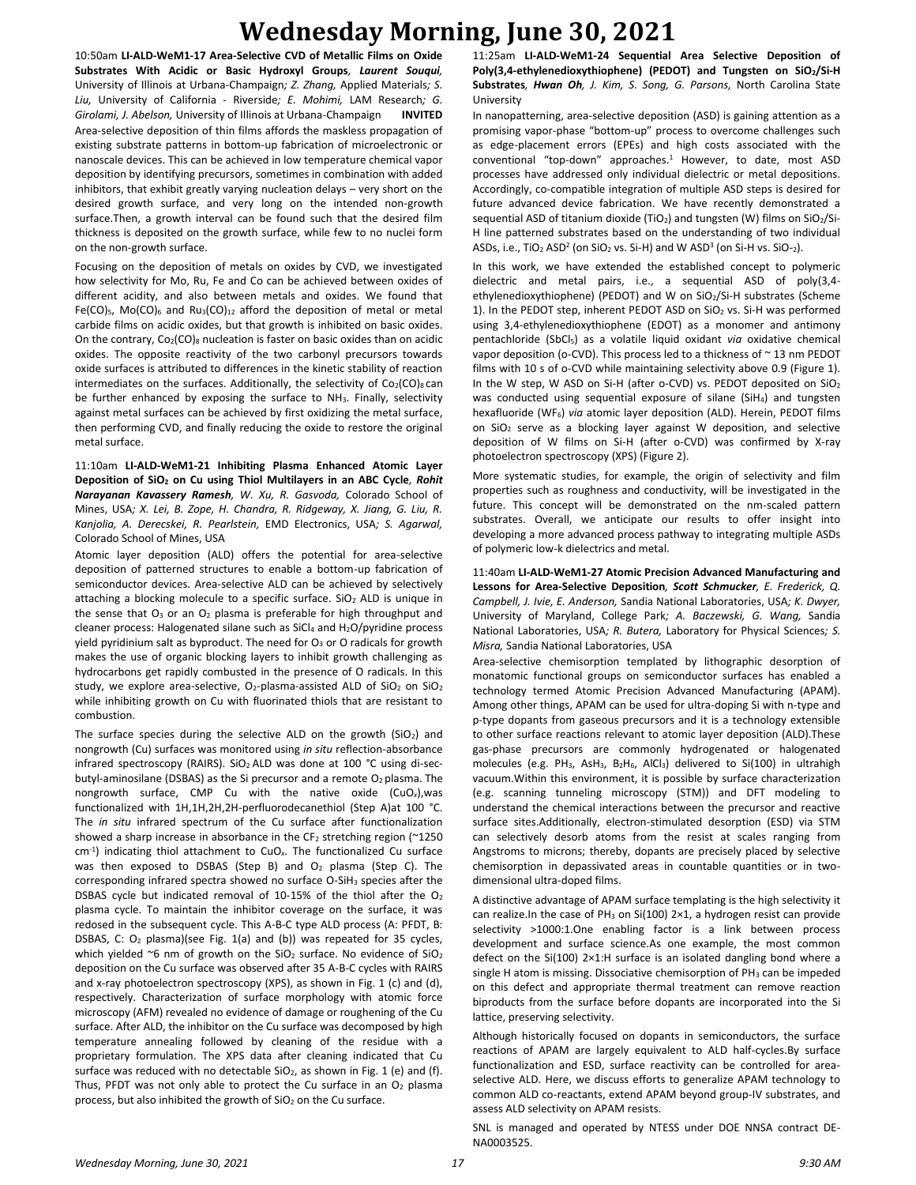# Wednesday Morning, June 30, 2021

10:50am **LI-ALD-WeM1-17 Area-Selective CVD of Metallic Films on Oxide Substrates With Acidic or Basic Hydroxyl Groups**, ***Laurent Souqui***, University of Illinois at Urbana-Champaign; *Z. Zhang,* Applied Materials; *S. Liu,* University of California - Riverside; *E. Mohimi,* LAM Research; *G. Girolami, J. Abelson,* University of Illinois at Urbana-Champaign **INVITED**

Area-selective deposition of thin films affords the maskless propagation of existing substrate patterns in bottom-up fabrication of microelectronic or nanoscale devices. This can be achieved in low temperature chemical vapor deposition by identifying precursors, sometimes in combination with added inhibitors, that exhibit greatly varying nucleation delays – very short on the desired growth surface, and very long on the intended non-growth surface.Then, a growth interval can be found such that the desired film thickness is deposited on the growth surface, while few to no nuclei form on the non-growth surface.

Focusing on the deposition of metals on oxides by CVD, we investigated how selectivity for Mo, Ru, Fe and Co can be achieved between oxides of different acidity, and also between metals and oxides. We found that $Fe(CO)_5$, $Mo(CO)_6$ and $Ru_3(CO)_{12}$ afford the deposition of metal or metal carbide films on acidic oxides, but that growth is inhibited on basic oxides. On the contrary, $Co_2(CO)_8$ nucleation is faster on basic oxides than on acidic oxides. The opposite reactivity of the two carbonyl precursors towards oxide surfaces is attributed to differences in the kinetic stability of reaction intermediates on the surfaces. Additionally, the selectivity of $Co_2(CO)_8$ can be further enhanced by exposing the surface to $NH_3$. Finally, selectivity against metal surfaces can be achieved by first oxidizing the metal surface, then performing CVD, and finally reducing the oxide to restore the original metal surface.

11:10am **LI-ALD-WeM1-21 Inhibiting Plasma Enhanced Atomic Layer Deposition of $SiO_2$ on Cu using Thiol Multilayers in an ABC Cycle**, ***Rohit Narayanan Kavassery Ramesh***, *W. Xu, R. Gasvoda,* Colorado School of Mines, USA; *X. Lei, B. Zope, H. Chandra, R. Ridgeway, X. Jiang, G. Liu, R. Kanjolia, A. Derecskei, R. Pearlstein,* EMD Electronics, USA; *S. Agarwal,* Colorado School of Mines, USA

Atomic layer deposition (ALD) offers the potential for area-selective deposition of patterned structures to enable a bottom-up fabrication of semiconductor devices. Area-selective ALD can be achieved by selectively attaching a blocking molecule to a specific surface. $SiO_2$ ALD is unique in the sense that $O_3$ or an $O_2$ plasma is preferable for high throughput and cleaner process: Halogenated silane such as $SiCl_4$ and $H_2O$/pyridine process yield pyridinium salt as byproduct. The need for $O_3$ or O radicals for growth makes the use of organic blocking layers to inhibit growth challenging as hydrocarbons get rapidly combusted in the presence of O radicals. In this study, we explore area-selective, $O_2$-plasma-assisted ALD of $SiO_2$ on $SiO_2$ while inhibiting growth on Cu with fluorinated thiols that are resistant to combustion.

The surface species during the selective ALD on the growth ($SiO_2$) and nongrowth (Cu) surfaces was monitored using *in situ* reflection-absorbance infrared spectroscopy (RAIRS). $SiO_2$ ALD was done at 100 °C using di-sec-butyl-aminosilane (DSBAS) as the Si precursor and a remote $O_2$ plasma. The nongrowth surface, CMP Cu with the native oxide ($CuO_x$),was functionalized with 1H,1H,2H,2H-perfluorodecanethiol (Step A)at 100 °C. The *in situ* infrared spectrum of the Cu surface after functionalization showed a sharp increase in absorbance in the $CF_2$ stretching region (~1250 $cm^{-1}$) indicating thiol attachment to $CuO_x$. The functionalized Cu surface was then exposed to DSBAS (Step B) and $O_2$ plasma (Step C). The corresponding infrared spectra showed no surface O-$SiH_3$ species after the DSBAS cycle but indicated removal of 10-15% of the thiol after the $O_2$ plasma cycle. To maintain the inhibitor coverage on the surface, it was redosed in the subsequent cycle. This A-B-C type ALD process (A: PFDT, B: DSBAS, C: $O_2$ plasma)(see Fig. 1(a) and (b)) was repeated for 35 cycles, which yielded ~6 nm of growth on the $SiO_2$ surface. No evidence of $SiO_2$ deposition on the Cu surface was observed after 35 A-B-C cycles with RAIRS and x-ray photoelectron spectroscopy (XPS), as shown in Fig. 1 (c) and (d), respectively. Characterization of surface morphology with atomic force microscopy (AFM) revealed no evidence of damage or roughening of the Cu surface. After ALD, the inhibitor on the Cu surface was decomposed by high temperature annealing followed by cleaning of the residue with a proprietary formulation. The XPS data after cleaning indicated that Cu surface was reduced with no detectable $SiO_2$, as shown in Fig. 1 (e) and (f). Thus, PFDT was not only able to protect the Cu surface in an $O_2$ plasma process, but also inhibited the growth of $SiO_2$ on the Cu surface.

11:25am **LI-ALD-WeM1-24 Sequential Area Selective Deposition of Poly(3,4-ethylenedioxythiophene) (PEDOT) and Tungsten on $SiO_2$/Si-H Substrates**, ***Hwan Oh***, *J. Kim, S. Song, G. Parsons,* North Carolina State University

In nanopatterning, area-selective deposition (ASD) is gaining attention as a promising vapor-phase "bottom-up" process to overcome challenges such as edge-placement errors (EPEs) and high costs associated with the conventional "top-down" approaches.[1] However, to date, most ASD processes have addressed only individual dielectric or metal depositions. Accordingly, co-compatible integration of multiple ASD steps is desired for future advanced device fabrication. We have recently demonstrated a sequential ASD of titanium dioxide ($TiO_2$) and tungsten (W) films on $SiO_2$/Si-H line patterned substrates based on the understanding of two individual ASDs, i.e., $TiO_2$ ASD[2] (on $SiO_2$ vs. Si-H) and W ASD[3] (on Si-H vs. $SiO_2$).

In this work, we have extended the established concept to polymeric dielectric and metal pairs, i.e., a sequential ASD of poly(3,4-ethylenedioxythiophene) (PEDOT) and W on $SiO_2$/Si-H substrates (Scheme 1). In the PEDOT step, inherent PEDOT ASD on $SiO_2$ vs. Si-H was performed using 3,4-ethylenedioxythiophene (EDOT) as a monomer and antimony pentachloride ($SbCl_5$) as a volatile liquid oxidant *via* oxidative chemical vapor deposition (o-CVD). This process led to a thickness of ~ 13 nm PEDOT films with 10 s of o-CVD while maintaining selectivity above 0.9 (Figure 1). In the W step, W ASD on Si-H (after o-CVD) vs. PEDOT deposited on $SiO_2$ was conducted using sequential exposure of silane ($SiH_4$) and tungsten hexafluoride ($WF_6$) *via* atomic layer deposition (ALD). Herein, PEDOT films on $SiO_2$ serve as a blocking layer against W deposition, and selective deposition of W films on Si-H (after o-CVD) was confirmed by X-ray photoelectron spectroscopy (XPS) (Figure 2).

More systematic studies, for example, the origin of selectivity and film properties such as roughness and conductivity, will be investigated in the future. This concept will be demonstrated on the nm-scaled pattern substrates. Overall, we anticipate our results to offer insight into developing a more advanced process pathway to integrating multiple ASDs of polymeric low-k dielectrics and metal.

11:40am **LI-ALD-WeM1-27 Atomic Precision Advanced Manufacturing and Lessons for Area-Selective Deposition**, ***Scott Schmucker***, *E. Frederick, Q. Campbell, J. Ivie, E. Anderson,* Sandia National Laboratories, USA; *K. Dwyer,* University of Maryland, College Park; *A. Baczewski, G. Wang,* Sandia National Laboratories, USA; *R. Butera,* Laboratory for Physical Sciences; *S. Misra,* Sandia National Laboratories, USA

Area-selective chemisorption templated by lithographic desorption of monatomic functional groups on semiconductor surfaces has enabled a technology termed Atomic Precision Advanced Manufacturing (APAM). Among other things, APAM can be used for ultra-doping Si with n-type and p-type dopants from gaseous precursors and it is a technology extensible to other surface reactions relevant to atomic layer deposition (ALD).These gas-phase precursors are commonly hydrogenated or halogenated molecules (e.g. $PH_3$, $AsH_3$, $B_2H_6$, $AlCl_3$) delivered to Si(100) in ultrahigh vacuum.Within this environment, it is possible by surface characterization (e.g. scanning tunneling microscopy (STM)) and DFT modeling to understand the chemical interactions between the precursor and reactive surface sites.Additionally, electron-stimulated desorption (ESD) via STM can selectively desorb atoms from the resist at scales ranging from Angstroms to microns; thereby, dopants are precisely placed by selective chemisorption in depassivated areas in countable quantities or in two-dimensional ultra-doped films.

A distinctive advantage of APAM surface templating is the high selectivity it can realize.In the case of $PH_3$ on Si(100) 2×1, a hydrogen resist can provide selectivity >1000:1.One enabling factor is a link between process development and surface science.As one example, the most common defect on the Si(100) 2×1:H surface is an isolated dangling bond where a single H atom is missing. Dissociative chemisorption of $PH_3$ can be impeded on this defect and appropriate thermal treatment can remove reaction biproducts from the surface before dopants are incorporated into the Si lattice, preserving selectivity.

Although historically focused on dopants in semiconductors, the surface reactions of APAM are largely equivalent to ALD half-cycles.By surface functionalization and ESD, surface reactivity can be controlled for area-selective ALD. Here, we discuss efforts to generalize APAM technology to common ALD co-reactants, extend APAM beyond group-IV substrates, and assess ALD selectivity on APAM resists.

SNL is managed and operated by NTESS under DOE NNSA contract DE-NA0003525.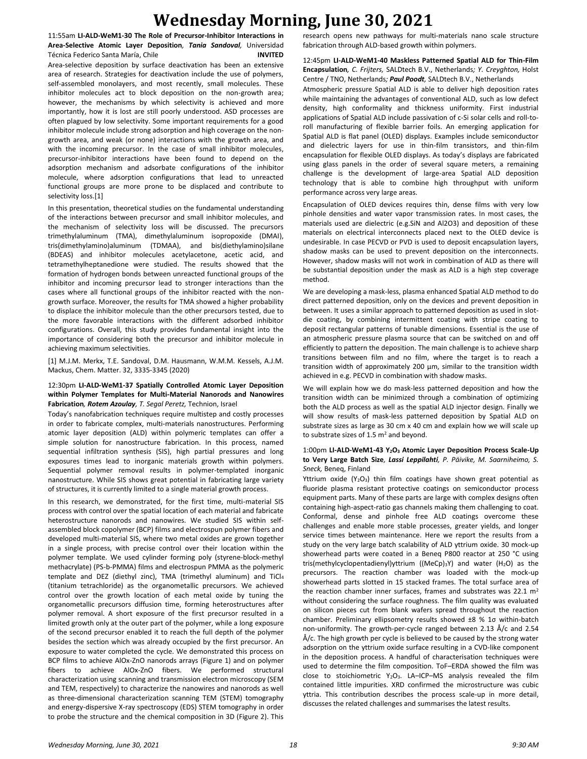# Wednesday Morning, June 30, 2021

11:55am **LI-ALD-WeM1-30 The Role of Precursor-Inhibitor Interactions in Area-Selective Atomic Layer Deposition**, ***Tania Sandoval,*** Universidad Técnica Federico Santa María, Chile **INVITED**

Area-selective deposition by surface deactivation has been an extensive area of research. Strategies for deactivation include the use of polymers, self-assembled monolayers, and most recently, small molecules. These inhibitor molecules act to block deposition on the non-growth area; however, the mechanisms by which selectivity is achieved and more importantly, how it is lost are still poorly understood. ASD processes are often plagued by low selectivity. Some important requirements for a good inhibitor molecule include strong adsorption and high coverage on the non-growth area, and weak (or none) interactions with the growth area, and with the incoming precursor. In the case of small inhibitor molecules, precursor-inhibitor interactions have been found to depend on the adsorption mechanism and adsorbate configurations of the inhibitor molecule, where adsorption configurations that lead to unreacted functional groups are more prone to be displaced and contribute to selectivity loss.[1]

In this presentation, theoretical studies on the fundamental understanding of the interactions between precursor and small inhibitor molecules, and the mechanism of selectivity loss will be discussed. The precursors trimethylaluminum (TMA), dimethylaluminum isopropoxide (DMAI), tris(dimethylamino)aluminum (TDMAA), and bis(diethylamino)silane (BDEAS) and inhibitor molecules acetylacetone, acetic acid, and tetramethylheptanedione were studied. The results showed that the formation of hydrogen bonds between unreacted functional groups of the inhibitor and incoming precursor lead to stronger interactions than the cases where all functional groups of the inhibitor reacted with the non-growth surface. Moreover, the results for TMA showed a higher probability to displace the inhibitor molecule than the other precursors tested, due to the more favorable interactions with the different adsorbed inhibitor configurations. Overall, this study provides fundamental insight into the importance of considering both the precursor and inhibitor molecule in achieving maximum selectivities.

[1] M.J.M. Merkx, T.E. Sandoval, D.M. Hausmann, W.M.M. Kessels, A.J.M. Mackus, Chem. Matter. 32, 3335-3345 (2020)

12:30pm **LI-ALD-WeM1-37 Spatially Controlled Atomic Layer Deposition within Polymer Templates for Multi-Material Nanorods and Nanowires Fabrication**, ***Rotem Azoulay,*** *T. Segal Peretz,* Technion, Israel

Today's nanofabrication techniques require multistep and costly processes in order to fabricate complex, multi-materials nanostructures. Performing atomic layer deposition (ALD) within polymeric templates can offer a simple solution for nanostructure fabrication. In this process, named sequential infiltration synthesis (SIS), high partial pressures and long exposures times lead to inorganic materials growth within polymers. Sequential polymer removal results in polymer-templated inorganic nanostructure. While SIS shows great potential in fabricating large variety of structures, it is currently limited to a single material growth process.

In this research, we demonstrated, for the first time, multi-material SIS process with control over the spatial location of each material and fabricate heterostructure nanorods and nanowires. We studied SIS within self-assembled block copolymer (BCP) films and electrospun polymer fibers and developed multi-material SIS, where two metal oxides are grown together in a single process, with precise control over their location within the polymer template. We used cylinder forming poly (styrene-block-methyl methacrylate) (PS-b-PMMA) films and electrospun PMMA as the polymeric template and DEZ (diethyl zinc), TMA (trimethyl aluminum) and $TiCl_4$ (titanium tetrachloride) as the organometallic precursors. We achieved control over the growth location of each metal oxide by tuning the organometallic precursors diffusion time, forming heterostructures after polymer removal. A short exposure of the first precursor resulted in a limited growth only at the outer part of the polymer, while a long exposure of the second precursor enabled it to reach the full depth of the polymer besides the section which was already occupied by the first precursor. An exposure to water completed the cycle. We demonstrated this process on BCP films to achieve AlOx-ZnO nanorods arrays (Figure 1) and on polymer fibers to achieve AlOx-ZnO fibers. We performed structural characterization using scanning and transmission electron microscopy (SEM and TEM, respectively) to characterize the nanowires and nanorods as well as three-dimensional characterization scanning TEM (STEM) tomography and energy-dispersive X-ray spectroscopy (EDS) STEM tomography in order to probe the structure and the chemical composition in 3D (Figure 2). This research opens new pathways for multi-materials nano scale structure fabrication through ALD-based growth within polymers.

12:45pm **LI-ALD-WeM1-40 Maskless Patterned Spatial ALD for Thin-Film Encapsulation**, *C. Frijters,* SALDtech B.V., Netherlands*; Y. Creyghton,* Holst Centre / TNO, Netherlands*;* ***Paul Poodt,*** SALDtech B.V., Netherlands

Atmospheric pressure Spatial ALD is able to deliver high deposition rates while maintaining the advantages of conventional ALD, such as low defect density, high conformality and thickness uniformity. First industrial applications of Spatial ALD include passivation of c-Si solar cells and roll-to-roll manufacturing of flexible barrier foils. An emerging application for Spatial ALD is flat panel (OLED) displays. Examples include semiconductor and dielectric layers for use in thin-film transistors, and thin-film encapsulation for flexible OLED displays. As today's displays are fabricated using glass panels in the order of several square meters, a remaining challenge is the development of large-area Spatial ALD deposition technology that is able to combine high throughput with uniform performance across very large areas.

Encapsulation of OLED devices requires thin, dense films with very low pinhole densities and water vapor transmission rates. In most cases, the materials used are dielectric (e.g.SiN and Al2O3) and deposition of these materials on electrical interconnects placed next to the OLED device is undesirable. In case PECVD or PVD is used to deposit encapsulation layers, shadow masks can be used to prevent deposition on the interconnects. However, shadow masks will not work in combination of ALD as there will be substantial deposition under the mask as ALD is a high step coverage method.

We are developing a mask-less, plasma enhanced Spatial ALD method to do direct patterned deposition, only on the devices and prevent deposition in between. It uses a similar approach to patterned deposition as used in slot-die coating, by combining intermittent coating with stripe coating to deposit rectangular patterns of tunable dimensions. Essential is the use of an atmospheric pressure plasma source that can be switched on and off efficiently to pattern the deposition. The main challenge is to achieve sharp transitions between film and no film, where the target is to reach a transition width of approximately 200 µm, similar to the transition width achieved in e.g. PECVD in combination with shadow masks.

We will explain how we do mask-less patterned deposition and how the transition width can be minimized through a combination of optimizing both the ALD process as well as the spatial ALD injector design. Finally we will show results of mask-less patterned deposition by Spatial ALD on substrate sizes as large as 30 cm x 40 cm and explain how we will scale up to substrate sizes of 1.5 $m^2$ and beyond.

1:00pm **LI-ALD-WeM1-43 $Y_2O_3$ Atomic Layer Deposition Process Scale-Up to Very Large Batch Size**, ***Lassi Leppilahti,*** *P. Päivike, M. Saarniheimo, S. Sneck,* Beneq, Finland

Yttrium oxide ($Y_2O_3$) thin film coatings have shown great potential as fluoride plasma resistant protective coatings on semiconductor process equipment parts. Many of these parts are large with complex designs often containing high-aspect-ratio gas channels making them challenging to coat. Conformal, dense and pinhole free ALD coatings overcome these challenges and enable more stable processes, greater yields, and longer service times between maintenance. Here we report the results from a study on the very large batch scalability of ALD yttrium oxide. 30 mock-up showerhead parts were coated in a Beneq P800 reactor at 250 °C using tris(methylcyclopentadienyl)yttrium ($(MeCp)_3Y$) and water ($H_2O$) as the precursors. The reaction chamber was loaded with the mock-up showerhead parts slotted in 15 stacked frames. The total surface area of the reaction chamber inner surfaces, frames and substrates was 22.1 $m^2$ without considering the surface roughness. The film quality was evaluated on silicon pieces cut from blank wafers spread throughout the reaction chamber. Preliminary ellipsometry results showed ±8 % 1σ within-batch non-uniformity. The growth-per-cycle ranged between 2.13 Å/c and 2.54 Å/c. The high growth per cycle is believed to be caused by the strong water adsorption on the yttrium oxide surface resulting in a CVD-like component in the deposition process. A handful of characterisation techniques were used to determine the film composition. ToF–ERDA showed the film was close to stoichiometric $Y_2O_3$. LA–ICP–MS analysis revealed the film contained little impurities. XRD confirmed the microstructure was cubic yttria. This contribution describes the process scale-up in more detail, discusses the related challenges and summarises the latest results.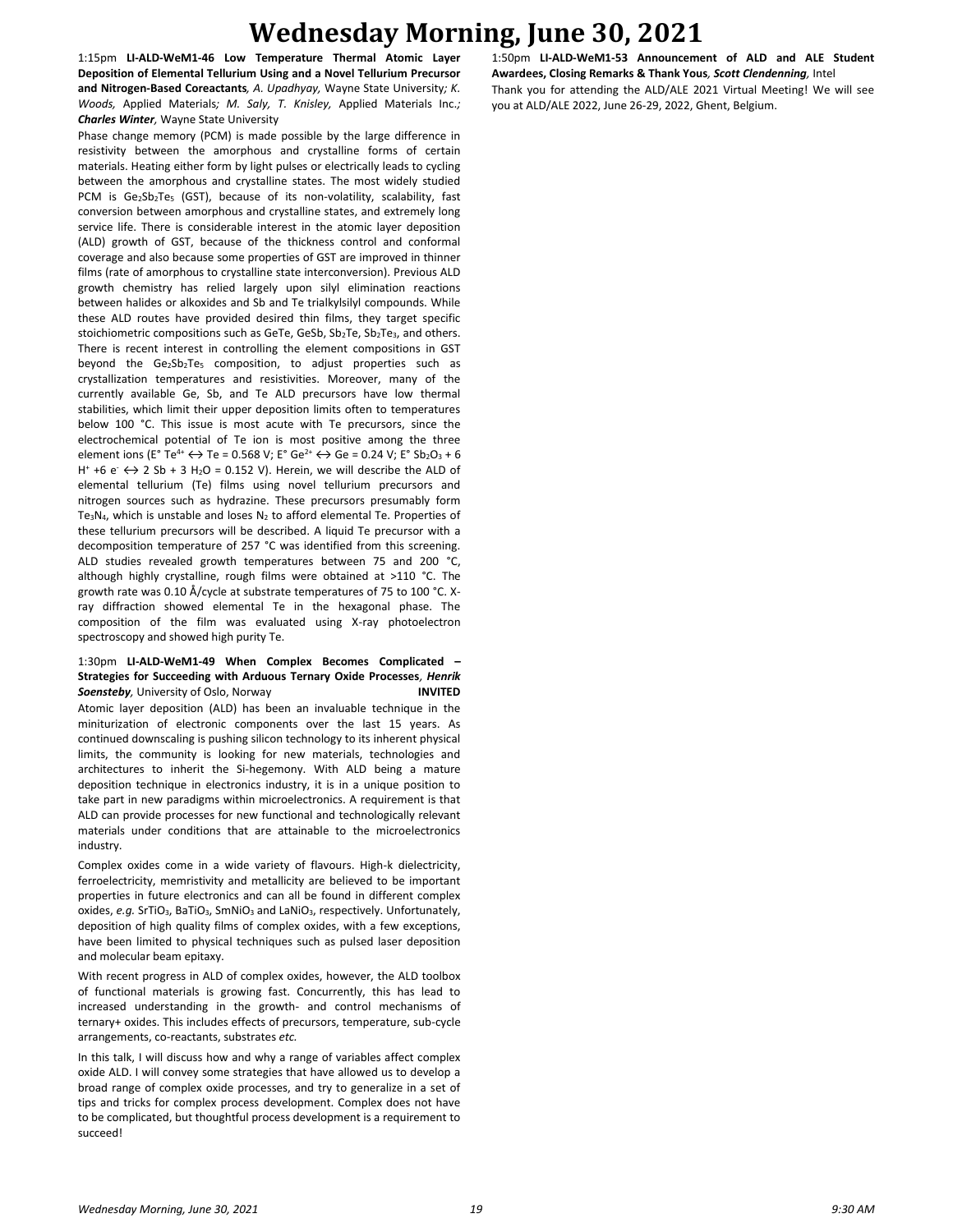# Wednesday Morning, June 30, 2021

1:15pm **LI-ALD-WeM1-46 Low Temperature Thermal Atomic Layer Deposition of Elemental Tellurium Using and a Novel Tellurium Precursor and Nitrogen-Based Coreactants**, *A. Upadhyay,* Wayne State University*; K. Woods,* Applied Materials*; M. Saly, T. Knisley,* Applied Materials Inc.*; **Charles Winter**,* Wayne State University

Phase change memory (PCM) is made possible by the large difference in resistivity between the amorphous and crystalline forms of certain materials. Heating either form by light pulses or electrically leads to cycling between the amorphous and crystalline states. The most widely studied PCM is $Ge_2Sb_2Te_5$ (GST), because of its non-volatility, scalability, fast conversion between amorphous and crystalline states, and extremely long service life. There is considerable interest in the atomic layer deposition (ALD) growth of GST, because of the thickness control and conformal coverage and also because some properties of GST are improved in thinner films (rate of amorphous to crystalline state interconversion). Previous ALD growth chemistry has relied largely upon silyl elimination reactions between halides or alkoxides and Sb and Te trialkylsilyl compounds. While these ALD routes have provided desired thin films, they target specific stoichiometric compositions such as GeTe, GeSb, $Sb_2Te$, $Sb_2Te_3$, and others. There is recent interest in controlling the element compositions in GST beyond the $Ge_2Sb_2Te_5$ composition, to adjust properties such as crystallization temperatures and resistivities. Moreover, many of the currently available Ge, Sb, and Te ALD precursors have low thermal stabilities, which limit their upper deposition limits often to temperatures below 100 °C. This issue is most acute with Te precursors, since the electrochemical potential of Te ion is most positive among the three element ions (E° $Te^{4+} \leftrightarrow Te$ = 0.568 V; E° $Ge^{2+} \leftrightarrow Ge$ = 0.24 V; E° $Sb_2O_3 + 6 H^+ + 6 e^- \leftrightarrow 2 Sb + 3 H_2O$ = 0.152 V). Herein, we will describe the ALD of elemental tellurium (Te) films using novel tellurium precursors and nitrogen sources such as hydrazine. These precursors presumably form $Te_3N_4$, which is unstable and loses $N_2$ to afford elemental Te. Properties of these tellurium precursors will be described. A liquid Te precursor with a decomposition temperature of 257 °C was identified from this screening. ALD studies revealed growth temperatures between 75 and 200 °C, although highly crystalline, rough films were obtained at >110 °C. The growth rate was 0.10 Å/cycle at substrate temperatures of 75 to 100 °C. X-ray diffraction showed elemental Te in the hexagonal phase. The composition of the film was evaluated using X-ray photoelectron spectroscopy and showed high purity Te.

1:30pm **LI-ALD-WeM1-49 When Complex Becomes Complicated – Strategies for Succeeding with Arduous Ternary Oxide Processes**, ***Henrik Soensteby***, University of Oslo, Norway **INVITED**

Atomic layer deposition (ALD) has been an invaluable technique in the miniturization of electronic components over the last 15 years. As continued downscaling is pushing silicon technology to its inherent physical limits, the community is looking for new materials, technologies and architectures to inherit the Si-hegemony. With ALD being a mature deposition technique in electronics industry, it is in a unique position to take part in new paradigms within microelectronics. A requirement is that ALD can provide processes for new functional and technologically relevant materials under conditions that are attainable to the microelectronics industry.

Complex oxides come in a wide variety of flavours. High-k dielectricity, ferroelectricity, memristivity and metallicity are believed to be important properties in future electronics and can all be found in different complex oxides, *e.g.* $SrTiO_3$, $BaTiO_3$, $SmNiO_3$ and $LaNiO_3$, respectively. Unfortunately, deposition of high quality films of complex oxides, with a few exceptions, have been limited to physical techniques such as pulsed laser deposition and molecular beam epitaxy.

With recent progress in ALD of complex oxides, however, the ALD toolbox of functional materials is growing fast. Concurrently, this has lead to increased understanding in the growth- and control mechanisms of ternary+ oxides. This includes effects of precursors, temperature, sub-cycle arrangements, co-reactants, substrates *etc.*

In this talk, I will discuss how and why a range of variables affect complex oxide ALD. I will convey some strategies that have allowed us to develop a broad range of complex oxide processes, and try to generalize in a set of tips and tricks for complex process development. Complex does not have to be complicated, but thoughtful process development is a requirement to succeed!

1:50pm **LI-ALD-WeM1-53 Announcement of ALD and ALE Student Awardees, Closing Remarks & Thank Yous**, ***Scott Clendenning***, Intel

Thank you for attending the ALD/ALE 2021 Virtual Meeting! We will see you at ALD/ALE 2022, June 26-29, 2022, Ghent, Belgium.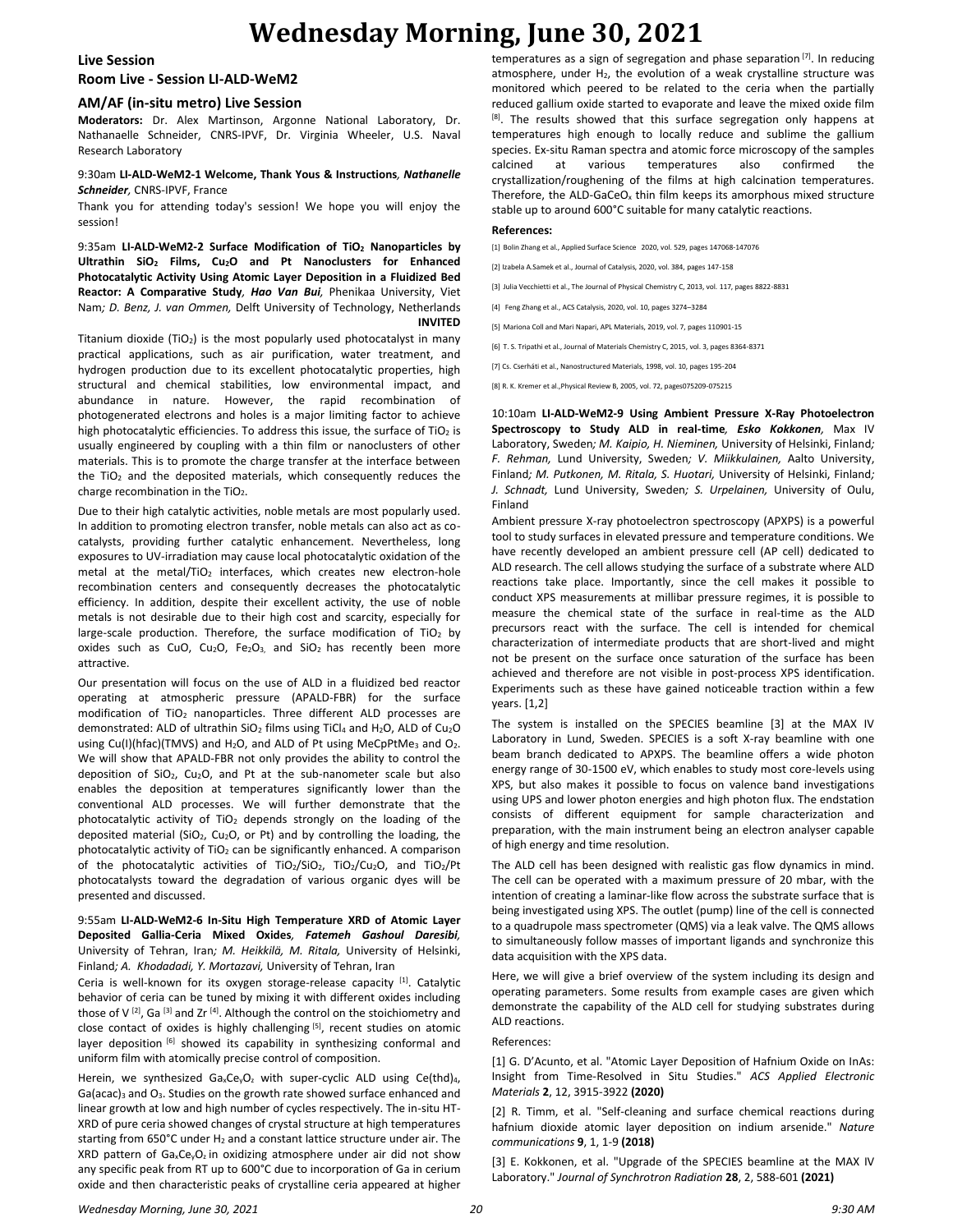# Wednesday Morning, June 30, 2021

## Live Session

## Room Live - Session LI-ALD-WeM2

### AM/AF (in-situ metro) Live Session

**Moderators:** Dr. Alex Martinson, Argonne National Laboratory, Dr. Nathanaelle Schneider, CNRS-IPVF, Dr. Virginia Wheeler, U.S. Naval Research Laboratory

9:30am **LI-ALD-WeM2-1 Welcome, Thank Yous & Instructions**, ***Nathanelle Schneider***, CNRS-IPVF, France

Thank you for attending today's session! We hope you will enjoy the session!

9:35am **LI-ALD-WeM2-2 Surface Modification of $TiO_2$ Nanoparticles by Ultrathin $SiO_2$ Films, $Cu_2O$ and Pt Nanoclusters for Enhanced Photocatalytic Activity Using Atomic Layer Deposition in a Fluidized Bed Reactor: A Comparative Study**, ***Hao Van Bui***, Phenikaa University, Viet Nam; *D. Benz, J. van Ommen,* Delft University of Technology, Netherlands **INVITED**

Titanium dioxide ($TiO_2$) is the most popularly used photocatalyst in many practical applications, such as air purification, water treatment, and hydrogen production due to its excellent photocatalytic properties, high structural and chemical stabilities, low environmental impact, and abundance in nature. However, the rapid recombination of photogenerated electrons and holes is a major limiting factor to achieve high photocatalytic efficiencies. To address this issue, the surface of $TiO_2$ is usually engineered by coupling with a thin film or nanoclusters of other materials. This is to promote the charge transfer at the interface between the $TiO_2$ and the deposited materials, which consequently reduces the charge recombination in the $TiO_2$.

Due to their high catalytic activities, noble metals are most popularly used. In addition to promoting electron transfer, noble metals can also act as co-catalysts, providing further catalytic enhancement. Nevertheless, long exposures to UV-irradiation may cause local photocatalytic oxidation of the metal at the metal/$TiO_2$ interfaces, which creates new electron-hole recombination centers and consequently decreases the photocatalytic efficiency. In addition, despite their excellent activity, the use of noble metals is not desirable due to their high cost and scarcity, especially for large-scale production. Therefore, the surface modification of $TiO_2$ by oxides such as CuO, $Cu_2O$, $Fe_2O_3$, and $SiO_2$ has recently been more attractive.

Our presentation will focus on the use of ALD in a fluidized bed reactor operating at atmospheric pressure (APALD-FBR) for the surface modification of $TiO_2$ nanoparticles. Three different ALD processes are demonstrated: ALD of ultrathin $SiO_2$ films using $TiCl_4$ and $H_2O$, ALD of $Cu_2O$ using Cu(I)(hfac)(TMVS) and $H_2O$, and ALD of Pt using MeCpPtMe$_3$ and $O_2$. We will show that APALD-FBR not only provides the ability to control the deposition of $SiO_2$, $Cu_2O$, and Pt at the sub-nanometer scale but also enables the deposition at temperatures significantly lower than the conventional ALD processes. We will further demonstrate that the photocatalytic activity of $TiO_2$ depends strongly on the loading of the deposited material ($SiO_2$, $Cu_2O$, or Pt) and by controlling the loading, the photocatalytic activity of $TiO_2$ can be significantly enhanced. A comparison of the photocatalytic activities of $TiO_2$/$SiO_2$, $TiO_2$/$Cu_2O$, and $TiO_2$/Pt photocatalysts toward the degradation of various organic dyes will be presented and discussed.

9:55am **LI-ALD-WeM2-6 In-Situ High Temperature XRD of Atomic Layer Deposited Gallia-Ceria Mixed Oxides**, ***Fatemeh Gashoul Daresibi***, University of Tehran, Iran; *M. Heikkilä, M. Ritala,* University of Helsinki, Finland; *A. Khodadadi, Y. Mortazavi,* University of Tehran, Iran

Ceria is well-known for its oxygen storage-release capacity [1]. Catalytic behavior of ceria can be tuned by mixing it with different oxides including those of V [2], Ga [3] and Zr [4]. Although the control on the stoichiometry and close contact of oxides is highly challenging [5], recent studies on atomic layer deposition [6] showed its capability in synthesizing conformal and uniform film with atomically precise control of composition.

Herein, we synthesized $Ga_xCe_yO_z$ with super-cyclic ALD using Ce(thd)$_4$, Ga(acac)$_3$ and $O_3$. Studies on the growth rate showed surface enhanced and linear growth at low and high number of cycles respectively. The in-situ HT-XRD of pure ceria showed changes of crystal structure at high temperatures starting from 650°C under $H_2$ and a constant lattice structure under air. The XRD pattern of $Ga_xCe_yO_z$ in oxidizing atmosphere under air did not show any specific peak from RT up to 600°C due to incorporation of Ga in cerium oxide and then characteristic peaks of crystalline ceria appeared at higher temperatures as a sign of segregation and phase separation [7]. In reducing atmosphere, under $H_2$, the evolution of a weak crystalline structure was monitored which peered to be related to the ceria when the partially reduced gallium oxide started to evaporate and leave the mixed oxide film [8]. The results showed that this surface segregation only happens at temperatures high enough to locally reduce and sublime the gallium species. Ex-situ Raman spectra and atomic force microscopy of the samples calcined at various temperatures also confirmed the crystallization/roughening of the films at high calcination temperatures. Therefore, the ALD-GaCeO$_x$ thin film keeps its amorphous mixed structure stable up to around 600°C suitable for many catalytic reactions.

**References:**

[1] Bolin Zhang et al., Applied Surface Science 2020, vol. 529, pages 147068-147076

[2] Izabela A.Samek et al., Journal of Catalysis, 2020, vol. 384, pages 147-158

[3] Julia Vecchietti et al., The Journal of Physical Chemistry C, 2013, vol. 117, pages 8822-8831

[4] Feng Zhang et al., ACS Catalysis, 2020, vol. 10, pages 3274–3284

[5] Mariona Coll and Mari Napari, APL Materials, 2019, vol. 7, pages 110901-15

[6] T. S. Tripathi et al., Journal of Materials Chemistry C, 2015, vol. 3, pages 8364-8371

[7] Cs. Cserháti et al., Nanostructured Materials, 1998, vol. 10, pages 195-204

[8] R. K. Kremer et al.,Physical Review B, 2005, vol. 72, pages075209-075215

10:10am **LI-ALD-WeM2-9 Using Ambient Pressure X-Ray Photoelectron Spectroscopy to Study ALD in real-time**, ***Esko Kokkonen***, Max IV Laboratory, Sweden; *M. Kaipio, H. Nieminen,* University of Helsinki, Finland; *F. Rehman,* Lund University, Sweden; *V. Miikkulainen,* Aalto University, Finland; *M. Putkonen, M. Ritala, S. Huotari,* University of Helsinki, Finland; *J. Schnadt,* Lund University, Sweden; *S. Urpelainen,* University of Oulu, Finland

Ambient pressure X-ray photoelectron spectroscopy (APXPS) is a powerful tool to study surfaces in elevated pressure and temperature conditions. We have recently developed an ambient pressure cell (AP cell) dedicated to ALD research. The cell allows studying the surface of a substrate where ALD reactions take place. Importantly, since the cell makes it possible to conduct XPS measurements at millibar pressure regimes, it is possible to measure the chemical state of the surface in real-time as the ALD precursors react with the surface. The cell is intended for chemical characterization of intermediate products that are short-lived and might not be present on the surface once saturation of the surface has been achieved and therefore are not visible in post-process XPS identification. Experiments such as these have gained noticeable traction within a few years. [1,2]

The system is installed on the SPECIES beamline [3] at the MAX IV Laboratory in Lund, Sweden. SPECIES is a soft X-ray beamline with one beam branch dedicated to APXPS. The beamline offers a wide photon energy range of 30-1500 eV, which enables to study most core-levels using XPS, but also makes it possible to focus on valence band investigations using UPS and lower photon energies and high photon flux. The endstation consists of different equipment for sample characterization and preparation, with the main instrument being an electron analyser capable of high energy and time resolution.

The ALD cell has been designed with realistic gas flow dynamics in mind. The cell can be operated with a maximum pressure of 20 mbar, with the intention of creating a laminar-like flow across the substrate surface that is being investigated using XPS. The outlet (pump) line of the cell is connected to a quadrupole mass spectrometer (QMS) via a leak valve. The QMS allows to simultaneously follow masses of important ligands and synchronize this data acquisition with the XPS data.

Here, we will give a brief overview of the system including its design and operating parameters. Some results from example cases are given which demonstrate the capability of the ALD cell for studying substrates during ALD reactions.

References:

[1] G. D'Acunto, et al. "Atomic Layer Deposition of Hafnium Oxide on InAs: Insight from Time-Resolved in Situ Studies." *ACS Applied Electronic Materials* **2**, 12, 3915-3922 **(2020)**

[2] R. Timm, et al. "Self-cleaning and surface chemical reactions during hafnium dioxide atomic layer deposition on indium arsenide." *Nature communications* **9**, 1, 1-9 **(2018)**

[3] E. Kokkonen, et al. "Upgrade of the SPECIES beamline at the MAX IV Laboratory." *Journal of Synchrotron Radiation* **28**, 2, 588-601 **(2021)**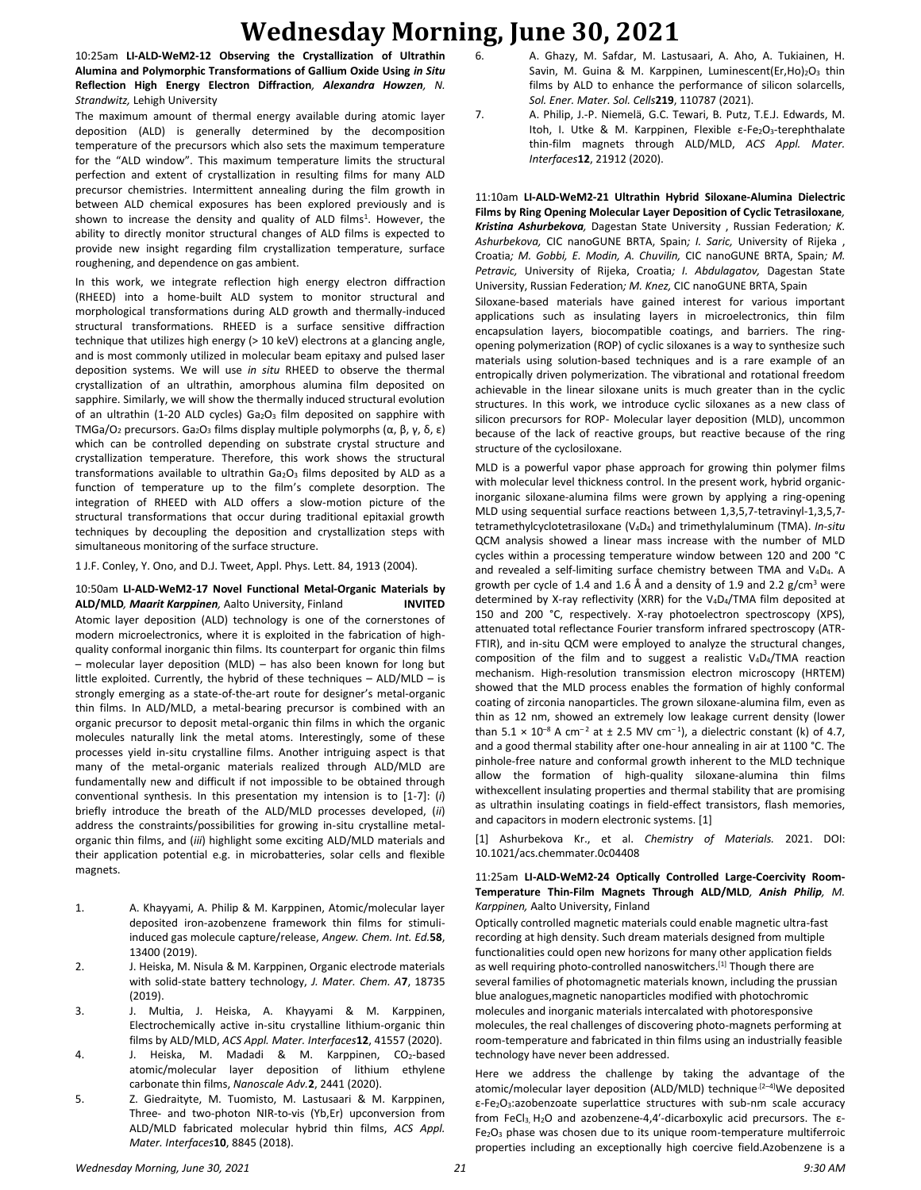# Wednesday Morning, June 30, 2021

10:25am **LI-ALD-WeM2-12 Observing the Crystallization of Ultrathin Alumina and Polymorphic Transformations of Gallium Oxide Using *in Situ* Reflection High Energy Electron Diffraction**, ***Alexandra Howzen**, N. Strandwitz,* Lehigh University

The maximum amount of thermal energy available during atomic layer deposition (ALD) is generally determined by the decomposition temperature of the precursors which also sets the maximum temperature for the "ALD window". This maximum temperature limits the structural perfection and extent of crystallization in resulting films for many ALD precursor chemistries. Intermittent annealing during the film growth in between ALD chemical exposures has been explored previously and is shown to increase the density and quality of ALD films[1]. However, the ability to directly monitor structural changes of ALD films is expected to provide new insight regarding film crystallization temperature, surface roughening, and dependence on gas ambient.

In this work, we integrate reflection high energy electron diffraction (RHEED) into a home-built ALD system to monitor structural and morphological transformations during ALD growth and thermally-induced structural transformations. RHEED is a surface sensitive diffraction technique that utilizes high energy (> 10 keV) electrons at a glancing angle, and is most commonly utilized in molecular beam epitaxy and pulsed laser deposition systems. We will use *in situ* RHEED to observe the thermal crystallization of an ultrathin, amorphous alumina film deposited on sapphire. Similarly, we will show the thermally induced structural evolution of an ultrathin (1-20 ALD cycles) $Ga_2O_3$ film deposited on sapphire with TMGa/$O_2$ precursors. $Ga_2O_3$ films display multiple polymorphs (α, β, γ, δ, ε) which can be controlled depending on substrate crystal structure and crystallization temperature. Therefore, this work shows the structural transformations available to ultrathin $Ga_2O_3$ films deposited by ALD as a function of temperature up to the film's complete desorption. The integration of RHEED with ALD offers a slow-motion picture of the structural transformations that occur during traditional epitaxial growth techniques by decoupling the deposition and crystallization steps with simultaneous monitoring of the surface structure.

1 J.F. Conley, Y. Ono, and D.J. Tweet, Appl. Phys. Lett. 84, 1913 (2004).

10:50am **LI-ALD-WeM2-17 Novel Functional Metal-Organic Materials by ALD/MLD**, ***Maarit Karppinen***, Aalto University, Finland **INVITED**

Atomic layer deposition (ALD) technology is one of the cornerstones of modern microelectronics, where it is exploited in the fabrication of high-quality conformal inorganic thin films. Its counterpart for organic thin films – molecular layer deposition (MLD) – has also been known for long but little exploited. Currently, the hybrid of these techniques – ALD/MLD – is strongly emerging as a state-of-the-art route for designer's metal-organic thin films. In ALD/MLD, a metal-bearing precursor is combined with an organic precursor to deposit metal-organic thin films in which the organic molecules naturally link the metal atoms. Interestingly, some of these processes yield in-situ crystalline films. Another intriguing aspect is that many of the metal-organic materials realized through ALD/MLD are fundamentally new and difficult if not impossible to be obtained through conventional synthesis. In this presentation my intension is to [1-7]: (*i*) briefly introduce the breath of the ALD/MLD processes developed, (*ii*) address the constraints/possibilities for growing in-situ crystalline metal-organic thin films, and (*iii*) highlight some exciting ALD/MLD materials and their application potential e.g. in microbatteries, solar cells and flexible magnets.

1. A. Khayyami, A. Philip & M. Karppinen, Atomic/molecular layer deposited iron-azobenzene framework thin films for stimuli-induced gas molecule capture/release, *Angew. Chem. Int. Ed.***58**, 13400 (2019).
2. J. Heiska, M. Nisula & M. Karppinen, Organic electrode materials with solid-state battery technology, *J. Mater. Chem. A***7**, 18735 (2019).
3. J. Multia, J. Heiska, A. Khayyami & M. Karppinen, Electrochemically active in-situ crystalline lithium-organic thin films by ALD/MLD, *ACS Appl. Mater. Interfaces***12**, 41557 (2020).
4. J. Heiska, M. Madadi & M. Karppinen, $CO_2$-based atomic/molecular layer deposition of lithium ethylene carbonate thin films, *Nanoscale Adv.***2**, 2441 (2020).
5. Z. Giedraityte, M. Tuomisto, M. Lastusaari & M. Karppinen, Three- and two-photon NIR-to-vis (Yb,Er) upconversion from ALD/MLD fabricated molecular hybrid thin films, *ACS Appl. Mater. Interfaces***10**, 8845 (2018).
6. A. Ghazy, M. Safdar, M. Lastusaari, A. Aho, A. Tukiainen, H. Savin, M. Guina & M. Karppinen, Luminescent(Er,Ho)$_2O_3$ thin films by ALD to enhance the performance of silicon solarcells, *Sol. Ener. Mater. Sol. Cells***219**, 110787 (2021).
7. A. Philip, J.-P. Niemelä, G.C. Tewari, B. Putz, T.E.J. Edwards, M. Itoh, I. Utke & M. Karppinen, Flexible ε-$Fe_2O_3$-terephthalate thin-film magnets through ALD/MLD, *ACS Appl. Mater. Interfaces***12**, 21912 (2020).

11:10am **LI-ALD-WeM2-21 Ultrathin Hybrid Siloxane-Alumina Dielectric Films by Ring Opening Molecular Layer Deposition of Cyclic Tetrasiloxane**, ***Kristina Ashurbekova***, Dagestan State University , Russian Federation*; K. Ashurbekova,* CIC nanoGUNE BRTA, Spain*; I. Saric,* University of Rijeka , Croatia*; M. Gobbi, E. Modin, A. Chuvilin,* CIC nanoGUNE BRTA, Spain*; M. Petravic,* University of Rijeka, Croatia*; I. Abdulagatov,* Dagestan State University, Russian Federation*; M. Knez,* CIC nanoGUNE BRTA, Spain

Siloxane-based materials have gained interest for various important applications such as insulating layers in microelectronics, thin film encapsulation layers, biocompatible coatings, and barriers. The ring-opening polymerization (ROP) of cyclic siloxanes is a way to synthesize such materials using solution-based techniques and is a rare example of an entropically driven polymerization. The vibrational and rotational freedom achievable in the linear siloxane units is much greater than in the cyclic structures. In this work, we introduce cyclic siloxanes as a new class of silicon precursors for ROP- Molecular layer deposition (MLD), uncommon because of the lack of reactive groups, but reactive because of the ring structure of the cyclosiloxane.

MLD is a powerful vapor phase approach for growing thin polymer films with molecular level thickness control. In the present work, hybrid organic-inorganic siloxane-alumina films were grown by applying a ring-opening MLD using sequential surface reactions between 1,3,5,7-tetravinyl-1,3,5,7-tetramethylcyclotetrasiloxane ($V_4D_4$) and trimethylaluminum (TMA). *In-situ* QCM analysis showed a linear mass increase with the number of MLD cycles within a processing temperature window between 120 and 200 °C and revealed a self-limiting surface chemistry between TMA and $V_4D_4$. A growth per cycle of 1.4 and 1.6 Å and a density of 1.9 and 2.2 g/cm$^3$ were determined by X-ray reflectivity (XRR) for the $V_4D_4$/TMA film deposited at 150 and 200 °C, respectively. X-ray photoelectron spectroscopy (XPS), attenuated total reflectance Fourier transform infrared spectroscopy (ATR-FTIR), and in-situ QCM were employed to analyze the structural changes, composition of the film and to suggest a realistic $V_4D_4$/TMA reaction mechanism. High-resolution transmission electron microscopy (HRTEM) showed that the MLD process enables the formation of highly conformal coating of zirconia nanoparticles. The grown siloxane-alumina film, even as thin as 12 nm, showed an extremely low leakage current density (lower than $5.1 \times 10^{-8}$ A cm$^{-2}$ at ± 2.5 MV cm$^{-1}$), a dielectric constant (k) of 4.7, and a good thermal stability after one-hour annealing in air at 1100 °C. The pinhole-free nature and conformal growth inherent to the MLD technique allow the formation of high-quality siloxane-alumina thin films withexcellent insulating properties and thermal stability that are promising as ultrathin insulating coatings in field-effect transistors, flash memories, and capacitors in modern electronic systems. [1]

[1] Ashurbekova Kr., et al. *Chemistry of Materials.* 2021. DOI: 10.1021/acs.chemmater.0c04408

11:25am **LI-ALD-WeM2-24 Optically Controlled Large-Coercivity Room-Temperature Thin-Film Magnets Through ALD/MLD**, ***Anish Philip**, M. Karppinen,* Aalto University, Finland

Optically controlled magnetic materials could enable magnetic ultra-fast recording at high density. Such dream materials designed from multiple functionalities could open new horizons for many other application fields as well requiring photo-controlled nanoswitchers.[1] Though there are several families of photomagnetic materials known, including the prussian blue analogues,magnetic nanoparticles modified with photochromic molecules and inorganic materials intercalated with photoresponsive molecules, the real challenges of discovering photo-magnets performing at room-temperature and fabricated in thin films using an industrially feasible technology have never been addressed.

Here we address the challenge by taking the advantage of the atomic/molecular layer deposition (ALD/MLD) technique.[2–4]We deposited ε-$Fe_2O_3$:azobenzoate superlattice structures with sub-nm scale accuracy from $FeCl_3$, $H_2O$ and azobenzene-4,4'-dicarboxylic acid precursors. The ε-$Fe_2O_3$ phase was chosen due to its unique room-temperature multiferroic properties including an exceptionally high coercive field.Azobenzene is a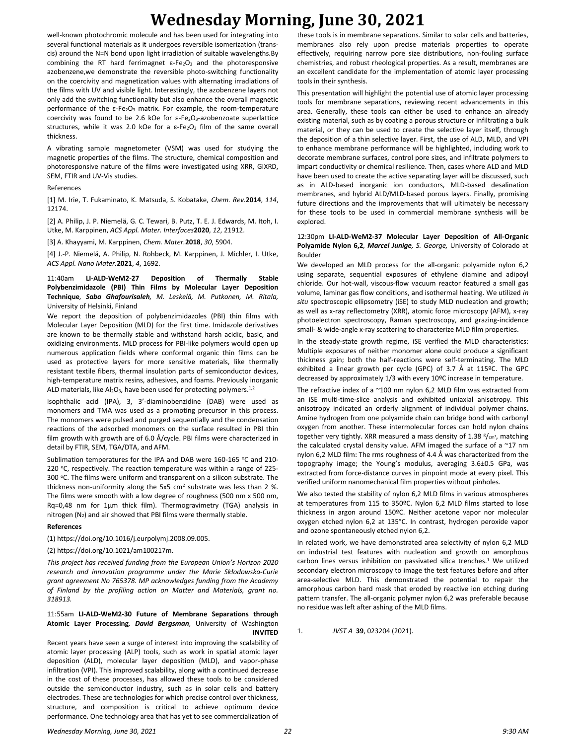well-known photochromic molecule and has been used for integrating into several functional materials as it undergoes reversible isomerization (trans-cis) around the N=N bond upon light irradiation of suitable wavelengths.By combining the RT hard ferrimagnet ε-$Fe_2O_3$ and the photoresponsive azobenzene,we demonstrate the reversible photo-switching functionality on the coercivity and magnetization values with alternating irradiations of the films with UV and visible light. Interestingly, the azobenzene layers not only add the switching functionality but also enhance the overall magnetic performance of the ε-$Fe_2O_3$ matrix. For example, the room-temperature coercivity was found to be 2.6 kOe for ε-$Fe_2O_3$-azobenzoate superlattice structures, while it was 2.0 kOe for a ε-$Fe_2O_3$ film of the same overall thickness.

A vibrating sample magnetometer (VSM) was used for studying the magnetic properties of the films. The structure, chemical composition and photoresponsive nature of the films were investigated using XRR, GIXRD, SEM, FTIR and UV-Vis studies.

References

[1] M. Irie, T. Fukaminato, K. Matsuda, S. Kobatake, *Chem. Rev.***2014**, *114*, 12174.

[2] A. Philip, J. P. Niemelä, G. C. Tewari, B. Putz, T. E. J. Edwards, M. Itoh, I. Utke, M. Karppinen, *ACS Appl. Mater. Interfaces***2020**, *12*, 21912.

[3] A. Khayyami, M. Karppinen, *Chem. Mater.***2018**, *30*, 5904.

[4] J.-P. Niemelä, A. Philip, N. Rohbeck, M. Karppinen, J. Michler, I. Utke, *ACS Appl. Nano Mater.***2021**, *4*, 1692.

11:40am **LI-ALD-WeM2-27 Deposition of Thermally Stable Polybenzimidazole (PBI) Thin Films by Molecular Layer Deposition Technique**, ***Saba Ghafourisaleh**, M. Leskelä, M. Putkonen, M. Ritala,* University of Helsinki, Finland

We report the deposition of polybenzimidazoles (PBI) thin films with Molecular Layer Deposition (MLD) for the first time. Imidazole derivatives are known to be thermally stable and withstand harsh acidic, basic, and oxidizing environments. MLD process for PBI-like polymers would open up numerous application fields where conformal organic thin films can be used as protective layers for more sensitive materials, like thermally resistant textile fibers, thermal insulation parts of semiconductor devices, high-temperature matrix resins, adhesives, and foams. Previously inorganic ALD materials, like $Al_2O_3$, have been used for protecting polymers.[1,2]

Isophthalic acid (IPA), 3, 3'-diaminobenzidine (DAB) were used as monomers and TMA was used as a promoting precursor in this process. The monomers were pulsed and purged sequentially and the condensation reactions of the adsorbed monomers on the surface resulted in PBI thin film growth with growth are of 6.0 Å/cycle. PBI films were characterized in detail by FTIR, SEM, TGA/DTA, and AFM.

Sublimation temperatures for the IPA and DAB were 160-165 °C and 210-220 °C, respectively. The reaction temperature was within a range of 225-300 °C. The films were uniform and transparent on a silicon substrate. The thickness non-uniformity along the 5x5 $cm^2$ substrate was less than 2 %. The films were smooth with a low degree of roughness (500 nm x 500 nm, Rq=0,48 nm for 1μm thick film). Thermogravimetry (TGA) analysis in nitrogen ($N_2$) and air showed that PBI films were thermally stable.

**References**

(1) https://doi.org/10.1016/j.eurpolymj.2008.09.005.

(2) https://doi.org/10.1021/am100217m.

*This project has received funding from the European Union's Horizon 2020 research and innovation programme under the Marie Skłodowska-Curie grant agreement No 765378. MP acknowledges funding from the Academy of Finland by the profiling action on Matter and Materials, grant no. 318913.*

11:55am **LI-ALD-WeM2-30 Future of Membrane Separations through Atomic Layer Processing**, ***David Bergsman**,* University of Washington **INVITED**

Recent years have seen a surge of interest into improving the scalability of atomic layer processing (ALP) tools, such as work in spatial atomic layer deposition (ALD), molecular layer deposition (MLD), and vapor-phase infiltration (VPI). This improved scalability, along with a continued decrease in the cost of these processes, has allowed these tools to be considered outside the semiconductor industry, such as in solar cells and battery electrodes. These are technologies for which precise control over thickness, structure, and composition is critical to achieve optimum device performance. One technology area that has yet to see commercialization of these tools is in membrane separations. Similar to solar cells and batteries, membranes also rely upon precise materials properties to operate effectively, requiring narrow pore size distributions, non-fouling surface chemistries, and robust rheological properties. As a result, membranes are an excellent candidate for the implementation of atomic layer processing tools in their synthesis.

This presentation will highlight the potential use of atomic layer processing tools for membrane separations, reviewing recent advancements in this area. Generally, these tools can either be used to enhance an already existing material, such as by coating a porous structure or infiltrating a bulk material, or they can be used to create the selective layer itself, through the deposition of a thin selective layer. First, the use of ALD, MLD, and VPI to enhance membrane performance will be highlighted, including work to decorate membrane surfaces, control pore sizes, and infiltrate polymers to impart conductivity or chemical resilience. Then, cases where ALD and MLD have been used to create the active separating layer will be discussed, such as in ALD-based inorganic ion conductors, MLD-based desalination membranes, and hybrid ALD/MLD-based porous layers. Finally, promising future directions and the improvements that will ultimately be necessary for these tools to be used in commercial membrane synthesis will be explored.

12:30pm **LI-ALD-WeM2-37 Molecular Layer Deposition of All-Organic Polyamide Nylon 6,2**, ***Marcel Junige**, S. George,* University of Colorado at Boulder

We developed an MLD process for the all-organic polyamide nylon 6,2 using separate, sequential exposures of ethylene diamine and adipoyl chloride. Our hot-wall, viscous-flow vacuum reactor featured a small gas volume, laminar gas flow conditions, and isothermal heating. We utilized *in situ* spectroscopic ellipsometry (iSE) to study MLD nucleation and growth; as well as x-ray reflectometry (XRR), atomic force microscopy (AFM), x-ray photoelectron spectroscopy, Raman spectroscopy, and grazing-incidence small- & wide-angle x-ray scattering to characterize MLD film properties.

In the steady-state growth regime, iSE verified the MLD characteristics: Multiple exposures of neither monomer alone could produce a significant thickness gain; both the half-reactions were self-terminating. The MLD exhibited a linear growth per cycle (GPC) of 3.7 Å at 115ºC. The GPC decreased by approximately 1/3 with every 10ºC increase in temperature.

The refractive index of a ~100 nm nylon 6,2 MLD film was extracted from an iSE multi-time-slice analysis and exhibited uniaxial anisotropy. This anisotropy indicated an orderly alignment of individual polymer chains. Amine hydrogen from one polyamide chain can bridge bond with carbonyl oxygen from another. These intermolecular forces can hold nylon chains together very tightly. XRR measured a mass density of 1.38 g/cm³, matching the calculated crystal density value. AFM imaged the surface of a ~17 nm nylon 6,2 MLD film: The rms roughness of 4.4 Å was characterized from the topography image; the Young's modulus, averaging 3.6±0.5 GPa, was extracted from force-distance curves in pinpoint mode at every pixel. This verified uniform nanomechanical film properties without pinholes.

We also tested the stability of nylon 6,2 MLD films in various atmospheres at temperatures from 115 to 350ºC. Nylon 6,2 MLD films started to lose thickness in argon around 150ºC. Neither acetone vapor nor molecular oxygen etched nylon 6,2 at 135°C. In contrast, hydrogen peroxide vapor and ozone spontaneously etched nylon 6,2.

In related work, we have demonstrated area selectivity of nylon 6,2 MLD on industrial test features with nucleation and growth on amorphous carbon lines versus inhibition on passivated silica trenches.[1] We utilized secondary electron microscopy to image the test features before and after area-selective MLD. This demonstrated the potential to repair the amorphous carbon hard mask that eroded by reactive ion etching during pattern transfer. The all-organic polymer nylon 6,2 was preferable because no residue was left after ashing of the MLD films.

1. *JVST A* **39**, 023204 (2021).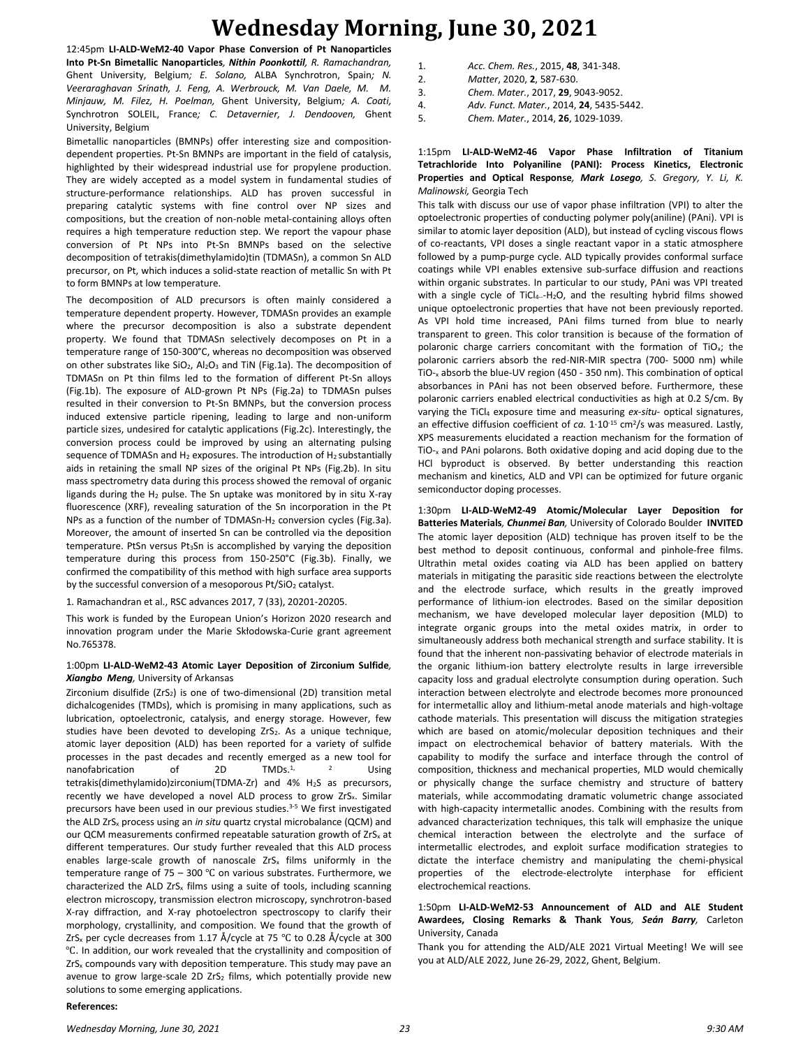# Wednesday Morning, June 30, 2021

12:45pm **LI-ALD-WeM2-40 Vapor Phase Conversion of Pt Nanoparticles Into Pt-Sn Bimetallic Nanoparticles**, ***Nithin Poonkottil**, R. Ramachandran,* Ghent University, Belgium*; E. Solano,* ALBA Synchrotron, Spain*; N. Veeraraghavan Srinath, J. Feng, A. Werbrouck, M. Van Daele, M. M. Minjauw, M. Filez, H. Poelman,* Ghent University, Belgium*; A. Coati,* Synchrotron SOLEIL, France*; C. Detavernier, J. Dendooven,* Ghent University, Belgium

Bimetallic nanoparticles (BMNPs) offer interesting size and composition-dependent properties. Pt-Sn BMNPs are important in the field of catalysis, highlighted by their widespread industrial use for propylene production. They are widely accepted as a model system in fundamental studies of structure-performance relationships. ALD has proven successful in preparing catalytic systems with fine control over NP sizes and compositions, but the creation of non-noble metal-containing alloys often requires a high temperature reduction step. We report the vapour phase conversion of Pt NPs into Pt-Sn BMNPs based on the selective decomposition of tetrakis(dimethylamido)tin (TDMASn), a common Sn ALD precursor, on Pt, which induces a solid-state reaction of metallic Sn with Pt to form BMNPs at low temperature.

The decomposition of ALD precursors is often mainly considered a temperature dependent property. However, TDMASn provides an example where the precursor decomposition is also a substrate dependent property. We found that TDMASn selectively decomposes on Pt in a temperature range of 150-300°C, whereas no decomposition was observed on other substrates like $SiO_2$, $Al_2O_3$ and TiN (Fig.1a). The decomposition of TDMASn on Pt thin films led to the formation of different Pt-Sn alloys (Fig.1b). The exposure of ALD-grown Pt NPs (Fig.2a) to TDMASn pulses resulted in their conversion to Pt-Sn BMNPs, but the conversion process induced extensive particle ripening, leading to large and non-uniform particle sizes, undesired for catalytic applications (Fig.2c). Interestingly, the conversion process could be improved by using an alternating pulsing sequence of TDMASn and $H_2$ exposures. The introduction of $H_2$ substantially aids in retaining the small NP sizes of the original Pt NPs (Fig.2b). In situ mass spectrometry data during this process showed the removal of organic ligands during the $H_2$ pulse. The Sn uptake was monitored by in situ X-ray fluorescence (XRF), revealing saturation of the Sn incorporation in the Pt NPs as a function of the number of TDMASn-$H_2$ conversion cycles (Fig.3a). Moreover, the amount of inserted Sn can be controlled via the deposition temperature. PtSn versus $Pt_3Sn$ is accomplished by varying the deposition temperature during this process from 150-250°C (Fig.3b). Finally, we confirmed the compatibility of this method with high surface area supports by the successful conversion of a mesoporous Pt/$SiO_2$ catalyst.

1. Ramachandran et al., RSC advances 2017, 7 (33), 20201-20205.

This work is funded by the European Union's Horizon 2020 research and innovation program under the Marie Skłodowska-Curie grant agreement No.765378.

1:00pm **LI-ALD-WeM2-43 Atomic Layer Deposition of Zirconium Sulfide**, ***Xiangbo Meng***, University of Arkansas

Zirconium disulfide ($ZrS_2$) is one of two-dimensional (2D) transition metal dichalcogenides (TMDs), which is promising in many applications, such as lubrication, optoelectronic, catalysis, and energy storage. However, few studies have been devoted to developing $ZrS_2$. As a unique technique, atomic layer deposition (ALD) has been reported for a variety of sulfide processes in the past decades and recently emerged as a new tool for nanofabrication of 2D TMDs.[1, 2] Using tetrakis(dimethylamido)zirconium(TDMA-Zr) and 4% $H_2S$ as precursors, recently we have developed a novel ALD process to grow $ZrS_x$. Similar precursors have been used in our previous studies.[3-5] We first investigated the ALD $ZrS_x$ process using an *in situ* quartz crystal microbalance (QCM) and our QCM measurements confirmed repeatable saturation growth of $ZrS_x$ at different temperatures. Our study further revealed that this ALD process enables large-scale growth of nanoscale $ZrS_x$ films uniformly in the temperature range of 75 – 300 °C on various substrates. Furthermore, we characterized the ALD $ZrS_x$ films using a suite of tools, including scanning electron microscopy, transmission electron microscopy, synchrotron-based X-ray diffraction, and X-ray photoelectron spectroscopy to clarify their morphology, crystallinity, and composition. We found that the growth of $ZrS_x$ per cycle decreases from 1.17 Å/cycle at 75 °C to 0.28 Å/cycle at 300 °C. In addition, our work revealed that the crystallinity and composition of $ZrS_x$ compounds vary with deposition temperature. This study may pave an avenue to grow large-scale 2D $ZrS_2$ films, which potentially provide new solutions to some emerging applications.

**References:**

1. *Acc. Chem. Res.*, 2015, **48**, 341-348.
2. *Matter*, 2020, **2**, 587-630.
3. *Chem. Mater.*, 2017, **29**, 9043-9052.
4. *Adv. Funct. Mater.*, 2014, **24**, 5435-5442.
5. *Chem. Mater.*, 2014, **26**, 1029-1039.

1:15pm **LI-ALD-WeM2-46 Vapor Phase Infiltration of Titanium Tetrachloride Into Polyaniline (PANI): Process Kinetics, Electronic Properties and Optical Response**, ***Mark Losego**, S. Gregory, Y. Li, K. Malinowski,* Georgia Tech

This talk with discuss our use of vapor phase infiltration (VPI) to alter the optoelectronic properties of conducting polymer poly(aniline) (PAni). VPI is similar to atomic layer deposition (ALD), but instead of cycling viscous flows of co-reactants, VPI doses a single reactant vapor in a static atmosphere followed by a pump-purge cycle. ALD typically provides conformal surface coatings while VPI enables extensive sub-surface diffusion and reactions within organic substrates. In particular to our study, PAni was VPI treated with a single cycle of $TiCl_4$-$H_2O$, and the resulting hybrid films showed unique optoelectronic properties that have not been previously reported. As VPI hold time increased, PAni films turned from blue to nearly transparent to green. This color transition is because of the formation of polaronic charge carriers concomitant with the formation of $TiO_x$; the polaronic carriers absorb the red-NIR-MIR spectra (700- 5000 nm) while $TiO_x$ absorb the blue-UV region (450 - 350 nm). This combination of optical absorbances in PAni has not been observed before. Furthermore, these polaronic carriers enabled electrical conductivities as high at 0.2 S/cm. By varying the $TiCl_4$ exposure time and measuring *ex-situ-* optical signatures, an effective diffusion coefficient of *ca.* $1 \cdot 10^{-15}$ cm$^2$/s was measured. Lastly, XPS measurements elucidated a reaction mechanism for the formation of $TiO_x$ and PAni polarons. Both oxidative doping and acid doping due to the HCl byproduct is observed. By better understanding this reaction mechanism and kinetics, ALD and VPI can be optimized for future organic semiconductor doping processes.

1:30pm **LI-ALD-WeM2-49 Atomic/Molecular Layer Deposition for Batteries Materials**, ***Chunmei Ban***, University of Colorado Boulder **INVITED**

The atomic layer deposition (ALD) technique has proven itself to be the best method to deposit continuous, conformal and pinhole-free films. Ultrathin metal oxides coating via ALD has been applied on battery materials in mitigating the parasitic side reactions between the electrolyte and the electrode surface, which results in the greatly improved performance of lithium-ion electrodes. Based on the similar deposition mechanism, we have developed molecular layer deposition (MLD) to integrate organic groups into the metal oxides matrix, in order to simultaneously address both mechanical strength and surface stability. It is found that the inherent non-passivating behavior of electrode materials in the organic lithium-ion battery electrolyte results in large irreversible capacity loss and gradual electrolyte consumption during operation. Such interaction between electrolyte and electrode becomes more pronounced for intermetallic alloy and lithium-metal anode materials and high-voltage cathode materials. This presentation will discuss the mitigation strategies which are based on atomic/molecular deposition techniques and their impact on electrochemical behavior of battery materials. With the capability to modify the surface and interface through the control of composition, thickness and mechanical properties, MLD would chemically or physically change the surface chemistry and structure of battery materials, while accommodating dramatic volumetric change associated with high-capacity intermetallic anodes. Combining with the results from advanced characterization techniques, this talk will emphasize the unique chemical interaction between the electrolyte and the surface of intermetallic electrodes, and exploit surface modification strategies to dictate the interface chemistry and manipulating the chemi-physical properties of the electrode-electrolyte interphase for efficient electrochemical reactions.

1:50pm **LI-ALD-WeM2-53 Announcement of ALD and ALE Student Awardees, Closing Remarks & Thank Yous**, ***Seán Barry***, Carleton University, Canada

Thank you for attending the ALD/ALE 2021 Virtual Meeting! We will see you at ALD/ALE 2022, June 26-29, 2022, Ghent, Belgium.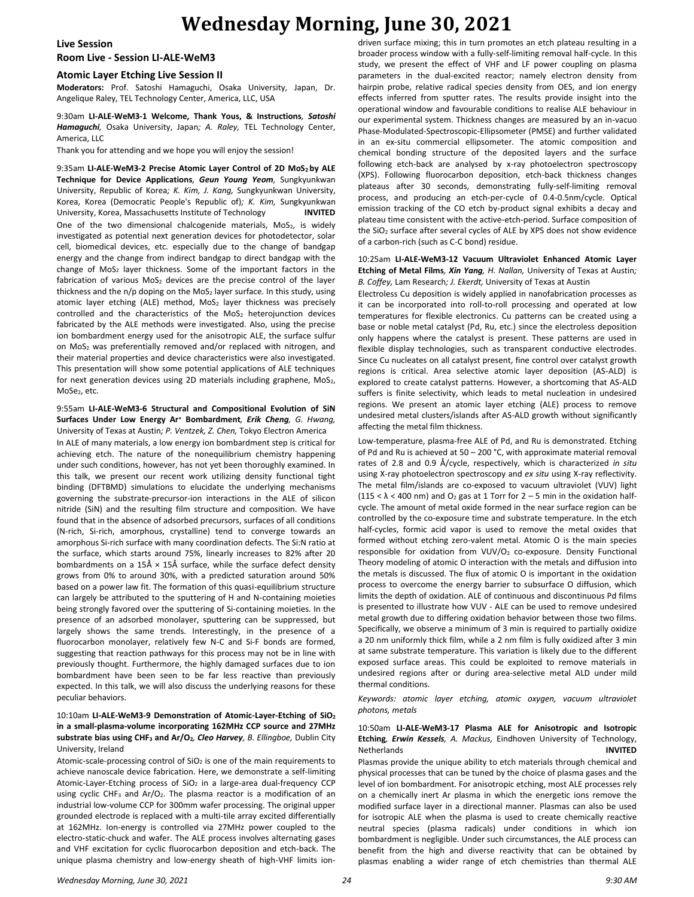# Wednesday Morning, June 30, 2021

## Live Session

## Room Live - Session LI-ALE-WeM3

### Atomic Layer Etching Live Session II

**Moderators:** Prof. Satoshi Hamaguchi, Osaka University, Japan, Dr. Angelique Raley, TEL Technology Center, America, LLC, USA

9:30am **LI-ALE-WeM3-1 Welcome, Thank Yous, & Instructions**, ***Satoshi Hamaguchi***, Osaka University, Japan*;* *A. Raley,* TEL Technology Center, America, LLC

Thank you for attending and we hope you will enjoy the session!

9:35am **LI-ALE-WeM3-2 Precise Atomic Layer Control of 2D $MoS_2$ by ALE Technique for Device Applications**, ***Geun Young Yeom***, Sungkyunkwan University, Republic of Korea*;* *K. Kim, J. Kang,* Sungkyunkwan University, Korea, Korea (Democratic People's Republic of)*;* *K. Kim,* Sungkyunkwan University, Korea, Massachusetts Institute of Technology **INVITED**

One of the two dimensional chalcogenide materials, $MoS_2$, is widely investigated as potential next generation devices for photodetector, solar cell, biomedical devices, etc. especially due to the change of bandgap energy and the change from indirect bandgap to direct bandgap with the change of $MoS_2$ layer thickness. Some of the important factors in the fabrication of various $MoS_2$ devices are the precise control of the layer thickness and the n/p doping on the $MoS_2$ layer surface. In this study, using atomic layer etching (ALE) method, $MoS_2$ layer thickness was precisely controlled and the characteristics of the $MoS_2$ heterojunction devices fabricated by the ALE methods were investigated. Also, using the precise ion bombardment energy used for the anisotropic ALE, the surface sulfur on $MoS_2$ was preferentially removed and/or replaced with nitrogen, and their material properties and device characteristics were also investigated. This presentation will show some potential applications of ALE techniques for next generation devices using 2D materials including graphene, $MoS_2$, $MoSe_2$, etc.

9:55am **LI-ALE-WeM3-6 Structural and Compositional Evolution of SiN Surfaces Under Low Energy $Ar^+$ Bombardment**, ***Erik Cheng***, *G. Hwang,* University of Texas at Austin*;* *P. Ventzek, Z. Chen,* Tokyo Electron America

In ALE of many materials, a low energy ion bombardment step is critical for achieving etch. The nature of the nonequilibrium chemistry happening under such conditions, however, has not yet been thoroughly examined. In this talk, we present our recent work utilizing density functional tight binding (DFTBMD) simulations to elucidate the underlying mechanisms governing the substrate-precursor-ion interactions in the ALE of silicon nitride (SiN) and the resulting film structure and composition. We have found that in the absence of adsorbed precursors, surfaces of all conditions (N-rich, Si-rich, amorphous, crystalline) tend to converge towards an amorphous Si-rich surface with many coordination defects. The Si:N ratio at the surface, which starts around 75%, linearly increases to 82% after 20 bombardments on a 15Å × 15Å surface, while the surface defect density grows from 0% to around 30%, with a predicted saturation around 50% based on a power law fit. The formation of this quasi-equilibrium structure can largely be attributed to the sputtering of H and N-containing moieties being strongly favored over the sputtering of Si-containing moieties. In the presence of an adsorbed monolayer, sputtering can be suppressed, but largely shows the same trends. Interestingly, in the presence of a fluorocarbon monolayer, relatively few N-C and Si-F bonds are formed, suggesting that reaction pathways for this process may not be in line with previously thought. Furthermore, the highly damaged surfaces due to ion bombardment have been seen to be far less reactive than previously expected. In this talk, we will also discuss the underlying reasons for these peculiar behaviors.

10:10am **LI-ALE-WeM3-9 Demonstration of Atomic-Layer-Etching of $SiO_2$ in a small-plasma-volume incorporating 162MHz CCP source and 27MHz substrate bias using $CHF_3$ and $Ar/O_2$**, ***Cleo Harvey***, *B. Ellingboe,* Dublin City University, Ireland

Atomic-scale-processing control of $SiO_2$ is one of the main requirements to achieve nanoscale device fabrication. Here, we demonstrate a self-limiting Atomic-Layer-Etching process of $SiO_2$ in a large-area dual-frequency CCP using cyclic $CHF_3$ and $Ar/O_2$. The plasma reactor is a modification of an industrial low-volume CCP for 300mm wafer processing. The original upper grounded electrode is replaced with a multi-tile array excited differentially at 162MHz. Ion-energy is controlled via 27MHz power coupled to the electro-static-chuck and wafer. The ALE process involves alternating gases and VHF excitation for cyclic fluorocarbon deposition and etch-back. The unique plasma chemistry and low-energy sheath of high-VHF limits ion-driven surface mixing; this in turn promotes an etch plateau resulting in a broader process window with a fully-self-limiting removal half-cycle. In this study, we present the effect of VHF and LF power coupling on plasma parameters in the dual-excited reactor; namely electron density from hairpin probe, relative radical species density from OES, and ion energy effects inferred from sputter rates. The results provide insight into the operational window and favourable conditions to realise ALE behaviour in our experimental system. Thickness changes are measured by an in-vacuo Phase-Modulated-Spectroscopic-Ellipsometer (PMSE) and further validated in an ex-situ commercial ellipsometer. The atomic composition and chemical bonding structure of the deposited layers and the surface following etch-back are analysed by x-ray photoelectron spectroscopy (XPS). Following fluorocarbon deposition, etch-back thickness changes plateaus after 30 seconds, demonstrating fully-self-limiting removal process, and producing an etch-per-cycle of 0.4-0.5nm/cycle. Optical emission tracking of the CO etch by-product signal exhibits a decay and plateau time consistent with the active-etch-period. Surface composition of the $SiO_2$ surface after several cycles of ALE by XPS does not show evidence of a carbon-rich (such as C-C bond) residue.

10:25am **LI-ALE-WeM3-12 Vacuum Ultraviolet Enhanced Atomic Layer Etching of Metal Films**, ***Xin Yang***, *H. Nallan,* University of Texas at Austin*;* *B. Coffey,* Lam Research*;* *J. Ekerdt,* University of Texas at Austin

Electroless Cu deposition is widely applied in nanofabrication processes as it can be incorporated into roll-to-roll processing and operated at low temperatures for flexible electronics. Cu patterns can be created using a base or noble metal catalyst (Pd, Ru, etc.) since the electroless deposition only happens where the catalyst is present. These patterns are used in flexible display technologies, such as transparent conductive electrodes. Since Cu nucleates on all catalyst present, fine control over catalyst growth regions is critical. Area selective atomic layer deposition (AS-ALD) is explored to create catalyst patterns. However, a shortcoming that AS-ALD suffers is finite selectivity, which leads to metal nucleation in undesired regions. We present an atomic layer etching (ALE) process to remove undesired metal clusters/islands after AS-ALD growth without significantly affecting the metal film thickness.

Low-temperature, plasma-free ALE of Pd, and Ru is demonstrated. Etching of Pd and Ru is achieved at 50 – 200 °C, with approximate material removal rates of 2.8 and 0.9 Å/cycle, respectively, which is characterized *in situ* using X-ray photoelectron spectroscopy and *ex situ* using X-ray reflectivity. The metal film/islands are co-exposed to vacuum ultraviolet (VUV) light ($115 < \lambda < 400$ nm) and $O_2$ gas at 1 Torr for 2 – 5 min in the oxidation half-cycle. The amount of metal oxide formed in the near surface region can be controlled by the co-exposure time and substrate temperature. In the etch half-cycles, formic acid vapor is used to remove the metal oxides that formed without etching zero-valent metal. Atomic O is the main species responsible for oxidation from $VUV/O_2$ co-exposure. Density Functional Theory modeling of atomic O interaction with the metals and diffusion into the metals is discussed. The flux of atomic O is important in the oxidation process to overcome the energy barrier to subsurface O diffusion, which limits the depth of oxidation. ALE of continuous and discontinuous Pd films is presented to illustrate how VUV - ALE can be used to remove undesired metal growth due to differing oxidation behavior between those two films. Specifically, we observe a minimum of 3 min is required to partially oxidize a 20 nm uniformly thick film, while a 2 nm film is fully oxidized after 3 min at same substrate temperature. This variation is likely due to the different exposed surface areas. This could be exploited to remove materials in undesired regions after or during area-selective metal ALD under mild thermal conditions.

*Keywords: atomic layer etching, atomic oxygen, vacuum ultraviolet photons, metals*

10:50am **LI-ALE-WeM3-17 Plasma ALE for Anisotropic and Isotropic Etching**, ***Erwin Kessels***, *A. Mackus,* Eindhoven University of Technology, Netherlands **INVITED**

Plasmas provide the unique ability to etch materials through chemical and physical processes that can be tuned by the choice of plasma gases and the level of ion bombardment. For anisotropic etching, most ALE processes rely on a chemically inert Ar plasma in which the energetic ions remove the modified surface layer in a directional manner. Plasmas can also be used for isotropic ALE when the plasma is used to create chemically reactive neutral species (plasma radicals) under conditions in which ion bombardment is negligible. Under such circumstances, the ALE process can benefit from the high and diverse reactivity that can be obtained by plasmas enabling a wider range of etch chemistries than thermal ALE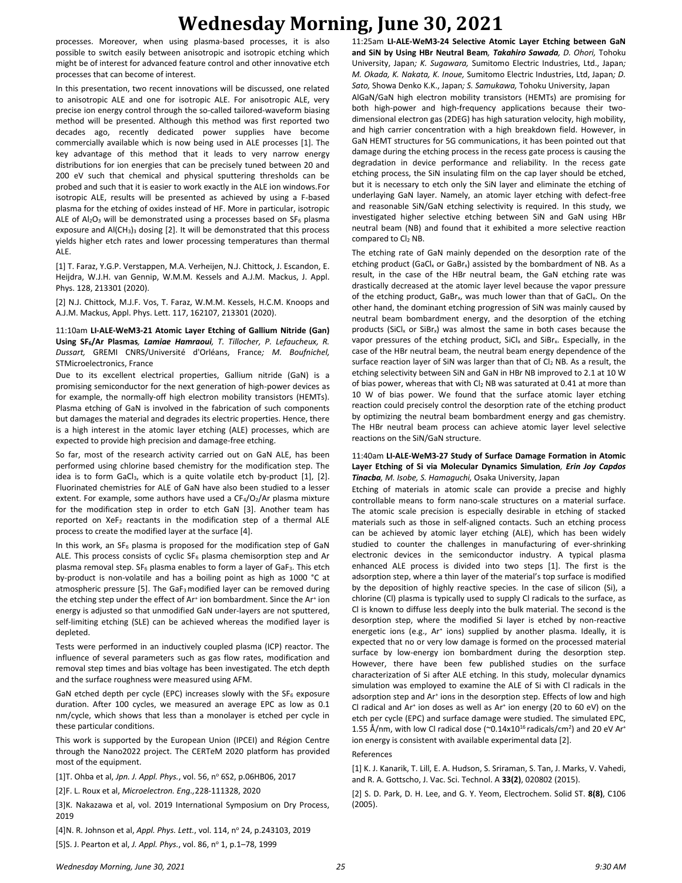processes. Moreover, when using plasma-based processes, it is also possible to switch easily between anisotropic and isotropic etching which might be of interest for advanced feature control and other innovative etch processes that can become of interest.

In this presentation, two recent innovations will be discussed, one related to anisotropic ALE and one for isotropic ALE. For anisotropic ALE, very precise ion energy control through the so-called tailored-waveform biasing method will be presented. Although this method was first reported two decades ago, recently dedicated power supplies have become commercially available which is now being used in ALE processes [1]. The key advantage of this method that it leads to very narrow energy distributions for ion energies that can be precisely tuned between 20 and 200 eV such that chemical and physical sputtering thresholds can be probed and such that it is easier to work exactly in the ALE ion windows.For isotropic ALE, results will be presented as achieved by using a F-based plasma for the etching of oxides instead of HF. More in particular, isotropic ALE of $Al_2O_3$ will be demonstrated using a processes based on $SF_6$ plasma exposure and $Al(CH_3)_3$ dosing [2]. It will be demonstrated that this process yields higher etch rates and lower processing temperatures than thermal ALE.

[1] T. Faraz, Y.G.P. Verstappen, M.A. Verheijen, N.J. Chittock, J. Escandon, E. Heijdra, W.J.H. van Gennip, W.M.M. Kessels and A.J.M. Mackus, J. Appl. Phys. 128, 213301 (2020).

[2] N.J. Chittock, M.J.F. Vos, T. Faraz, W.M.M. Kessels, H.C.M. Knoops and A.J.M. Mackus, Appl. Phys. Lett. 117, 162107, 213301 (2020).

11:10am **LI-ALE-WeM3-21 Atomic Layer Etching of Gallium Nitride (Gan) Using $SF_6$/Ar Plasmas**, ***Lamiae Hamraoui***, *T. Tillocher, P. Lefaucheux, R. Dussart,* GREMI CNRS/Université d'Orléans, France*; M. Boufnichel,* STMicroelectronics, France

Due to its excellent electrical properties, Gallium nitride (GaN) is a promising semiconductor for the next generation of high-power devices as for example, the normally-off high electron mobility transistors (HEMTs). Plasma etching of GaN is involved in the fabrication of such components but damages the material and degrades its electric properties. Hence, there is a high interest in the atomic layer etching (ALE) processes, which are expected to provide high precision and damage-free etching.

So far, most of the research activity carried out on GaN ALE, has been performed using chlorine based chemistry for the modification step. The idea is to form $GaCl_3$, which is a quite volatile etch by-product [1], [2]. Fluorinated chemistries for ALE of GaN have also been studied to a lesser extent. For example, some authors have used a $CF_4/O_2$/Ar plasma mixture for the modification step in order to etch GaN [3]. Another team has reported on $XeF_2$ reactants in the modification step of a thermal ALE process to create the modified layer at the surface [4].

In this work, an $SF_6$ plasma is proposed for the modification step of GaN ALE. This process consists of cyclic $SF_6$ plasma chemisorption step and Ar plasma removal step. $SF_6$ plasma enables to form a layer of $GaF_3$. This etch by-product is non-volatile and has a boiling point as high as 1000 °C at atmospheric pressure [5]. The $GaF_3$ modified layer can be removed during the etching step under the effect of $Ar^+$ ion bombardment. Since the $Ar^+$ ion energy is adjusted so that unmodified GaN under-layers are not sputtered, self-limiting etching (SLE) can be achieved whereas the modified layer is depleted.

Tests were performed in an inductively coupled plasma (ICP) reactor. The influence of several parameters such as gas flow rates, modification and removal step times and bias voltage has been investigated. The etch depth and the surface roughness were measured using AFM.

GaN etched depth per cycle (EPC) increases slowly with the $SF_6$ exposure duration. After 100 cycles, we measured an average EPC as low as 0.1 nm/cycle, which shows that less than a monolayer is etched per cycle in these particular conditions.

This work is supported by the European Union (IPCEI) and Région Centre through the Nano2022 project. The CERTeM 2020 platform has provided most of the equipment.

[1]T. Ohba et al, *Jpn. J. Appl. Phys.*, vol. 56, n° 6S2, p.06HB06, 2017

[2]F. L. Roux et al, *Microelectron. Eng.*,228-111328, 2020

[3]K. Nakazawa et al, vol. 2019 International Symposium on Dry Process, 2019

[4]N. R. Johnson et al, *Appl. Phys. Lett.*, vol. 114, n° 24, p.243103, 2019

[5]S. J. Pearton et al, *J. Appl. Phys.*, vol. 86, n° 1, p.1–78, 1999

11:25am **LI-ALE-WeM3-24 Selective Atomic Layer Etching between GaN and SiN by Using HBr Neutral Beam**, ***Takahiro Sawada****, D. Ohori,* Tohoku University, Japan*; K. Sugawara,* Sumitomo Electric Industries, Ltd., Japan*; M. Okada, K. Nakata, K. Inoue,* Sumitomo Electric Industries, Ltd, Japan*; D. Sato,* Showa Denko K.K., Japan*; S. Samukawa,* Tohoku University, Japan

AlGaN/GaN high electron mobility transistors (HEMTs) are promising for both high-power and high-frequency applications because their two-dimensional electron gas (2DEG) has high saturation velocity, high mobility, and high carrier concentration with a high breakdown field. However, in GaN HEMT structures for 5G communications, it has been pointed out that damage during the etching process in the recess gate process is causing the degradation in device performance and reliability. In the recess gate etching process, the SiN insulating film on the cap layer should be etched, but it is necessary to etch only the SiN layer and eliminate the etching of underlaying GaN layer. Namely, an atomic layer etching with defect-free and reasonable SiN/GaN etching selectivity is required. In this study, we investigated higher selective etching between SiN and GaN using HBr neutral beam (NB) and found that it exhibited a more selective reaction compared to $Cl_2$ NB.

The etching rate of GaN mainly depended on the desorption rate of the etching product ($GaCl_x$ or $GaBr_x$) assisted by the bombardment of NB. As a result, in the case of the HBr neutral beam, the GaN etching rate was drastically decreased at the atomic layer level because the vapor pressure of the etching product, $GaBr_x$, was much lower than that of $GaCl_x$. On the other hand, the dominant etching progression of SiN was mainly caused by neutral beam bombardment energy, and the desorption of the etching products ($SiCl_x$ or $SiBr_x$) was almost the same in both cases because the vapor pressures of the etching product, $SiCl_x$ and $SiBr_x$. Especially, in the case of the HBr neutral beam, the neutral beam energy dependence of the surface reaction layer of SiN was larger than that of $Cl_2$ NB. As a result, the etching selectivity between SiN and GaN in HBr NB improved to 2.1 at 10 W of bias power, whereas that with $Cl_2$ NB was saturated at 0.41 at more than 10 W of bias power. We found that the surface atomic layer etching reaction could precisely control the desorption rate of the etching product by optimizing the neutral beam bombardment energy and gas chemistry. The HBr neutral beam process can achieve atomic layer level selective reactions on the SiN/GaN structure.

11:40am **LI-ALE-WeM3-27 Study of Surface Damage Formation in Atomic Layer Etching of Si via Molecular Dynamics Simulation**, ***Erin Joy Capdos Tinacba****, M. Isobe, S. Hamaguchi,* Osaka University, Japan

Etching of materials in atomic scale can provide a precise and highly controllable means to form nano-scale structures on a material surface. The atomic scale precision is especially desirable in etching of stacked materials such as those in self-aligned contacts. Such an etching process can be achieved by atomic layer etching (ALE), which has been widely studied to counter the challenges in manufacturing of ever-shrinking electronic devices in the semiconductor industry. A typical plasma enhanced ALE process is divided into two steps [1]. The first is the adsorption step, where a thin layer of the material's top surface is modified by the deposition of highly reactive species. In the case of silicon (Si), a chlorine (Cl) plasma is typically used to supply Cl radicals to the surface, as Cl is known to diffuse less deeply into the bulk material. The second is the desorption step, where the modified Si layer is etched by non-reactive energetic ions (e.g., $Ar^+$ ions) supplied by another plasma. Ideally, it is expected that no or very low damage is formed on the processed material surface by low-energy ion bombardment during the desorption step. However, there have been few published studies on the surface characterization of Si after ALE etching. In this study, molecular dynamics simulation was employed to examine the ALE of Si with Cl radicals in the adsorption step and $Ar^+$ ions in the desorption step. Effects of low and high Cl radical and $Ar^+$ ion doses as well as $Ar^+$ ion energy (20 to 60 eV) on the etch per cycle (EPC) and surface damage were studied. The simulated EPC, 1.55 Å/nm, with low Cl radical dose (~$0.14 \times 10^{16}$ radicals/cm$^2$) and 20 eV $Ar^+$ ion energy is consistent with available experimental data [2].

References

[1] K. J. Kanarik, T. Lill, E. A. Hudson, S. Sriraman, S. Tan, J. Marks, V. Vahedi, and R. A. Gottscho, J. Vac. Sci. Technol. A **33(2)**, 020802 (2015).

[2] S. D. Park, D. H. Lee, and G. Y. Yeom, Electrochem. Solid ST. **8(8)**, C106 (2005).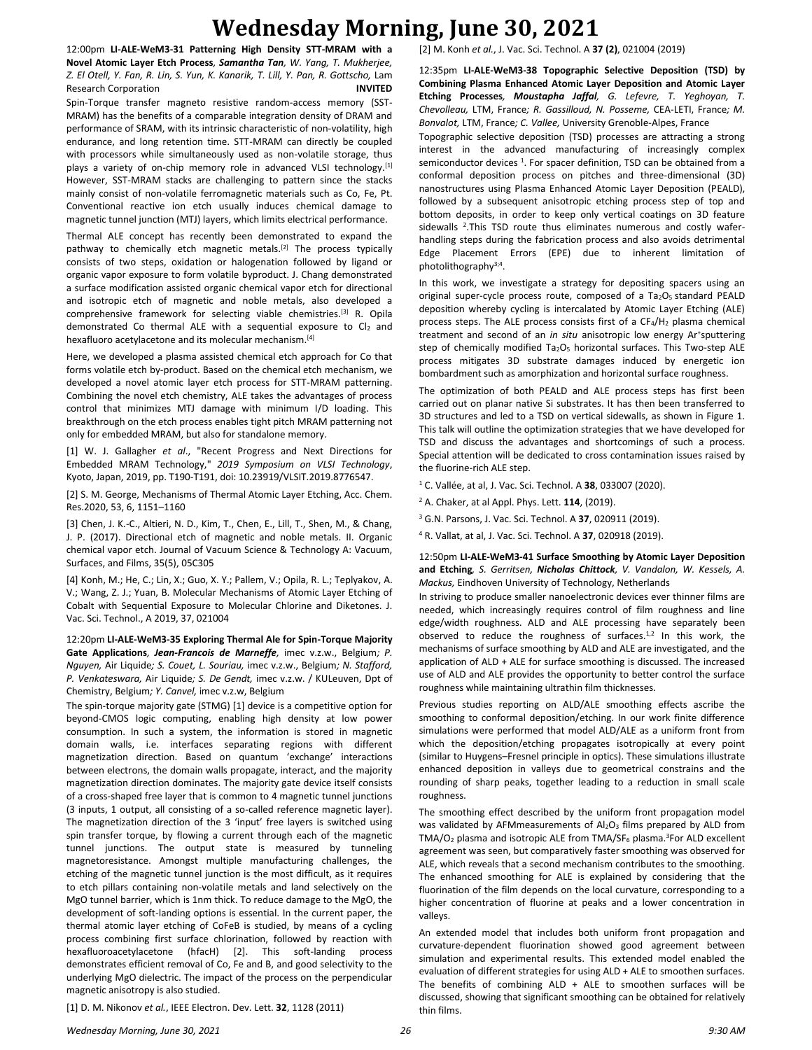12:00pm **LI-ALE-WeM3-31 Patterning High Density STT-MRAM with a Novel Atomic Layer Etch Process**, ***Samantha Tan**, W. Yang, T. Mukherjee, Z. El Otell, Y. Fan, R. Lin, S. Yun, K. Kanarik, T. Lill, Y. Pan, R. Gottscho,* Lam Research Corporation **INVITED**

Spin-Torque transfer magneto resistive random-access memory (SST-MRAM) has the benefits of a comparable integration density of DRAM and performance of SRAM, with its intrinsic characteristic of non-volatility, high endurance, and long retention time. STT-MRAM can directly be coupled with processors while simultaneously used as non-volatile storage, thus plays a variety of on-chip memory role in advanced VLSI technology.[1] However, SST-MRAM stacks are challenging to pattern since the stacks mainly consist of non-volatile ferromagnetic materials such as Co, Fe, Pt. Conventional reactive ion etch usually induces chemical damage to magnetic tunnel junction (MTJ) layers, which limits electrical performance.

Thermal ALE concept has recently been demonstrated to expand the pathway to chemically etch magnetic metals.[2] The process typically consists of two steps, oxidation or halogenation followed by ligand or organic vapor exposure to form volatile byproduct. J. Chang demonstrated a surface modification assisted organic chemical vapor etch for directional and isotropic etch of magnetic and noble metals, also developed a comprehensive framework for selecting viable chemistries.[3] R. Opila demonstrated Co thermal ALE with a sequential exposure to $Cl_2$ and hexafluoro acetylacetone and its molecular mechanism.[4]

Here, we developed a plasma assisted chemical etch approach for Co that forms volatile etch by-product. Based on the chemical etch mechanism, we developed a novel atomic layer etch process for STT-MRAM patterning. Combining the novel etch chemistry, ALE takes the advantages of process control that minimizes MTJ damage with minimum I/D loading. This breakthrough on the etch process enables tight pitch MRAM patterning not only for embedded MRAM, but also for standalone memory.

[1] W. J. Gallagher *et al*., "Recent Progress and Next Directions for Embedded MRAM Technology," *2019 Symposium on VLSI Technology*, Kyoto, Japan, 2019, pp. T190-T191, doi: 10.23919/VLSIT.2019.8776547.

[2] S. M. George, Mechanisms of Thermal Atomic Layer Etching, Acc. Chem. Res.2020, 53, 6, 1151–1160

[3] Chen, J. K.-C., Altieri, N. D., Kim, T., Chen, E., Lill, T., Shen, M., & Chang, J. P. (2017). Directional etch of magnetic and noble metals. II. Organic chemical vapor etch. Journal of Vacuum Science & Technology A: Vacuum, Surfaces, and Films, 35(5), 05C305

[4] Konh, M.; He, C.; Lin, X.; Guo, X. Y.; Pallem, V.; Opila, R. L.; Teplyakov, A. V.; Wang, Z. J.; Yuan, B. Molecular Mechanisms of Atomic Layer Etching of Cobalt with Sequential Exposure to Molecular Chlorine and Diketones. J. Vac. Sci. Technol., A 2019, 37, 021004

12:20pm **LI-ALE-WeM3-35 Exploring Thermal Ale for Spin-Torque Majority Gate Applications**, ***Jean-Francois de Marneffe**, imec v.z.w., Belgium; P. Nguyen,* Air Liquide*; S. Couet, L. Souriau,* imec v.z.w., Belgium*; N. Stafford, P. Venkateswara,* Air Liquide*; S. De Gendt,* imec v.z.w. / KULeuven, Dpt of Chemistry, Belgium*; Y. Canvel,* imec v.z.w, Belgium

The spin-torque majority gate (STMG) [1] device is a competitive option for beyond-CMOS logic computing, enabling high density at low power consumption. In such a system, the information is stored in magnetic domain walls, i.e. interfaces separating regions with different magnetization direction. Based on quantum 'exchange' interactions between electrons, the domain walls propagate, interact, and the majority magnetization direction dominates. The majority gate device itself consists of a cross-shaped free layer that is common to 4 magnetic tunnel junctions (3 inputs, 1 output, all consisting of a so-called reference magnetic layer). The magnetization direction of the 3 'input' free layers is switched using spin transfer torque, by flowing a current through each of the magnetic tunnel junctions. The output state is measured by tunneling magnetoresistance. Amongst multiple manufacturing challenges, the etching of the magnetic tunnel junction is the most difficult, as it requires to etch pillars containing non-volatile metals and land selectively on the MgO tunnel barrier, which is 1nm thick. To reduce damage to the MgO, the development of soft-landing options is essential. In the current paper, the thermal atomic layer etching of CoFeB is studied, by means of a cycling process combining first surface chlorination, followed by reaction with hexafluoroacetylacetone (hfacH) [2]. This soft-landing process demonstrates efficient removal of Co, Fe and B, and good selectivity to the underlying MgO dielectric. The impact of the process on the perpendicular magnetic anisotropy is also studied.

[1] D. M. Nikonov *et al.*, IEEE Electron. Dev. Lett. **32**, 1128 (2011)

[2] M. Konh *et al.*, J. Vac. Sci. Technol. A **37 (2)**, 021004 (2019)

12:35pm **LI-ALE-WeM3-38 Topographic Selective Deposition (TSD) by Combining Plasma Enhanced Atomic Layer Deposition and Atomic Layer Etching Processes**, ***Moustapha Jaffal**, G. Lefevre, T. Yeghoyan, T. Chevolleau,* LTM, France*; R. Gassilloud, N. Posseme,* CEA-LETI, France*; M. Bonvalot,* LTM, France*; C. Vallee,* University Grenoble-Alpes, France

Topographic selective deposition (TSD) processes are attracting a strong interest in the advanced manufacturing of increasingly complex semiconductor devices [1]. For spacer definition, TSD can be obtained from a conformal deposition process on pitches and three-dimensional (3D) nanostructures using Plasma Enhanced Atomic Layer Deposition (PEALD), followed by a subsequent anisotropic etching process step of top and bottom deposits, in order to keep only vertical coatings on 3D feature sidewalls [2].This TSD route thus eliminates numerous and costly wafer-handling steps during the fabrication process and also avoids detrimental Edge Placement Errors (EPE) due to inherent limitation of photolithography[3,4].

In this work, we investigate a strategy for depositing spacers using an original super-cycle process route, composed of a $Ta_2O_5$ standard PEALD deposition whereby cycling is intercalated by Atomic Layer Etching (ALE) process steps. The ALE process consists first of a $CF_4/H_2$ plasma chemical treatment and second of an *in situ* anisotropic low energy $Ar^+$sputtering step of chemically modified $Ta_2O_5$ horizontal surfaces. This Two-step ALE process mitigates 3D substrate damages induced by energetic ion bombardment such as amorphization and horizontal surface roughness.

The optimization of both PEALD and ALE process steps has first been carried out on planar native Si substrates. It has then been transferred to 3D structures and led to a TSD on vertical sidewalls, as shown in Figure 1. This talk will outline the optimization strategies that we have developed for TSD and discuss the advantages and shortcomings of such a process. Special attention will be dedicated to cross contamination issues raised by the fluorine-rich ALE step.

[1] C. Vallée, at al, J. Vac. Sci. Technol. A **38**, 033007 (2020).

[2] A. Chaker, at al Appl. Phys. Lett. **114**, (2019).

[3] G.N. Parsons, J. Vac. Sci. Technol. A **37**, 020911 (2019).

[4] R. Vallat, at al, J. Vac. Sci. Technol. A **37**, 020918 (2019).

12:50pm **LI-ALE-WeM3-41 Surface Smoothing by Atomic Layer Deposition and Etching**, *S. Gerritsen, **Nicholas Chittock**, V. Vandalon, W. Kessels, A. Mackus,* Eindhoven University of Technology, Netherlands

In striving to produce smaller nanoelectronic devices ever thinner films are needed, which increasingly requires control of film roughness and line edge/width roughness. ALD and ALE processing have separately been observed to reduce the roughness of surfaces.[1,2] In this work, the mechanisms of surface smoothing by ALD and ALE are investigated, and the application of ALD + ALE for surface smoothing is discussed. The increased use of ALD and ALE provides the opportunity to better control the surface roughness while maintaining ultrathin film thicknesses.

Previous studies reporting on ALD/ALE smoothing effects ascribe the smoothing to conformal deposition/etching. In our work finite difference simulations were performed that model ALD/ALE as a uniform front from which the deposition/etching propagates isotropically at every point (similar to Huygens–Fresnel principle in optics). These simulations illustrate enhanced deposition in valleys due to geometrical constrains and the rounding of sharp peaks, together leading to a reduction in small scale roughness.

The smoothing effect described by the uniform front propagation model was validated by AFMmeasurements of $Al_2O_3$ films prepared by ALD from TMA/$O_2$ plasma and isotropic ALE from TMA/$SF_6$ plasma.[3]For ALD excellent agreement was seen, but comparatively faster smoothing was observed for ALE, which reveals that a second mechanism contributes to the smoothing. The enhanced smoothing for ALE is explained by considering that the fluorination of the film depends on the local curvature, corresponding to a higher concentration of fluorine at peaks and a lower concentration in valleys.

An extended model that includes both uniform front propagation and curvature-dependent fluorination showed good agreement between simulation and experimental results. This extended model enabled the evaluation of different strategies for using ALD + ALE to smoothen surfaces. The benefits of combining ALD + ALE to smoothen surfaces will be discussed, showing that significant smoothing can be obtained for relatively thin films.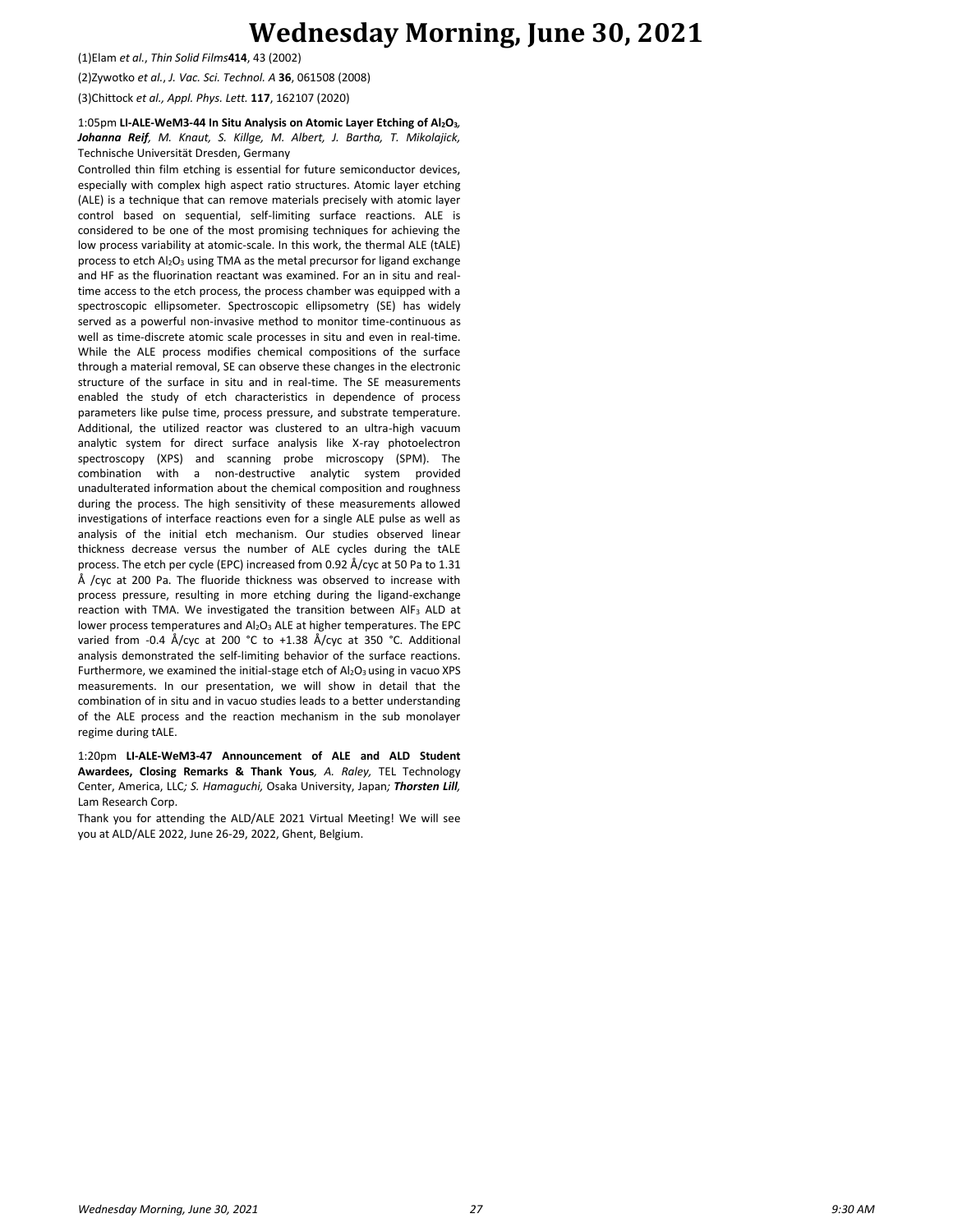(1)Elam *et al.*, *Thin Solid Films* **414**, 43 (2002)

(2)Zywotko *et al.*, *J. Vac. Sci. Technol. A* **36**, 061508 (2008)

(3)Chittock *et al., Appl. Phys. Lett.* **117**, 162107 (2020)

1:05pm **LI-ALE-WeM3-44 In Situ Analysis on Atomic Layer Etching of $Al_2O_3$**, ***Johanna Reif****, M. Knaut, S. Killge, M. Albert, J. Bartha, T. Mikolajick,* Technische Universität Dresden, Germany

Controlled thin film etching is essential for future semiconductor devices, especially with complex high aspect ratio structures. Atomic layer etching (ALE) is a technique that can remove materials precisely with atomic layer control based on sequential, self-limiting surface reactions. ALE is considered to be one of the most promising techniques for achieving the low process variability at atomic-scale. In this work, the thermal ALE (tALE) process to etch $Al_2O_3$ using TMA as the metal precursor for ligand exchange and HF as the fluorination reactant was examined. For an in situ and real-time access to the etch process, the process chamber was equipped with a spectroscopic ellipsometer. Spectroscopic ellipsometry (SE) has widely served as a powerful non-invasive method to monitor time-continuous as well as time-discrete atomic scale processes in situ and even in real-time. While the ALE process modifies chemical compositions of the surface through a material removal, SE can observe these changes in the electronic structure of the surface in situ and in real-time. The SE measurements enabled the study of etch characteristics in dependence of process parameters like pulse time, process pressure, and substrate temperature. Additional, the utilized reactor was clustered to an ultra-high vacuum analytic system for direct surface analysis like X-ray photoelectron spectroscopy (XPS) and scanning probe microscopy (SPM). The combination with a non-destructive analytic system provided unadulterated information about the chemical composition and roughness during the process. The high sensitivity of these measurements allowed investigations of interface reactions even for a single ALE pulse as well as analysis of the initial etch mechanism. Our studies observed linear thickness decrease versus the number of ALE cycles during the tALE process. The etch per cycle (EPC) increased from 0.92 Å/cyc at 50 Pa to 1.31 Å /cyc at 200 Pa. The fluoride thickness was observed to increase with process pressure, resulting in more etching during the ligand-exchange reaction with TMA. We investigated the transition between $AlF_3$ ALD at lower process temperatures and $Al_2O_3$ ALE at higher temperatures. The EPC varied from -0.4 Å/cyc at 200 °C to +1.38 Å/cyc at 350 °C. Additional analysis demonstrated the self-limiting behavior of the surface reactions. Furthermore, we examined the initial-stage etch of $Al_2O_3$ using in vacuo XPS measurements. In our presentation, we will show in detail that the combination of in situ and in vacuo studies leads to a better understanding of the ALE process and the reaction mechanism in the sub monolayer regime during tALE.

1:20pm **LI-ALE-WeM3-47 Announcement of ALE and ALD Student Awardees, Closing Remarks & Thank Yous***, A. Raley,* TEL Technology Center, America, LLC*; S. Hamaguchi,* Osaka University, Japan*;* ***Thorsten Lill****,* Lam Research Corp.

Thank you for attending the ALD/ALE 2021 Virtual Meeting! We will see you at ALD/ALE 2022, June 26-29, 2022, Ghent, Belgium.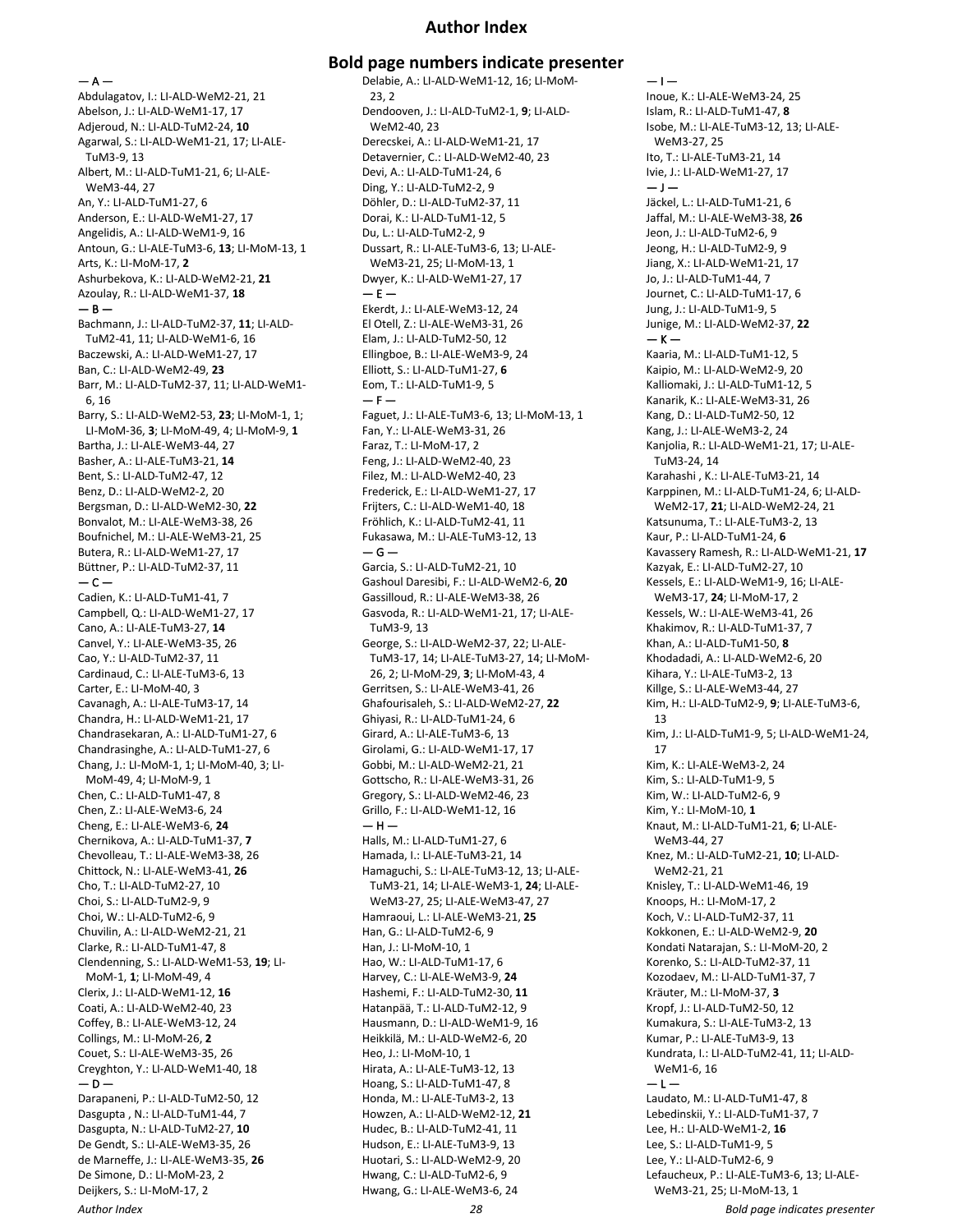# Author Index

## Bold page numbers indicate presenter

— A —
Abdulagatov, I.: LI-ALD-WeM2-21, 21
Abelson, J.: LI-ALD-WeM1-17, 17
Adjeroud, N.: LI-ALD-TuM2-24, **10**
Agarwal, S.: LI-ALD-WeM1-21, 17; LI-ALE-TuM3-9, 13
Albert, M.: LI-ALD-TuM1-21, 6; LI-ALE-WeM3-44, 27
An, Y.: LI-ALD-TuM1-27, 6
Anderson, E.: LI-ALD-WeM1-27, 17
Angelidis, A.: LI-ALD-WeM1-9, 16
Antoun, G.: LI-ALE-TuM3-6, **13**; LI-MoM-13, 1
Arts, K.: LI-MoM-17, **2**
Ashurbekova, K.: LI-ALD-WeM2-21, **21**
Azoulay, R.: LI-ALD-WeM1-37, **18**

— B —
Bachmann, J.: LI-ALD-TuM2-37, **11**; LI-ALD-TuM2-41, 11; LI-ALD-WeM1-6, 16
Baczewski, A.: LI-ALD-WeM1-27, 17
Ban, C.: LI-ALD-WeM2-49, **23**
Barr, M.: LI-ALD-TuM2-37, 11; LI-ALD-WeM1-6, 16
Barry, S.: LI-ALD-WeM2-53, **23**; LI-MoM-1, 1; LI-MoM-36, **3**; LI-MoM-49, 4; LI-MoM-9, **1**
Bartha, J.: LI-ALE-WeM3-44, 27
Basher, A.: LI-ALE-TuM3-21, **14**
Bent, S.: LI-ALD-TuM2-47, 12
Benz, D.: LI-ALD-WeM2-2, 20
Bergsman, D.: LI-ALD-WeM2-30, **22**
Bonvalot, M.: LI-ALE-WeM3-38, 26
Boufnichel, M.: LI-ALE-WeM3-21, 25
Butera, R.: LI-ALD-WeM1-27, 17
Büttner, P.: LI-ALD-TuM2-37, 11

— C —
Cadien, K.: LI-ALD-TuM1-41, 7
Campbell, Q.: LI-ALD-WeM1-27, 17
Cano, A.: LI-ALE-TuM3-27, **14**
Canvel, Y.: LI-ALE-WeM3-35, 26
Cao, Y.: LI-ALD-TuM2-37, 11
Cardinaud, C.: LI-ALE-TuM3-6, 13
Carter, E.: LI-MoM-40, 3
Cavanagh, A.: LI-ALE-TuM3-17, 14
Chandra, H.: LI-ALD-WeM1-21, 17
Chandrasekaran, A.: LI-ALD-TuM1-27, 6
Chandrasinghe, A.: LI-ALD-TuM1-27, 6
Chang, J.: LI-MoM-1, 1; LI-MoM-40, 3; LI-MoM-49, 4; LI-MoM-9, 1
Chen, C.: LI-ALD-TuM1-47, 8
Chen, Z.: LI-ALE-WeM3-6, 24
Cheng, E.: LI-ALE-WeM3-6, **24**
Chernikova, A.: LI-ALD-TuM1-37, **7**
Chevolleau, T.: LI-ALE-WeM3-38, 26
Chittock, N.: LI-ALE-WeM3-41, **26**
Cho, T.: LI-ALD-TuM2-27, 10
Choi, S.: LI-ALD-TuM2-9, 9
Choi, W.: LI-ALD-TuM2-6, 9
Chuvilin, A.: LI-ALD-WeM2-21, 21
Clarke, R.: LI-ALD-TuM1-47, 8
Clendenning, S.: LI-ALD-WeM1-53, **19**; LI-MoM-1, **1**; LI-MoM-49, 4
Clerix, J.: LI-ALD-WeM1-12, **16**
Coati, A.: LI-ALD-WeM2-40, 23
Coffey, B.: LI-ALE-WeM3-12, 24
Collings, M.: LI-MoM-26, **2**
Couet, S.: LI-ALE-WeM3-35, 26
Creyghton, Y.: LI-ALD-WeM1-40, 18

— D —
Darapaneni, P.: LI-ALD-TuM2-50, 12
Dasgupta , N.: LI-ALD-TuM1-44, 7
Dasgupta, N.: LI-ALD-TuM2-27, **10**
De Gendt, S.: LI-ALE-WeM3-35, 26
de Marneffe, J.: LI-ALE-WeM3-35, **26**
De Simone, D.: LI-MoM-23, 2
Deijkers, S.: LI-MoM-17, 2
Delabie, A.: LI-ALD-WeM1-12, 16; LI-MoM-23, 2
Dendooven, J.: LI-ALD-TuM2-1, **9**; LI-ALD-WeM2-40, 23
Derecskei, A.: LI-ALD-WeM1-21, 17
Detavernier, C.: LI-ALD-WeM2-40, 23
Devi, A.: LI-ALD-TuM1-24, 6
Ding, Y.: LI-ALD-TuM2-2, 9
Döhler, D.: LI-ALD-TuM2-37, 11
Dorai, K.: LI-ALD-TuM1-12, 5
Du, L.: LI-ALD-TuM2-2, 9
Dussart, R.: LI-ALE-TuM3-6, 13; LI-ALE-WeM3-21, 25; LI-MoM-13, 1
Dwyer, K.: LI-ALD-WeM1-27, 17

— E —
Ekerdt, J.: LI-ALE-WeM3-12, 24
El Otell, Z.: LI-ALE-WeM3-31, 26
Elam, J.: LI-ALD-TuM2-50, 12
Ellingboe, B.: LI-ALE-WeM3-9, 24
Elliott, S.: LI-ALD-TuM1-27, **6**
Eom, T.: LI-ALD-TuM1-9, 5

— F —
Faguet, J.: LI-ALE-TuM3-6, 13; LI-MoM-13, 1
Fan, Y.: LI-ALE-WeM3-31, 26
Faraz, T.: LI-MoM-17, 2
Feng, J.: LI-ALD-WeM2-40, 23
Filez, M.: LI-ALD-WeM2-40, 23
Frederick, E.: LI-ALD-WeM1-27, 17
Frijters, C.: LI-ALD-WeM1-40, 18
Fröhlich, K.: LI-ALD-TuM2-41, 11
Fukasawa, M.: LI-ALE-TuM3-12, 13

— G —
Garcia, S.: LI-ALD-TuM2-21, 10
Gashoul Daresibi, F.: LI-ALD-WeM2-6, **20**
Gassilloud, R.: LI-ALE-WeM3-38, 26
Gasvoda, R.: LI-ALD-WeM1-21, 17; LI-ALE-TuM3-9, 13
George, S.: LI-ALD-WeM2-37, 22; LI-ALE-TuM3-17, 14; LI-ALE-TuM3-27, 14; LI-MoM-26, 2; LI-MoM-29, **3**; LI-MoM-43, 4
Gerritsen, S.: LI-ALE-WeM3-41, 26
Ghafourisaleh, S.: LI-ALD-WeM2-27, **22**
Ghiyasi, R.: LI-ALD-TuM1-24, 6
Girard, A.: LI-ALE-TuM3-6, 13
Girolami, G.: LI-ALD-WeM1-17, 17
Gobbi, M.: LI-ALD-WeM2-21, 21
Gottscho, R.: LI-ALE-WeM3-31, 26
Gregory, S.: LI-ALD-WeM2-46, 23
Grillo, F.: LI-ALD-WeM1-12, 16

— H —
Halls, M.: LI-ALD-TuM1-27, 6
Hamada, I.: LI-ALE-TuM3-21, 14
Hamaguchi, S.: LI-ALE-TuM3-12, 13; LI-ALE-TuM3-21, 14; LI-ALE-WeM3-1, **24**; LI-ALE-WeM3-27, 25; LI-ALE-WeM3-47, 27
Hamraoui, L.: LI-ALE-WeM3-21, **25**
Han, G.: LI-ALD-TuM2-6, 9
Han, J.: LI-MoM-10, 1
Hao, W.: LI-ALD-TuM1-17, 6
Harvey, C.: LI-ALE-WeM3-9, **24**
Hashemi, F.: LI-ALD-TuM2-30, **11**
Hatanpää, T.: LI-ALD-TuM2-12, 9
Hausmann, D.: LI-ALD-WeM1-9, 16
Heikkilä, M.: LI-ALD-WeM2-6, 20
Heo, J.: LI-MoM-10, 1
Hirata, A.: LI-ALE-TuM3-12, 13
Hoang, S.: LI-ALD-TuM1-47, 8
Honda, M.: LI-ALE-TuM3-2, 13
Howzen, A.: LI-ALD-WeM2-12, **21**
Hudec, B.: LI-ALD-TuM2-41, 11
Hudson, E.: LI-ALE-TuM3-9, 13
Huotari, S.: LI-ALD-WeM2-9, 20
Hwang, C.: LI-ALD-TuM2-6, 9
Hwang, G.: LI-ALE-WeM3-6, 24

— I —
Inoue, K.: LI-ALE-WeM3-24, 25
Islam, R.: LI-ALD-TuM1-47, **8**
Isobe, M.: LI-ALE-TuM3-12, 13; LI-ALE-WeM3-27, 25
Ito, T.: LI-ALE-TuM3-21, 14
Ivie, J.: LI-ALD-WeM1-27, 17

— J —
Jäckel, L.: LI-ALD-TuM1-21, 6
Jaffal, M.: LI-ALE-WeM3-38, **26**
Jeon, J.: LI-ALD-TuM2-6, 9
Jeong, H.: LI-ALD-TuM2-9, 9
Jiang, X.: LI-ALD-WeM1-21, 17
Jo, J.: LI-ALD-TuM1-44, 7
Journet, C.: LI-ALD-TuM1-17, 6
Jung, J.: LI-ALD-TuM1-9, 5
Junige, M.: LI-ALD-WeM2-37, **22**

— K —
Kaaria, M.: LI-ALD-TuM1-12, 5
Kaipio, M.: LI-ALD-WeM2-9, 20
Kalliomaki, J.: LI-ALD-TuM1-12, 5
Kanarik, K.: LI-ALE-WeM3-31, 26
Kang, D.: LI-ALD-TuM2-50, 12
Kang, J.: LI-ALE-WeM3-2, 24
Kanjolia, R.: LI-ALD-WeM1-21, 17; LI-ALE-TuM3-24, 14
Karahashi , K.: LI-ALE-TuM3-21, 14
Karppinen, M.: LI-ALD-TuM1-24, 6; LI-ALD-WeM2-17, **21**; LI-ALD-WeM2-24, 21
Katsunuma, T.: LI-ALE-TuM3-2, 13
Kaur, P.: LI-ALD-TuM1-24, **6**
Kavassery Ramesh, R.: LI-ALD-WeM1-21, **17**
Kazyak, E.: LI-ALD-TuM2-27, 10
Kessels, E.: LI-ALD-WeM1-9, 16; LI-ALE-WeM3-17, **24**; LI-MoM-17, 2
Kessels, W.: LI-ALE-WeM3-41, 26
Khakimov, R.: LI-ALD-TuM1-37, 7
Khan, A.: LI-ALD-TuM1-50, **8**
Khodadadi, A.: LI-ALD-WeM2-6, 20
Kihara, Y.: LI-ALE-TuM3-2, 13
Killge, S.: LI-ALE-WeM3-44, 27
Kim, H.: LI-ALD-TuM2-9, **9**; LI-ALE-TuM3-6, 13
Kim, J.: LI-ALD-TuM1-9, 5; LI-ALD-WeM1-24, 17
Kim, K.: LI-ALE-WeM3-2, 24
Kim, S.: LI-ALD-TuM1-9, 5
Kim, W.: LI-ALD-TuM2-6, 9
Kim, Y.: LI-MoM-10, **1**
Knaut, M.: LI-ALD-TuM1-21, **6**; LI-ALE-WeM3-44, 27
Knez, M.: LI-ALD-TuM2-21, **10**; LI-ALD-WeM2-21, 21
Knisley, T.: LI-ALD-WeM1-46, 19
Knoops, H.: LI-MoM-17, 2
Koch, V.: LI-ALD-TuM2-37, 11
Kokkonen, E.: LI-ALD-WeM2-9, **20**
Kondati Natarajan, S.: LI-MoM-20, 2
Korenko, S.: LI-ALD-TuM2-37, 11
Kozodaev, M.: LI-ALD-TuM1-37, 7
Kräuter, M.: LI-MoM-37, **3**
Kropf, J.: LI-ALD-TuM2-50, 12
Kumakura, S.: LI-ALE-TuM3-2, 13
Kumar, P.: LI-ALE-TuM3-9, 13
Kundrata, I.: LI-ALD-TuM2-41, 11; LI-ALD-WeM1-6, 16

— L —
Laudato, M.: LI-ALD-TuM1-47, 8
Lebedinskii, Y.: LI-ALD-TuM1-37, 7
Lee, H.: LI-ALD-WeM1-2, **16**
Lee, S.: LI-ALD-TuM1-9, 5
Lee, Y.: LI-ALD-TuM2-6, 9
Lefaucheux, P.: LI-ALE-TuM3-6, 13; LI-ALE-WeM3-21, 25; LI-MoM-13, 1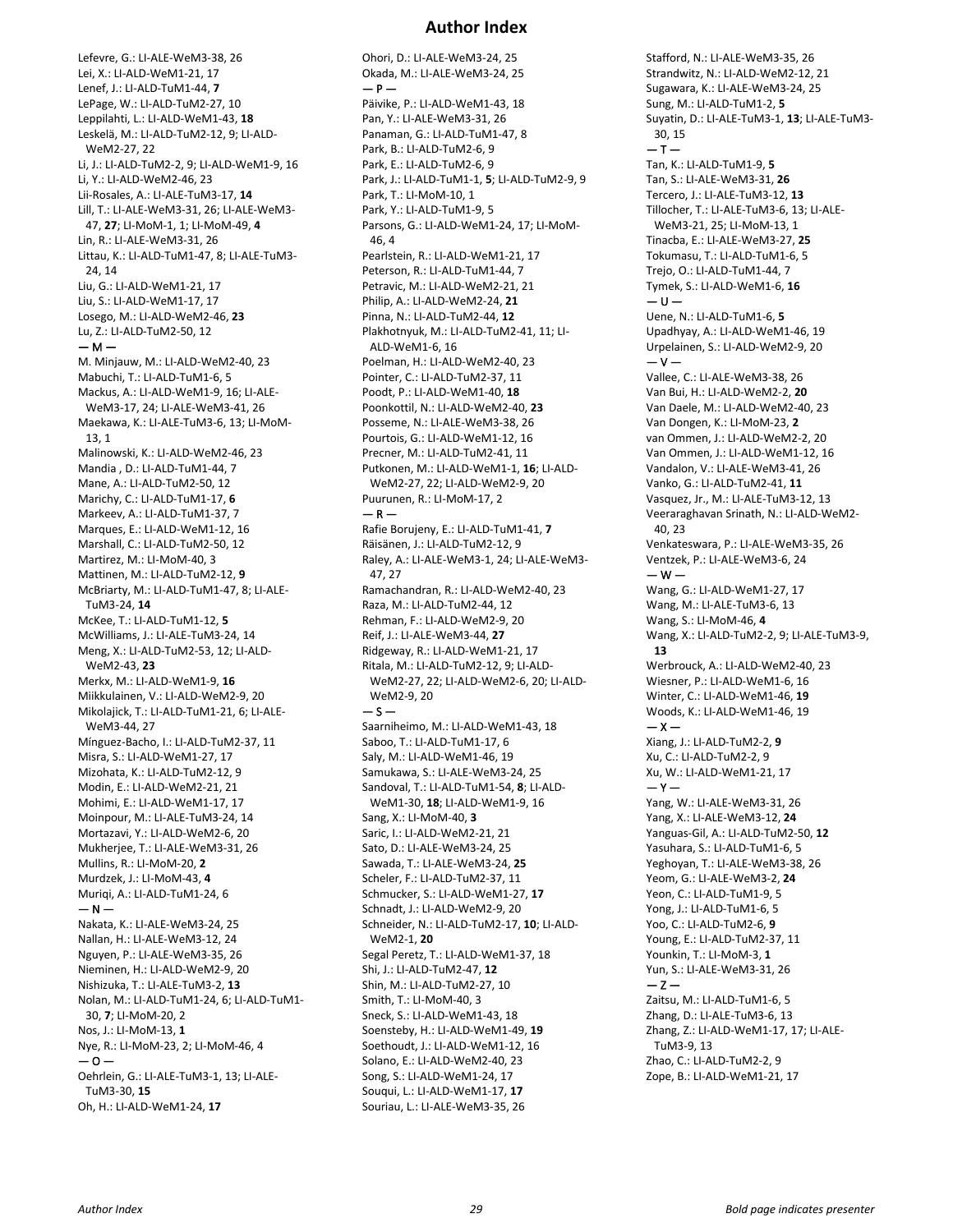# Author Index

Lefevre, G.: LI-ALE-WeM3-38, 26
Lei, X.: LI-ALD-WeM1-21, 17
Lenef, J.: LI-ALD-TuM1-44, **7**
LePage, W.: LI-ALD-TuM2-27, 10
Leppilahti, L.: LI-ALD-WeM1-43, **18**
Leskelä, M.: LI-ALD-TuM2-12, 9; LI-ALD-WeM2-27, 22
Li, J.: LI-ALD-TuM2-2, 9; LI-ALD-WeM1-9, 16
Li, Y.: LI-ALD-WeM2-46, 23
Lii-Rosales, A.: LI-ALE-TuM3-17, **14**
Lill, T.: LI-ALE-WeM3-31, 26; LI-ALE-WeM3-47, **27**; LI-MoM-1, 1; LI-MoM-49, **4**
Lin, R.: LI-ALE-WeM3-31, 26
Littau, K.: LI-ALD-TuM1-47, 8; LI-ALE-TuM3-24, 14
Liu, G.: LI-ALD-WeM1-21, 17
Liu, S.: LI-ALD-WeM1-17, 17
Losego, M.: LI-ALD-WeM2-46, **23**
Lu, Z.: LI-ALD-TuM2-50, 12

— M —

M. Minjauw, M.: LI-ALD-WeM2-40, 23
Mabuchi, T.: LI-ALD-TuM1-6, 5
Mackus, A.: LI-ALD-WeM1-9, 16; LI-ALE-WeM3-17, 24; LI-ALE-WeM3-41, 26
Maekawa, K.: LI-ALE-TuM3-6, 13; LI-MoM-13, 1
Malinowski, K.: LI-ALD-WeM2-46, 23
Mandia , D.: LI-ALD-TuM1-44, 7
Mane, A.: LI-ALD-TuM2-50, 12
Marichy, C.: LI-ALD-TuM1-17, **6**
Markeev, A.: LI-ALD-TuM1-37, 7
Marques, E.: LI-ALD-WeM1-12, 16
Marshall, C.: LI-ALD-TuM2-50, 12
Martirez, M.: LI-MoM-40, 3
Mattinen, M.: LI-ALD-TuM2-12, **9**
McBriarty, M.: LI-ALD-TuM1-47, 8; LI-ALE-TuM3-24, **14**
McKee, T.: LI-ALD-TuM1-12, **5**
McWilliams, J.: LI-ALE-TuM3-24, 14
Meng, X.: LI-ALD-TuM2-53, 12; LI-ALD-WeM2-43, **23**
Merkx, M.: LI-ALD-WeM1-9, **16**
Miikkulainen, V.: LI-ALD-WeM2-9, 20
Mikolajick, T.: LI-ALD-TuM1-21, 6; LI-ALE-WeM3-44, 27
Mínguez-Bacho, I.: LI-ALD-TuM2-37, 11
Misra, S.: LI-ALD-WeM1-27, 17
Mizohata, K.: LI-ALD-TuM2-12, 9
Modin, E.: LI-ALD-WeM2-21, 21
Mohimi, E.: LI-ALD-WeM1-17, 17
Moinpour, M.: LI-ALE-TuM3-24, 14
Mortazavi, Y.: LI-ALD-WeM2-6, 20
Mukherjee, T.: LI-ALE-WeM3-31, 26
Mullins, R.: LI-MoM-20, **2**
Murdzek, J.: LI-MoM-43, **4**
Muriqi, A.: LI-ALD-TuM1-24, 6

— N —

Nakata, K.: LI-ALE-WeM3-24, 25
Nallan, H.: LI-ALE-WeM3-12, 24
Nguyen, P.: LI-ALE-WeM3-35, 26
Nieminen, H.: LI-ALD-WeM2-9, 20
Nishizuka, T.: LI-ALE-TuM3-2, **13**
Nolan, M.: LI-ALD-TuM1-24, 6; LI-ALD-TuM1-30, **7**; LI-MoM-20, 2
Nos, J.: LI-MoM-13, **1**
Nye, R.: LI-MoM-23, 2; LI-MoM-46, 4

— O —

Oehrlein, G.: LI-ALE-TuM3-1, 13; LI-ALE-TuM3-30, **15**
Oh, H.: LI-ALD-WeM1-24, **17**
Ohori, D.: LI-ALE-WeM3-24, 25
Okada, M.: LI-ALE-WeM3-24, 25

— P —

Päivike, P.: LI-ALD-WeM1-43, 18
Pan, Y.: LI-ALE-WeM3-31, 26
Panaman, G.: LI-ALD-TuM1-47, 8
Park, B.: LI-ALD-TuM2-6, 9
Park, E.: LI-ALD-TuM2-6, 9
Park, J.: LI-ALD-TuM1-1, **5**; LI-ALD-TuM2-9, 9
Park, T.: LI-MoM-10, 1
Park, Y.: LI-ALD-TuM1-9, 5
Parsons, G.: LI-ALD-WeM1-24, 17; LI-MoM-46, 4
Pearlstein, R.: LI-ALD-WeM1-21, 17
Peterson, R.: LI-ALD-TuM1-44, 7
Petravic, M.: LI-ALD-WeM2-21, 21
Philip, A.: LI-ALD-WeM2-24, **21**
Pinna, N.: LI-ALD-TuM2-44, **12**
Plakhotnyuk, M.: LI-ALD-TuM2-41, 11; LI-ALD-WeM1-6, 16
Poelman, H.: LI-ALD-WeM2-40, 23
Pointer, C.: LI-ALD-TuM2-37, 11
Poodt, P.: LI-ALD-WeM1-40, **18**
Poonkottil, N.: LI-ALD-WeM2-40, **23**
Posseme, N.: LI-ALE-WeM3-38, 26
Pourtois, G.: LI-ALD-WeM1-12, 16
Precner, M.: LI-ALD-TuM2-41, 11
Putkonen, M.: LI-ALD-WeM1-1, **16**; LI-ALD-WeM2-27, 22; LI-ALD-WeM2-9, 20
Puurunen, R.: LI-MoM-17, 2

— R —

Rafie Borujeny, E.: LI-ALD-TuM1-41, **7**
Räisänen, J.: LI-ALD-TuM2-12, 9
Raley, A.: LI-ALE-WeM3-1, 24; LI-ALE-WeM3-47, 27
Ramachandran, R.: LI-ALD-WeM2-40, 23
Raza, M.: LI-ALD-TuM2-44, 12
Rehman, F.: LI-ALD-WeM2-9, 20
Reif, J.: LI-ALE-WeM3-44, **27**
Ridgeway, R.: LI-ALD-WeM1-21, 17
Ritala, M.: LI-ALD-TuM2-12, 9; LI-ALD-WeM2-27, 22; LI-ALD-WeM2-6, 20; LI-ALD-WeM2-9, 20

— S —

Saarniheimo, M.: LI-ALD-WeM1-43, 18
Saboo, T.: LI-ALD-TuM1-17, 6
Saly, M.: LI-ALD-WeM1-46, 19
Samukawa, S.: LI-ALE-WeM3-24, 25
Sandoval, T.: LI-ALD-TuM1-54, **8**; LI-ALD-WeM1-30, **18**; LI-ALD-WeM1-9, 16
Sang, X.: LI-MoM-40, **3**
Saric, I.: LI-ALD-WeM2-21, 21
Sato, D.: LI-ALE-WeM3-24, 25
Sawada, T.: LI-ALE-WeM3-24, **25**
Scheler, F.: LI-ALD-TuM2-37, 11
Schmucker, S.: LI-ALD-WeM1-27, **17**
Schnadt, J.: LI-ALD-WeM2-9, 20
Schneider, N.: LI-ALD-TuM2-17, **10**; LI-ALD-WeM2-1, **20**
Segal Peretz, T.: LI-ALD-WeM1-37, 18
Shi, J.: LI-ALD-TuM2-47, **12**
Shin, M.: LI-ALD-TuM2-27, 10
Smith, T.: LI-MoM-40, 3
Sneck, S.: LI-ALD-WeM1-43, 18
Soensteby, H.: LI-ALD-WeM1-49, **19**
Soethoudt, J.: LI-ALD-WeM1-12, 16
Solano, E.: LI-ALD-WeM2-40, 23
Song, S.: LI-ALD-WeM1-24, 17
Souqui, L.: LI-ALD-WeM1-17, **17**
Souriau, L.: LI-ALE-WeM3-35, 26
Stafford, N.: LI-ALE-WeM3-35, 26
Strandwitz, N.: LI-ALD-WeM2-12, 21
Sugawara, K.: LI-ALE-WeM3-24, 25
Sung, M.: LI-ALD-TuM1-2, **5**
Suyatin, D.: LI-ALE-TuM3-1, **13**; LI-ALE-TuM3-30, 15

— T —

Tan, K.: LI-ALD-TuM1-9, **5**
Tan, S.: LI-ALE-WeM3-31, **26**
Tercero, J.: LI-ALE-TuM3-12, **13**
Tillocher, T.: LI-ALE-TuM3-6, 13; LI-ALE-WeM3-21, 25; LI-MoM-13, 1
Tinacba, E.: LI-ALE-WeM3-27, **25**
Tokumasu, T.: LI-ALD-TuM1-6, 5
Trejo, O.: LI-ALD-TuM1-44, 7
Tymek, S.: LI-ALD-WeM1-6, **16**

— U —

Uene, N.: LI-ALD-TuM1-6, **5**
Upadhyay, A.: LI-ALD-WeM1-46, 19
Urpelainen, S.: LI-ALD-WeM2-9, 20

— V —

Vallee, C.: LI-ALE-WeM3-38, 26
Van Bui, H.: LI-ALD-WeM2-2, **20**
Van Daele, M.: LI-ALD-WeM2-40, 23
Van Dongen, K.: LI-MoM-23, **2**
van Ommen, J.: LI-ALD-WeM2-2, 20
Van Ommen, J.: LI-ALD-WeM1-12, 16
Vandalon, V.: LI-ALE-WeM3-41, 26
Vanko, G.: LI-ALD-TuM2-41, **11**
Vasquez, Jr., M.: LI-ALE-TuM3-12, 13
Veeraraghavan Srinath, N.: LI-ALD-WeM2-40, 23
Venkateswara, P.: LI-ALE-WeM3-35, 26
Ventzek, P.: LI-ALE-WeM3-6, 24

— W —

Wang, G.: LI-ALD-WeM1-27, 17
Wang, M.: LI-ALE-TuM3-6, 13
Wang, S.: LI-MoM-46, **4**
Wang, X.: LI-ALD-TuM2-2, 9; LI-ALE-TuM3-9, **13**
Werbrouck, A.: LI-ALD-WeM2-40, 23
Wiesner, P.: LI-ALD-WeM1-6, 16
Winter, C.: LI-ALD-WeM1-46, **19**
Woods, K.: LI-ALD-WeM1-46, 19

— X —

Xiang, J.: LI-ALD-TuM2-2, **9**
Xu, C.: LI-ALD-TuM2-2, 9
Xu, W.: LI-ALD-WeM1-21, 17

— Y —

Yang, W.: LI-ALE-WeM3-31, 26
Yang, X.: LI-ALE-WeM3-12, **24**
Yanguas-Gil, A.: LI-ALD-TuM2-50, **12**
Yasuhara, S.: LI-ALD-TuM1-6, 5
Yeghoyan, T.: LI-ALE-WeM3-38, 26
Yeom, G.: LI-ALE-WeM3-2, **24**
Yeon, C.: LI-ALD-TuM1-9, 5
Yong, J.: LI-ALD-TuM1-6, 5
Yoo, C.: LI-ALD-TuM2-6, **9**
Young, E.: LI-ALD-TuM2-37, 11
Younkin, T.: LI-MoM-3, **1**
Yun, S.: LI-ALE-WeM3-31, 26

— Z —

Zaitsu, M.: LI-ALD-TuM1-6, 5
Zhang, D.: LI-ALE-TuM3-6, 13
Zhang, Z.: LI-ALD-WeM1-17, 17; LI-ALE-TuM3-9, 13
Zhao, C.: LI-ALD-TuM2-2, 9
Zope, B.: LI-ALD-WeM1-21, 17